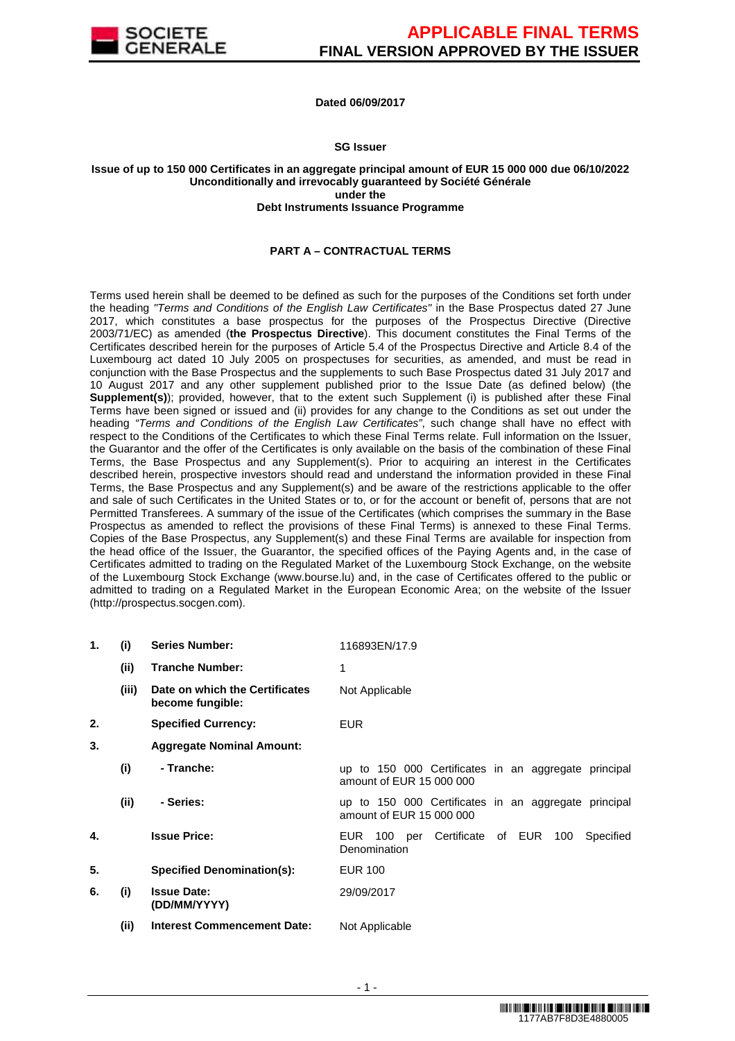**Dated 06/09/2017**

**SG Issuer**

**Issue of up to 150 000 Certificates in an aggregate principal amount of EUR 15 000 000 due 06/10/2022**
**Unconditionally and irrevocably guaranteed by Société Générale**
**under the**
**Debt Instruments Issuance Programme**

## PART A – CONTRACTUAL TERMS

Terms used herein shall be deemed to be defined as such for the purposes of the Conditions set forth under the heading *"Terms and Conditions of the English Law Certificates"* in the Base Prospectus dated 27 June 2017, which constitutes a base prospectus for the purposes of the Prospectus Directive (Directive 2003/71/EC) as amended (**the Prospectus Directive**). This document constitutes the Final Terms of the Certificates described herein for the purposes of Article 5.4 of the Prospectus Directive and Article 8.4 of the Luxembourg act dated 10 July 2005 on prospectuses for securities, as amended, and must be read in conjunction with the Base Prospectus and the supplements to such Base Prospectus dated 31 July 2017 and 10 August 2017 and any other supplement published prior to the Issue Date (as defined below) (the **Supplement(s)**); provided, however, that to the extent such Supplement (i) is published after these Final Terms have been signed or issued and (ii) provides for any change to the Conditions as set out under the heading *"Terms and Conditions of the English Law Certificates"*, such change shall have no effect with respect to the Conditions of the Certificates to which these Final Terms relate. Full information on the Issuer, the Guarantor and the offer of the Certificates is only available on the basis of the combination of these Final Terms, the Base Prospectus and any Supplement(s). Prior to acquiring an interest in the Certificates described herein, prospective investors should read and understand the information provided in these Final Terms, the Base Prospectus and any Supplement(s) and be aware of the restrictions applicable to the offer and sale of such Certificates in the United States or to, or for the account or benefit of, persons that are not Permitted Transferees. A summary of the issue of the Certificates (which comprises the summary in the Base Prospectus as amended to reflect the provisions of these Final Terms) is annexed to these Final Terms. Copies of the Base Prospectus, any Supplement(s) and these Final Terms are available for inspection from the head office of the Issuer, the Guarantor, the specified offices of the Paying Agents and, in the case of Certificates admitted to trading on the Regulated Market of the Luxembourg Stock Exchange, on the website of the Luxembourg Stock Exchange (www.bourse.lu) and, in the case of Certificates offered to the public or admitted to trading on a Regulated Market in the European Economic Area; on the website of the Issuer (http://prospectus.socgen.com).

| | | | |
|---|---|---|---|
| **1.** | **(i)** | **Series Number:** | 116893EN/17.9 |
| | **(ii)** | **Tranche Number:** | 1 |
| | **(iii)** | **Date on which the Certificates become fungible:** | Not Applicable |
| **2.** | | **Specified Currency:** | EUR |
| **3.** | | **Aggregate Nominal Amount:** | |
| | **(i)** | **- Tranche:** | up to 150 000 Certificates in an aggregate principal amount of EUR 15 000 000 |
| | **(ii)** | **- Series:** | up to 150 000 Certificates in an aggregate principal amount of EUR 15 000 000 |
| **4.** | | **Issue Price:** | EUR 100 per Certificate of EUR 100 Specified Denomination |
| **5.** | | **Specified Denomination(s):** | EUR 100 |
| **6.** | **(i)** | **Issue Date: (DD/MM/YYYY)** | 29/09/2017 |
| | **(ii)** | **Interest Commencement Date:** | Not Applicable |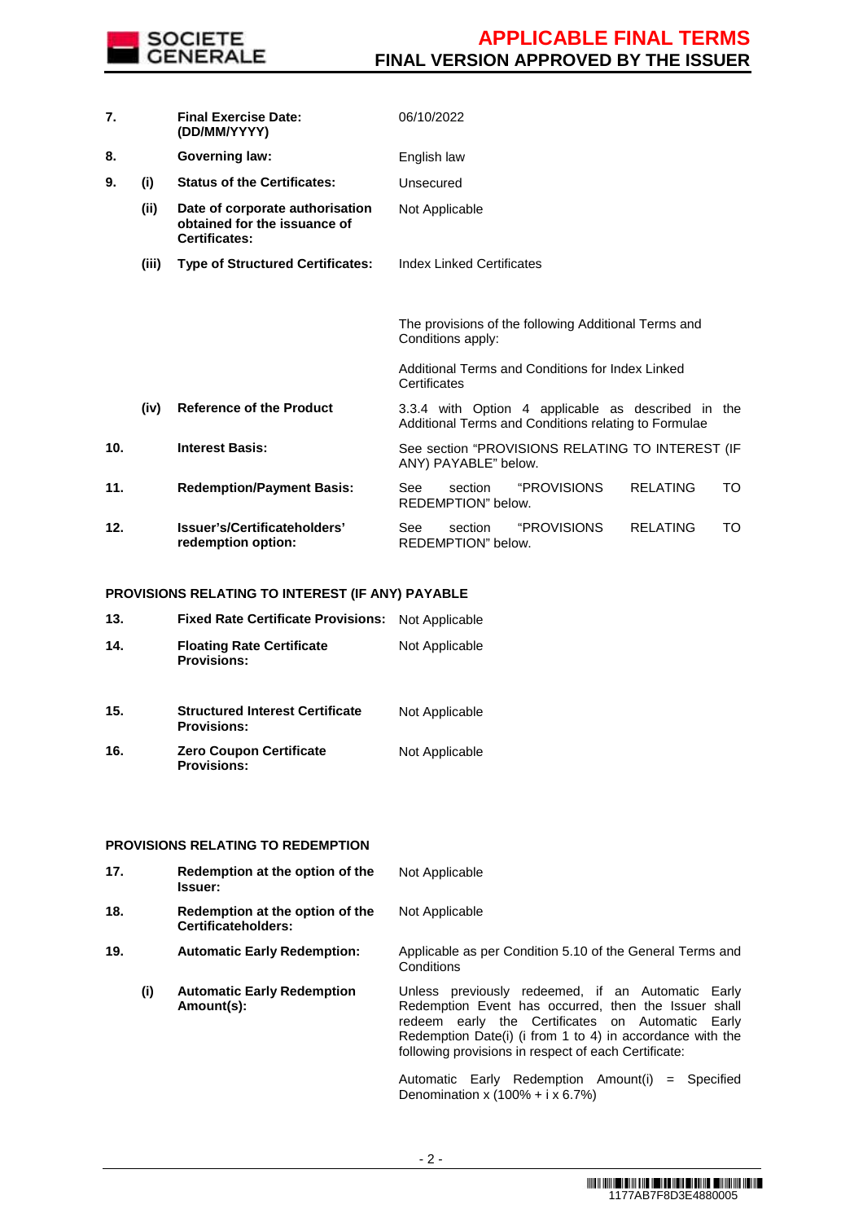| | | | |
|---|---|---|---|
| **7.** | | **Final Exercise Date: (DD/MM/YYYY)** | 06/10/2022 |
| **8.** | | **Governing law:** | English law |
| **9.** | **(i)** | **Status of the Certificates:** | Unsecured |
| | **(ii)** | **Date of corporate authorisation obtained for the issuance of Certificates:** | Not Applicable |
| | **(iii)** | **Type of Structured Certificates:** | Index Linked Certificates<br><br>The provisions of the following Additional Terms and Conditions apply:<br><br>Additional Terms and Conditions for Index Linked Certificates |
| | **(iv)** | **Reference of the Product** | 3.3.4 with Option 4 applicable as described in the Additional Terms and Conditions relating to Formulae |
| **10.** | | **Interest Basis:** | See section "PROVISIONS RELATING TO INTEREST (IF ANY) PAYABLE" below. |
| **11.** | | **Redemption/Payment Basis:** | See section "PROVISIONS RELATING TO REDEMPTION" below. |
| **12.** | | **Issuer's/Certificateholders' redemption option:** | See section "PROVISIONS RELATING TO REDEMPTION" below. |

**PROVISIONS RELATING TO INTEREST (IF ANY) PAYABLE**

| | | | |
|---|---|---|---|
| **13.** | | **Fixed Rate Certificate Provisions:** | Not Applicable |
| **14.** | | **Floating Rate Certificate Provisions:** | Not Applicable |
| **15.** | | **Structured Interest Certificate Provisions:** | Not Applicable |
| **16.** | | **Zero Coupon Certificate Provisions:** | Not Applicable |

**PROVISIONS RELATING TO REDEMPTION**

| | | | |
|---|---|---|---|
| **17.** | | **Redemption at the option of the Issuer:** | Not Applicable |
| **18.** | | **Redemption at the option of the Certificateholders:** | Not Applicable |
| **19.** | | **Automatic Early Redemption:** | Applicable as per Condition 5.10 of the General Terms and Conditions |
| | **(i)** | **Automatic Early Redemption Amount(s):** | Unless previously redeemed, if an Automatic Early Redemption Event has occurred, then the Issuer shall redeem early the Certificates on Automatic Early Redemption Date(i) (i from 1 to 4) in accordance with the following provisions in respect of each Certificate:<br><br>Automatic Early Redemption Amount(i) = Specified Denomination x (100% + i x 6.7%) |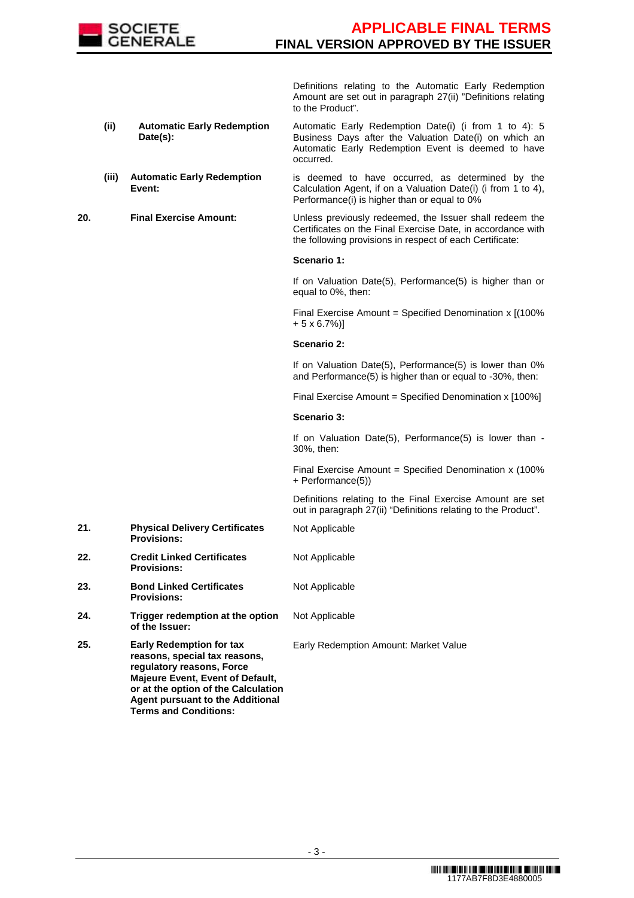| | | |
|---|---|---|
| | | Definitions relating to the Automatic Early Redemption Amount are set out in paragraph 27(ii) "Definitions relating to the Product". |
| | **(ii) Automatic Early Redemption Date(s):** | Automatic Early Redemption Date(i) (i from 1 to 4): 5 Business Days after the Valuation Date(i) on which an Automatic Early Redemption Event is deemed to have occurred. |
| | **(iii) Automatic Early Redemption Event:** | is deemed to have occurred, as determined by the Calculation Agent, if on a Valuation Date(i) (i from 1 to 4), Performance(i) is higher than or equal to 0% |
| **20.** | **Final Exercise Amount:** | Unless previously redeemed, the Issuer shall redeem the Certificates on the Final Exercise Date, in accordance with the following provisions in respect of each Certificate:<br><br>**Scenario 1:**<br><br>If on Valuation Date(5), Performance(5) is higher than or equal to 0%, then:<br><br>Final Exercise Amount = Specified Denomination x [(100% + 5 x 6.7%)]<br><br>**Scenario 2:**<br><br>If on Valuation Date(5), Performance(5) is lower than 0% and Performance(5) is higher than or equal to -30%, then:<br><br>Final Exercise Amount = Specified Denomination x [100%]<br><br>**Scenario 3:**<br><br>If on Valuation Date(5), Performance(5) is lower than -30%, then:<br><br>Final Exercise Amount = Specified Denomination x (100% + Performance(5))<br><br>Definitions relating to the Final Exercise Amount are set out in paragraph 27(ii) "Definitions relating to the Product". |
| **21.** | **Physical Delivery Certificates Provisions:** | Not Applicable |
| **22.** | **Credit Linked Certificates Provisions:** | Not Applicable |
| **23.** | **Bond Linked Certificates Provisions:** | Not Applicable |
| **24.** | **Trigger redemption at the option of the Issuer:** | Not Applicable |
| **25.** | **Early Redemption for tax reasons, special tax reasons, regulatory reasons, Force Majeure Event, Event of Default, or at the option of the Calculation Agent pursuant to the Additional Terms and Conditions:** | Early Redemption Amount: Market Value |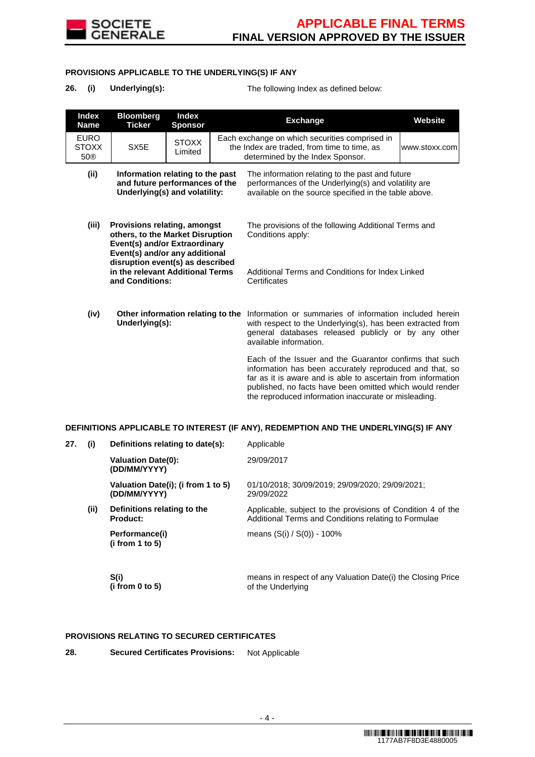## PROVISIONS APPLICABLE TO THE UNDERLYING(S) IF ANY

**26. (i) Underlying(s):** The following Index as defined below:

| Index Name | Bloomberg Ticker | Index Sponsor | Exchange | Website |
|---|---|---|---|---|
| EURO STOXX 50® | SX5E | STOXX Limited | Each exchange on which securities comprised in the Index are traded, from time to time, as determined by the Index Sponsor. | www.stoxx.com |

**(ii) Information relating to the past and future performances of the Underlying(s) and volatility:** The information relating to the past and future performances of the Underlying(s) and volatility are available on the source specified in the table above.

**(iii) Provisions relating, amongst others, to the Market Disruption Event(s) and/or Extraordinary Event(s) and/or any additional disruption event(s) as described in the relevant Additional Terms and Conditions:** The provisions of the following Additional Terms and Conditions apply:

Additional Terms and Conditions for Index Linked Certificates

**(iv) Other information relating to the Underlying(s):** Information or summaries of information included herein with respect to the Underlying(s), has been extracted from general databases released publicly or by any other available information.

Each of the Issuer and the Guarantor confirms that such information has been accurately reproduced and that, so far as it is aware and is able to ascertain from information published, no facts have been omitted which would render the reproduced information inaccurate or misleading.

## DEFINITIONS APPLICABLE TO INTEREST (IF ANY), REDEMPTION AND THE UNDERLYING(S) IF ANY

**27. (i) Definitions relating to date(s):** Applicable

**Valuation Date(0): (DD/MM/YYYY)** 29/09/2017

**Valuation Date(i); (i from 1 to 5) (DD/MM/YYYY)** 01/10/2018; 30/09/2019; 29/09/2020; 29/09/2021; 29/09/2022

**(ii) Definitions relating to the Product:** Applicable, subject to the provisions of Condition 4 of the Additional Terms and Conditions relating to Formulae

**Performance(i) (i from 1 to 5)** means (S(i) / S(0)) - 100%

**S(i) (i from 0 to 5)** means in respect of any Valuation Date(i) the Closing Price of the Underlying

## PROVISIONS RELATING TO SECURED CERTIFICATES

**28. Secured Certificates Provisions:** Not Applicable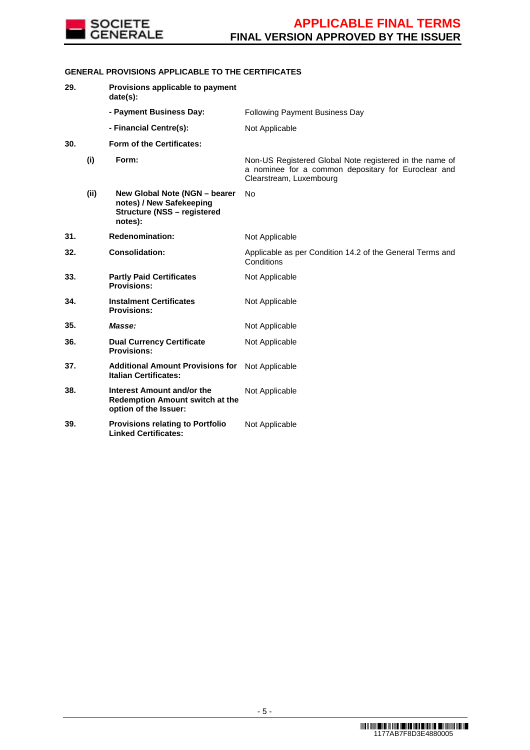**GENERAL PROVISIONS APPLICABLE TO THE CERTIFICATES**

| | | | |
|---|---|---|---|
| **29.** | | **Provisions applicable to payment date(s):** | |
| | | **- Payment Business Day:** | Following Payment Business Day |
| | | **- Financial Centre(s):** | Not Applicable |
| **30.** | | **Form of the Certificates:** | |
| | **(i)** | **Form:** | Non-US Registered Global Note registered in the name of a nominee for a common depositary for Euroclear and Clearstream, Luxembourg |
| | **(ii)** | **New Global Note (NGN – bearer notes) / New Safekeeping Structure (NSS – registered notes):** | No |
| **31.** | | **Redenomination:** | Not Applicable |
| **32.** | | **Consolidation:** | Applicable as per Condition 14.2 of the General Terms and Conditions |
| **33.** | | **Partly Paid Certificates Provisions:** | Not Applicable |
| **34.** | | **Instalment Certificates Provisions:** | Not Applicable |
| **35.** | | ***Masse:*** | Not Applicable |
| **36.** | | **Dual Currency Certificate Provisions:** | Not Applicable |
| **37.** | | **Additional Amount Provisions for Italian Certificates:** | Not Applicable |
| **38.** | | **Interest Amount and/or the Redemption Amount switch at the option of the Issuer:** | Not Applicable |
| **39.** | | **Provisions relating to Portfolio Linked Certificates:** | Not Applicable |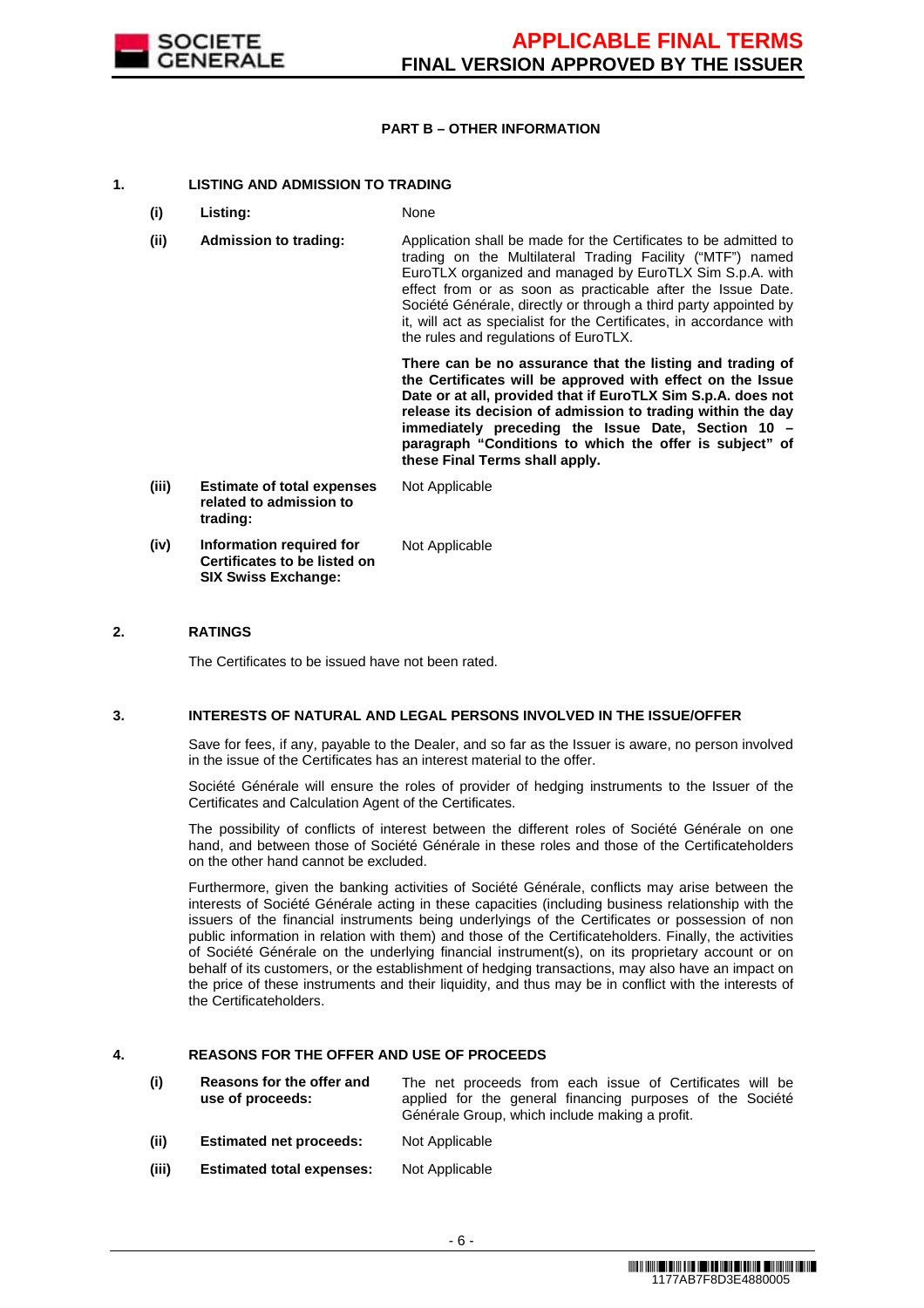## PART B – OTHER INFORMATION

### 1. LISTING AND ADMISSION TO TRADING

| | | |
|---|---|---|
| **(i)** | **Listing:** | None |
| **(ii)** | **Admission to trading:** | Application shall be made for the Certificates to be admitted to trading on the Multilateral Trading Facility ("MTF") named EuroTLX organized and managed by EuroTLX Sim S.p.A. with effect from or as soon as practicable after the Issue Date. Société Générale, directly or through a third party appointed by it, will act as specialist for the Certificates, in accordance with the rules and regulations of EuroTLX.<br><br>**There can be no assurance that the listing and trading of the Certificates will be approved with effect on the Issue Date or at all, provided that if EuroTLX Sim S.p.A. does not release its decision of admission to trading within the day immediately preceding the Issue Date, Section 10 – paragraph "Conditions to which the offer is subject" of these Final Terms shall apply.** |
| **(iii)** | **Estimate of total expenses related to admission to trading:** | Not Applicable |
| **(iv)** | **Information required for Certificates to be listed on SIX Swiss Exchange:** | Not Applicable |

### 2. RATINGS

The Certificates to be issued have not been rated.

### 3. INTERESTS OF NATURAL AND LEGAL PERSONS INVOLVED IN THE ISSUE/OFFER

Save for fees, if any, payable to the Dealer, and so far as the Issuer is aware, no person involved in the issue of the Certificates has an interest material to the offer.

Société Générale will ensure the roles of provider of hedging instruments to the Issuer of the Certificates and Calculation Agent of the Certificates.

The possibility of conflicts of interest between the different roles of Société Générale on one hand, and between those of Société Générale in these roles and those of the Certificateholders on the other hand cannot be excluded.

Furthermore, given the banking activities of Société Générale, conflicts may arise between the interests of Société Générale acting in these capacities (including business relationship with the issuers of the financial instruments being underlyings of the Certificates or possession of non public information in relation with them) and those of the Certificateholders. Finally, the activities of Société Générale on the underlying financial instrument(s), on its proprietary account or on behalf of its customers, or the establishment of hedging transactions, may also have an impact on the price of these instruments and their liquidity, and thus may be in conflict with the interests of the Certificateholders.

### 4. REASONS FOR THE OFFER AND USE OF PROCEEDS

| | | |
|---|---|---|
| **(i)** | **Reasons for the offer and use of proceeds:** | The net proceeds from each issue of Certificates will be applied for the general financing purposes of the Société Générale Group, which include making a profit. |
| **(ii)** | **Estimated net proceeds:** | Not Applicable |
| **(iii)** | **Estimated total expenses:** | Not Applicable |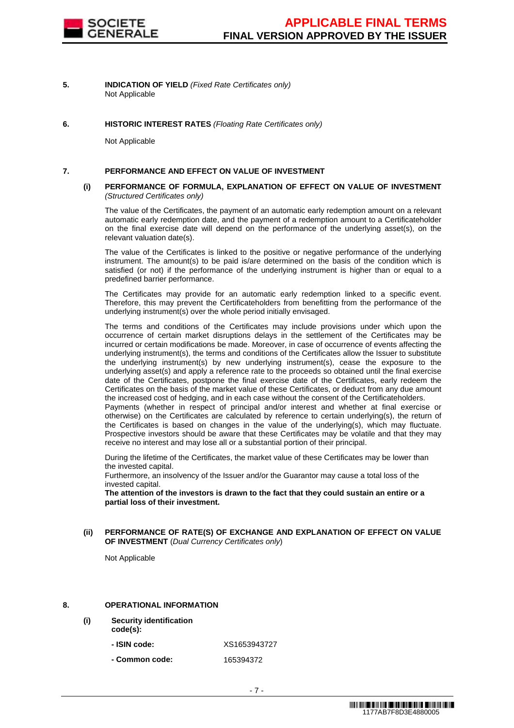**5. INDICATION OF YIELD** *(Fixed Rate Certificates only)*

Not Applicable

**6. HISTORIC INTEREST RATES** *(Floating Rate Certificates only)*

Not Applicable

**7. PERFORMANCE AND EFFECT ON VALUE OF INVESTMENT**

**(i) PERFORMANCE OF FORMULA, EXPLANATION OF EFFECT ON VALUE OF INVESTMENT** *(Structured Certificates only)*

The value of the Certificates, the payment of an automatic early redemption amount on a relevant automatic early redemption date, and the payment of a redemption amount to a Certificateholder on the final exercise date will depend on the performance of the underlying asset(s), on the relevant valuation date(s).

The value of the Certificates is linked to the positive or negative performance of the underlying instrument. The amount(s) to be paid is/are determined on the basis of the condition which is satisfied (or not) if the performance of the underlying instrument is higher than or equal to a predefined barrier performance.

The Certificates may provide for an automatic early redemption linked to a specific event. Therefore, this may prevent the Certificateholders from benefitting from the performance of the underlying instrument(s) over the whole period initially envisaged.

The terms and conditions of the Certificates may include provisions under which upon the occurrence of certain market disruptions delays in the settlement of the Certificates may be incurred or certain modifications be made. Moreover, in case of occurrence of events affecting the underlying instrument(s), the terms and conditions of the Certificates allow the Issuer to substitute the underlying instrument(s) by new underlying instrument(s), cease the exposure to the underlying asset(s) and apply a reference rate to the proceeds so obtained until the final exercise date of the Certificates, postpone the final exercise date of the Certificates, early redeem the Certificates on the basis of the market value of these Certificates, or deduct from any due amount the increased cost of hedging, and in each case without the consent of the Certificateholders.

Payments (whether in respect of principal and/or interest and whether at final exercise or otherwise) on the Certificates are calculated by reference to certain underlying(s), the return of the Certificates is based on changes in the value of the underlying(s), which may fluctuate. Prospective investors should be aware that these Certificates may be volatile and that they may receive no interest and may lose all or a substantial portion of their principal.

During the lifetime of the Certificates, the market value of these Certificates may be lower than the invested capital.

Furthermore, an insolvency of the Issuer and/or the Guarantor may cause a total loss of the invested capital.

**The attention of the investors is drawn to the fact that they could sustain an entire or a partial loss of their investment.**

**(ii) PERFORMANCE OF RATE(S) OF EXCHANGE AND EXPLANATION OF EFFECT ON VALUE OF INVESTMENT** (*Dual Currency Certificates only*)

Not Applicable

**8. OPERATIONAL INFORMATION**

**(i) Security identification code(s):**

| | |
|---|---|
| **- ISIN code:** | XS1653943727 |
| **- Common code:** | 165394372 |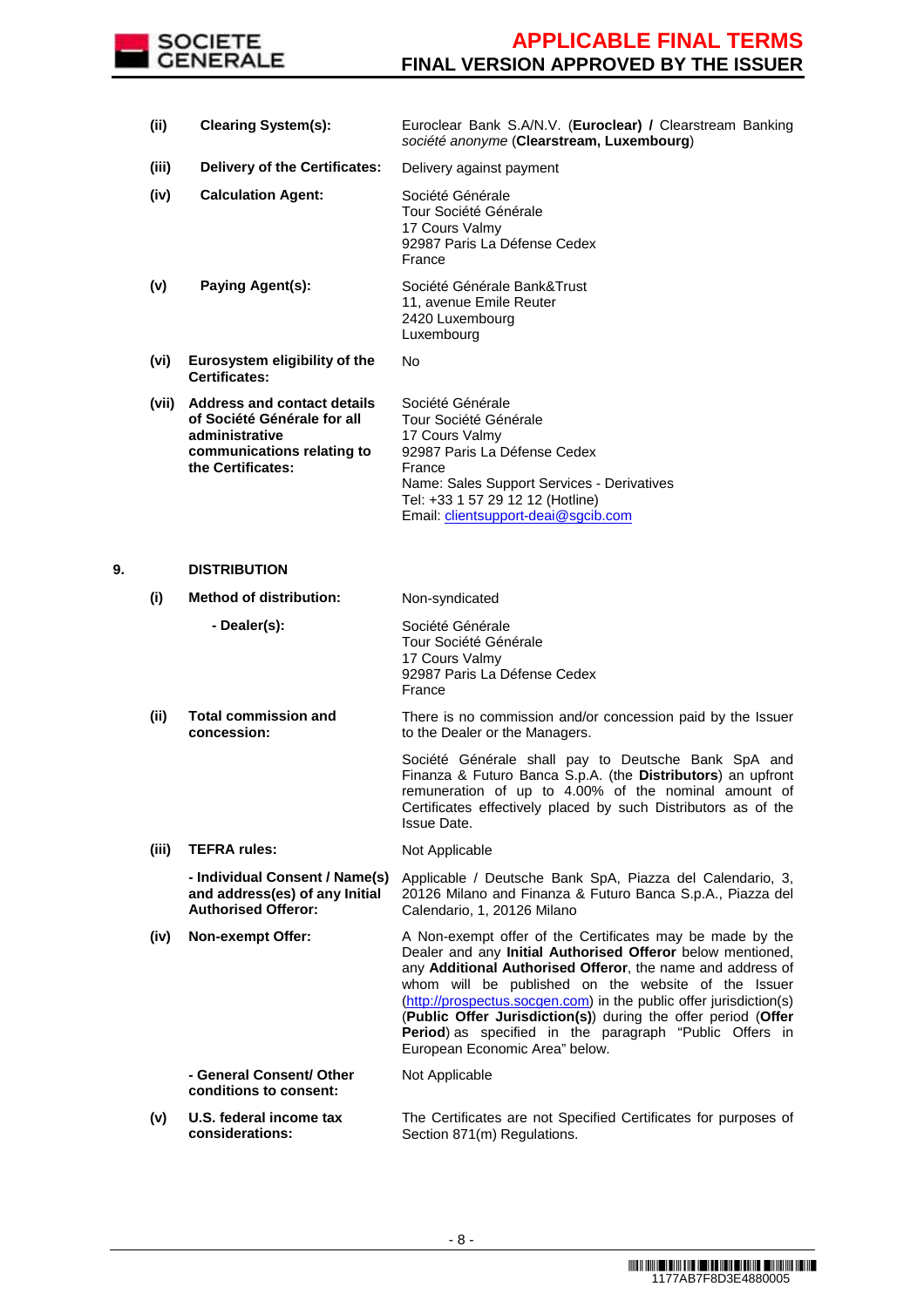| | | |
|---|---|---|
| **(ii)** | **Clearing System(s):** | Euroclear Bank S.A/N.V. (**Euroclear) /** Clearstream Banking *société anonyme* (**Clearstream, Luxembourg**) |
| **(iii)** | **Delivery of the Certificates:** | Delivery against payment |
| **(iv)** | **Calculation Agent:** | Société Générale<br>Tour Société Générale<br>17 Cours Valmy<br>92987 Paris La Défense Cedex<br>France |
| **(v)** | **Paying Agent(s):** | Société Générale Bank&Trust<br>11, avenue Emile Reuter<br>2420 Luxembourg<br>Luxembourg |
| **(vi)** | **Eurosystem eligibility of the Certificates:** | No |
| **(vii)** | **Address and contact details of Société Générale for all administrative communications relating to the Certificates:** | Société Générale<br>Tour Société Générale<br>17 Cours Valmy<br>92987 Paris La Défense Cedex<br>France<br>Name: Sales Support Services - Derivatives<br>Tel: +33 1 57 29 12 12 (Hotline)<br>Email: clientsupport-deai@sgcib.com |

**9. DISTRIBUTION**

| | | |
|---|---|---|
| **(i)** | **Method of distribution:** | Non-syndicated |
| | **- Dealer(s):** | Société Générale<br>Tour Société Générale<br>17 Cours Valmy<br>92987 Paris La Défense Cedex<br>France |
| **(ii)** | **Total commission and concession:** | There is no commission and/or concession paid by the Issuer to the Dealer or the Managers.<br><br>Société Générale shall pay to Deutsche Bank SpA and Finanza & Futuro Banca S.p.A. (the **Distributors**) an upfront remuneration of up to 4.00% of the nominal amount of Certificates effectively placed by such Distributors as of the Issue Date. |
| **(iii)** | **TEFRA rules:** | Not Applicable |
| | **- Individual Consent / Name(s) and address(es) of any Initial Authorised Offeror:** | Applicable / Deutsche Bank SpA, Piazza del Calendario, 3, 20126 Milano and Finanza & Futuro Banca S.p.A., Piazza del Calendario, 1, 20126 Milano |
| **(iv)** | **Non-exempt Offer:** | A Non-exempt offer of the Certificates may be made by the Dealer and any **Initial Authorised Offeror** below mentioned, any **Additional Authorised Offeror**, the name and address of whom will be published on the website of the Issuer (http://prospectus.socgen.com) in the public offer jurisdiction(s) (**Public Offer Jurisdiction(s)**) during the offer period (**Offer Period**) as specified in the paragraph "Public Offers in European Economic Area" below. |
| | **- General Consent/ Other conditions to consent:** | Not Applicable |
| **(v)** | **U.S. federal income tax considerations:** | The Certificates are not Specified Certificates for purposes of Section 871(m) Regulations. |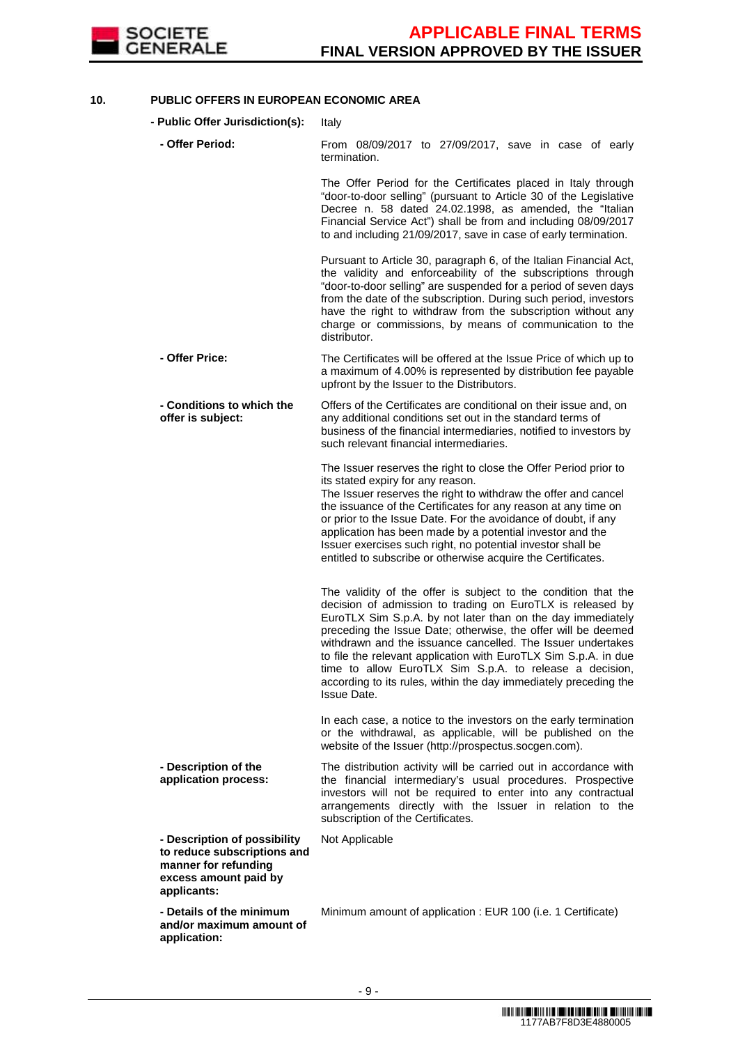## 10. PUBLIC OFFERS IN EUROPEAN ECONOMIC AREA

| | |
|---|---|
| **- Public Offer Jurisdiction(s):** | Italy |
| **- Offer Period:** | From 08/09/2017 to 27/09/2017, save in case of early termination.<br><br>The Offer Period for the Certificates placed in Italy through "door-to-door selling" (pursuant to Article 30 of the Legislative Decree n. 58 dated 24.02.1998, as amended, the "Italian Financial Service Act") shall be from and including 08/09/2017 to and including 21/09/2017, save in case of early termination.<br><br>Pursuant to Article 30, paragraph 6, of the Italian Financial Act, the validity and enforceability of the subscriptions through "door-to-door selling" are suspended for a period of seven days from the date of the subscription. During such period, investors have the right to withdraw from the subscription without any charge or commissions, by means of communication to the distributor. |
| **- Offer Price:** | The Certificates will be offered at the Issue Price of which up to a maximum of 4.00% is represented by distribution fee payable upfront by the Issuer to the Distributors. |
| **- Conditions to which the offer is subject:** | Offers of the Certificates are conditional on their issue and, on any additional conditions set out in the standard terms of business of the financial intermediaries, notified to investors by such relevant financial intermediaries.<br><br>The Issuer reserves the right to close the Offer Period prior to its stated expiry for any reason.<br>The Issuer reserves the right to withdraw the offer and cancel the issuance of the Certificates for any reason at any time on or prior to the Issue Date. For the avoidance of doubt, if any application has been made by a potential investor and the Issuer exercises such right, no potential investor shall be entitled to subscribe or otherwise acquire the Certificates.<br><br>The validity of the offer is subject to the condition that the decision of admission to trading on EuroTLX is released by EuroTLX Sim S.p.A. by not later than on the day immediately preceding the Issue Date; otherwise, the offer will be deemed withdrawn and the issuance cancelled. The Issuer undertakes to file the relevant application with EuroTLX Sim S.p.A. in due time to allow EuroTLX Sim S.p.A. to release a decision, according to its rules, within the day immediately preceding the Issue Date.<br><br>In each case, a notice to the investors on the early termination or the withdrawal, as applicable, will be published on the website of the Issuer (http://prospectus.socgen.com). |
| **- Description of the application process:** | The distribution activity will be carried out in accordance with the financial intermediary's usual procedures. Prospective investors will not be required to enter into any contractual arrangements directly with the Issuer in relation to the subscription of the Certificates. |
| **- Description of possibility to reduce subscriptions and manner for refunding excess amount paid by applicants:** | Not Applicable |
| **- Details of the minimum and/or maximum amount of application:** | Minimum amount of application : EUR 100 (i.e. 1 Certificate) |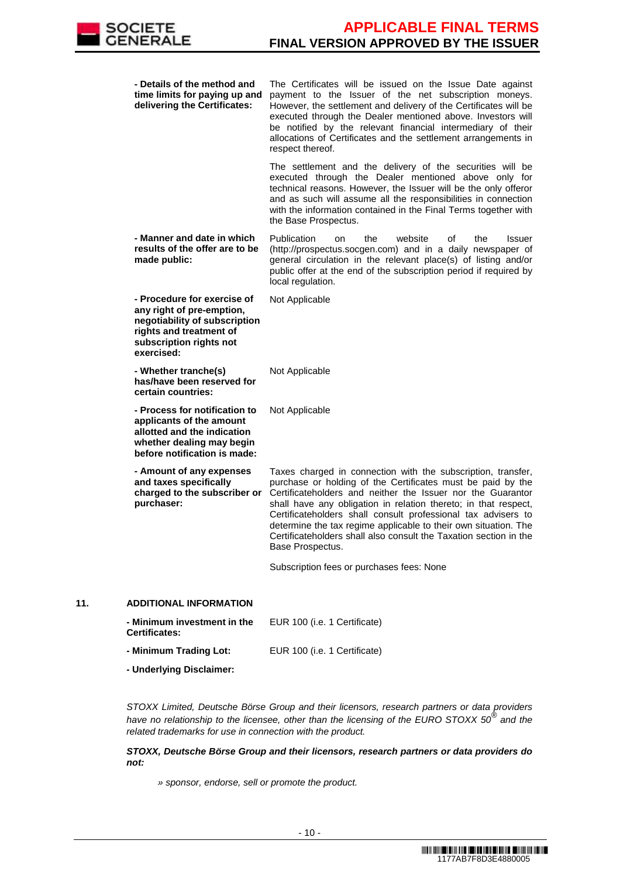| | |
|---|---|
| **- Details of the method and time limits for paying up and delivering the Certificates:** | The Certificates will be issued on the Issue Date against payment to the Issuer of the net subscription moneys. However, the settlement and delivery of the Certificates will be executed through the Dealer mentioned above. Investors will be notified by the relevant financial intermediary of their allocations of Certificates and the settlement arrangements in respect thereof.<br><br>The settlement and the delivery of the securities will be executed through the Dealer mentioned above only for technical reasons. However, the Issuer will be the only offeror and as such will assume all the responsibilities in connection with the information contained in the Final Terms together with the Base Prospectus. |
| **- Manner and date in which results of the offer are to be made public:** | Publication on the website of the Issuer (http://prospectus.socgen.com) and in a daily newspaper of general circulation in the relevant place(s) of listing and/or public offer at the end of the subscription period if required by local regulation. |
| **- Procedure for exercise of any right of pre-emption, negotiability of subscription rights and treatment of subscription rights not exercised:** | Not Applicable |
| **- Whether tranche(s) has/have been reserved for certain countries:** | Not Applicable |
| **- Process for notification to applicants of the amount allotted and the indication whether dealing may begin before notification is made:** | Not Applicable |
| **- Amount of any expenses and taxes specifically charged to the subscriber or purchaser:** | Taxes charged in connection with the subscription, transfer, purchase or holding of the Certificates must be paid by the Certificateholders and neither the Issuer nor the Guarantor shall have any obligation in relation thereto; in that respect, Certificateholders shall consult professional tax advisers to determine the tax regime applicable to their own situation. The Certificateholders shall also consult the Taxation section in the Base Prospectus.<br><br>Subscription fees or purchases fees: None |

## 11. ADDITIONAL INFORMATION

| | |
|---|---|
| **- Minimum investment in the Certificates:** | EUR 100 (i.e. 1 Certificate) |
| **- Minimum Trading Lot:** | EUR 100 (i.e. 1 Certificate) |
| **- Underlying Disclaimer:** | |

*STOXX Limited, Deutsche Börse Group and their licensors, research partners or data providers have no relationship to the licensee, other than the licensing of the EURO STOXX 50® and the related trademarks for use in connection with the product.*

***STOXX, Deutsche Börse Group and their licensors, research partners or data providers do not:***

*» sponsor, endorse, sell or promote the product.*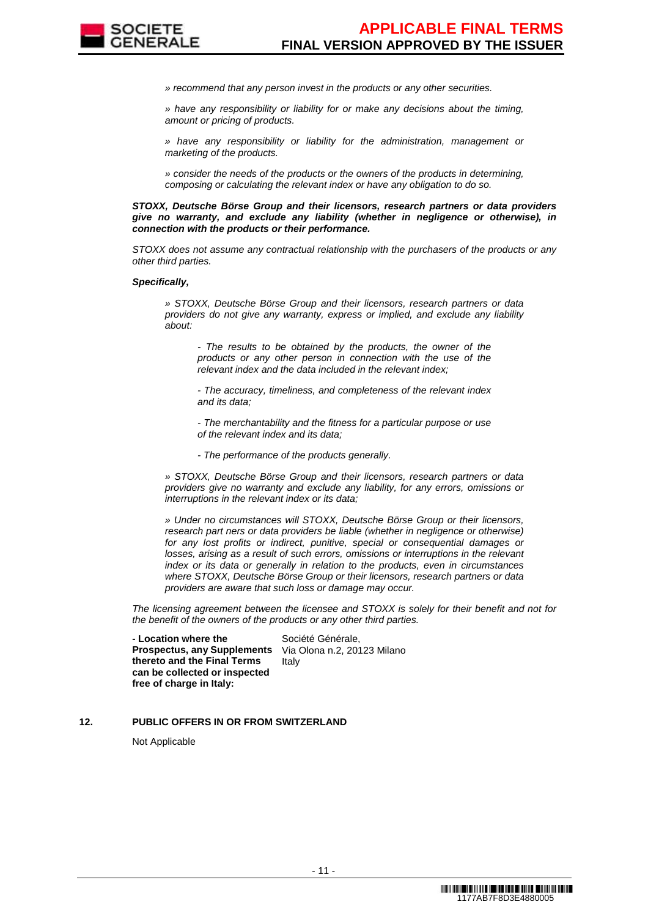*» recommend that any person invest in the products or any other securities.*

*» have any responsibility or liability for or make any decisions about the timing, amount or pricing of products.*

*» have any responsibility or liability for the administration, management or marketing of the products.*

*» consider the needs of the products or the owners of the products in determining, composing or calculating the relevant index or have any obligation to do so.*

***STOXX, Deutsche Börse Group and their licensors, research partners or data providers give no warranty, and exclude any liability (whether in negligence or otherwise), in connection with the products or their performance.***

*STOXX does not assume any contractual relationship with the purchasers of the products or any other third parties.*

***Specifically,***

*» STOXX, Deutsche Börse Group and their licensors, research partners or data providers do not give any warranty, express or implied, and exclude any liability about:*

*- The results to be obtained by the products, the owner of the products or any other person in connection with the use of the relevant index and the data included in the relevant index;*

*- The accuracy, timeliness, and completeness of the relevant index and its data;*

*- The merchantability and the fitness for a particular purpose or use of the relevant index and its data;*

*- The performance of the products generally.*

*» STOXX, Deutsche Börse Group and their licensors, research partners or data providers give no warranty and exclude any liability, for any errors, omissions or interruptions in the relevant index or its data;*

*» Under no circumstances will STOXX, Deutsche Börse Group or their licensors, research part ners or data providers be liable (whether in negligence or otherwise) for any lost profits or indirect, punitive, special or consequential damages or losses, arising as a result of such errors, omissions or interruptions in the relevant index or its data or generally in relation to the products, even in circumstances where STOXX, Deutsche Börse Group or their licensors, research partners or data providers are aware that such loss or damage may occur.*

*The licensing agreement between the licensee and STOXX is solely for their benefit and not for the benefit of the owners of the products or any other third parties.*

| | |
|---|---|
| **- Location where the Prospectus, any Supplements thereto and the Final Terms can be collected or inspected free of charge in Italy:** | Société Générale, Via Olona n.2, 20123 Milano Italy |

**12. PUBLIC OFFERS IN OR FROM SWITZERLAND**

Not Applicable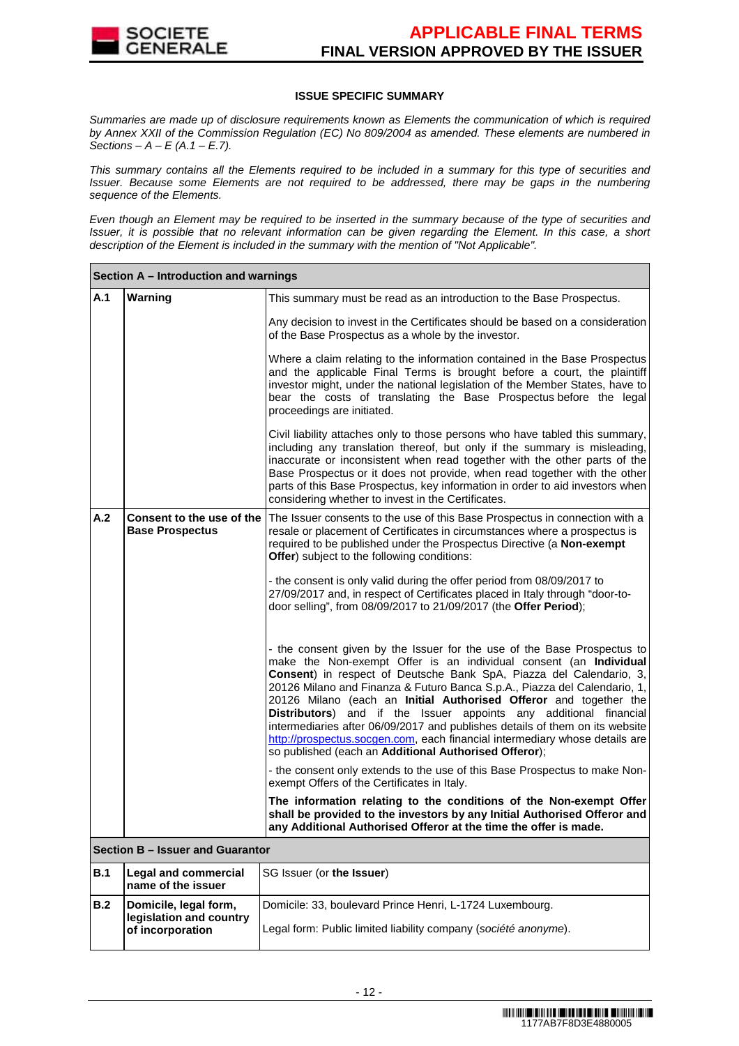**ISSUE SPECIFIC SUMMARY**

*Summaries are made up of disclosure requirements known as Elements the communication of which is required by Annex XXII of the Commission Regulation (EC) No 809/2004 as amended. These elements are numbered in Sections – A – E (A.1 – E.7).*

*This summary contains all the Elements required to be included in a summary for this type of securities and Issuer. Because some Elements are not required to be addressed, there may be gaps in the numbering sequence of the Elements.*

*Even though an Element may be required to be inserted in the summary because of the type of securities and Issuer, it is possible that no relevant information can be given regarding the Element. In this case, a short description of the Element is included in the summary with the mention of "Not Applicable".*

| **Section A – Introduction and warnings** | | |
|---|---|---|
| **A.1** | **Warning** | This summary must be read as an introduction to the Base Prospectus.<br><br>Any decision to invest in the Certificates should be based on a consideration of the Base Prospectus as a whole by the investor.<br><br>Where a claim relating to the information contained in the Base Prospectus and the applicable Final Terms is brought before a court, the plaintiff investor might, under the national legislation of the Member States, have to bear the costs of translating the Base Prospectus before the legal proceedings are initiated.<br><br>Civil liability attaches only to those persons who have tabled this summary, including any translation thereof, but only if the summary is misleading, inaccurate or inconsistent when read together with the other parts of the Base Prospectus or it does not provide, when read together with the other parts of this Base Prospectus, key information in order to aid investors when considering whether to invest in the Certificates. |
| **A.2** | **Consent to the use of the Base Prospectus** | The Issuer consents to the use of this Base Prospectus in connection with a resale or placement of Certificates in circumstances where a prospectus is required to be published under the Prospectus Directive (a **Non-exempt Offer**) subject to the following conditions:<br><br>- the consent is only valid during the offer period from 08/09/2017 to 27/09/2017 and, in respect of Certificates placed in Italy through "door-to-door selling", from 08/09/2017 to 21/09/2017 (the **Offer Period**);<br><br>- the consent given by the Issuer for the use of the Base Prospectus to make the Non-exempt Offer is an individual consent (an **Individual Consent**) in respect of Deutsche Bank SpA, Piazza del Calendario, 3, 20126 Milano and Finanza & Futuro Banca S.p.A., Piazza del Calendario, 1, 20126 Milano (each an **Initial Authorised Offeror** and together the **Distributors**) and if the Issuer appoints any additional financial intermediaries after 06/09/2017 and publishes details of them on its website http://prospectus.socgen.com, each financial intermediary whose details are so published (each an **Additional Authorised Offeror**);<br><br>- the consent only extends to the use of this Base Prospectus to make Non-exempt Offers of the Certificates in Italy.<br><br>**The information relating to the conditions of the Non-exempt Offer shall be provided to the investors by any Initial Authorised Offeror and any Additional Authorised Offeror at the time the offer is made.** |
| **Section B – Issuer and Guarantor** | | |
| **B.1** | **Legal and commercial name of the issuer** | SG Issuer (or **the Issuer**) |
| **B.2** | **Domicile, legal form, legislation and country of incorporation** | Domicile: 33, boulevard Prince Henri, L-1724 Luxembourg.<br><br>Legal form: Public limited liability company (*société anonyme*). |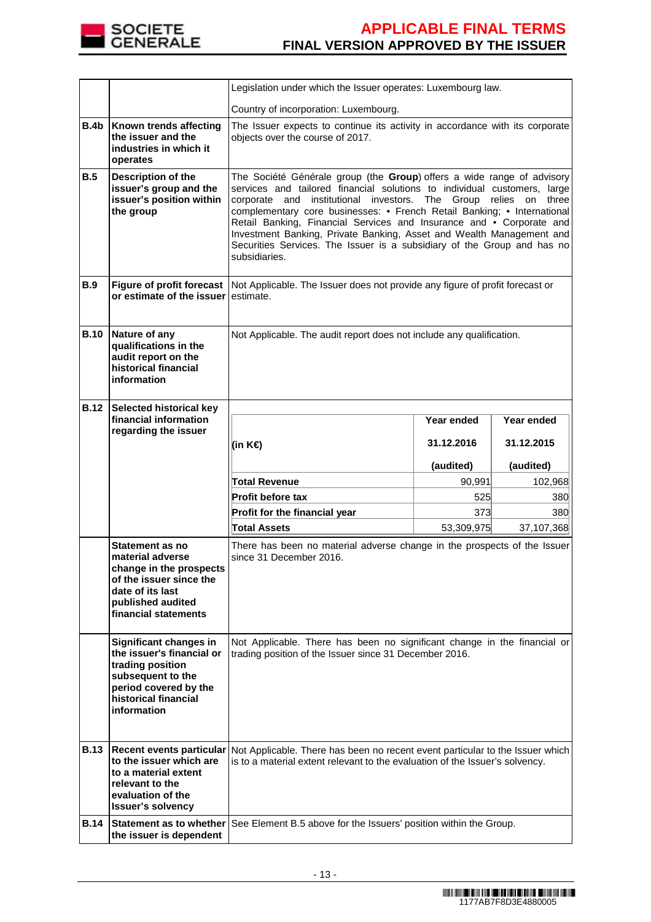| | | |
|---|---|---|
| | | Legislation under which the Issuer operates: Luxembourg law.<br><br>Country of incorporation: Luxembourg. |
| **B.4b** | **Known trends affecting the issuer and the industries in which it operates** | The Issuer expects to continue its activity in accordance with its corporate objects over the course of 2017. |
| **B.5** | **Description of the issuer's group and the issuer's position within the group** | The Société Générale group (the **Group**) offers a wide range of advisory services and tailored financial solutions to individual customers, large corporate and institutional investors. The Group relies on three complementary core businesses: • French Retail Banking; • International Retail Banking, Financial Services and Insurance and • Corporate and Investment Banking, Private Banking, Asset and Wealth Management and Securities Services. The Issuer is a subsidiary of the Group and has no subsidiaries. |
| **B.9** | **Figure of profit forecast or estimate of the issuer** | Not Applicable. The Issuer does not provide any figure of profit forecast or estimate. |
| **B.10** | **Nature of any qualifications in the audit report on the historical financial information** | Not Applicable. The audit report does not include any qualification. |
| **B.12** | **Selected historical key financial information regarding the issuer** | See table below. |
| | **Statement as no material adverse change in the prospects of the issuer since the date of its last published audited financial statements** | There has been no material adverse change in the prospects of the Issuer since 31 December 2016. |
| | **Significant changes in the issuer's financial or trading position subsequent to the period covered by the historical financial information** | Not Applicable. There has been no significant change in the financial or trading position of the Issuer since 31 December 2016. |
| **B.13** | **Recent events particular to the issuer which are to a material extent relevant to the evaluation of the Issuer's solvency** | Not Applicable. There has been no recent event particular to the Issuer which is to a material extent relevant to the evaluation of the Issuer's solvency. |
| **B.14** | **Statement as to whether the issuer is dependent** | See Element B.5 above for the Issuers' position within the Group. |

B.12 table:

| (in K€) | Year ended 31.12.2016 (audited) | Year ended 31.12.2015 (audited) |
|---|---|---|
| **Total Revenue** | 90,991 | 102,968 |
| **Profit before tax** | 525 | 380 |
| **Profit for the financial year** | 373 | 380 |
| **Total Assets** | 53,309,975 | 37,107,368 |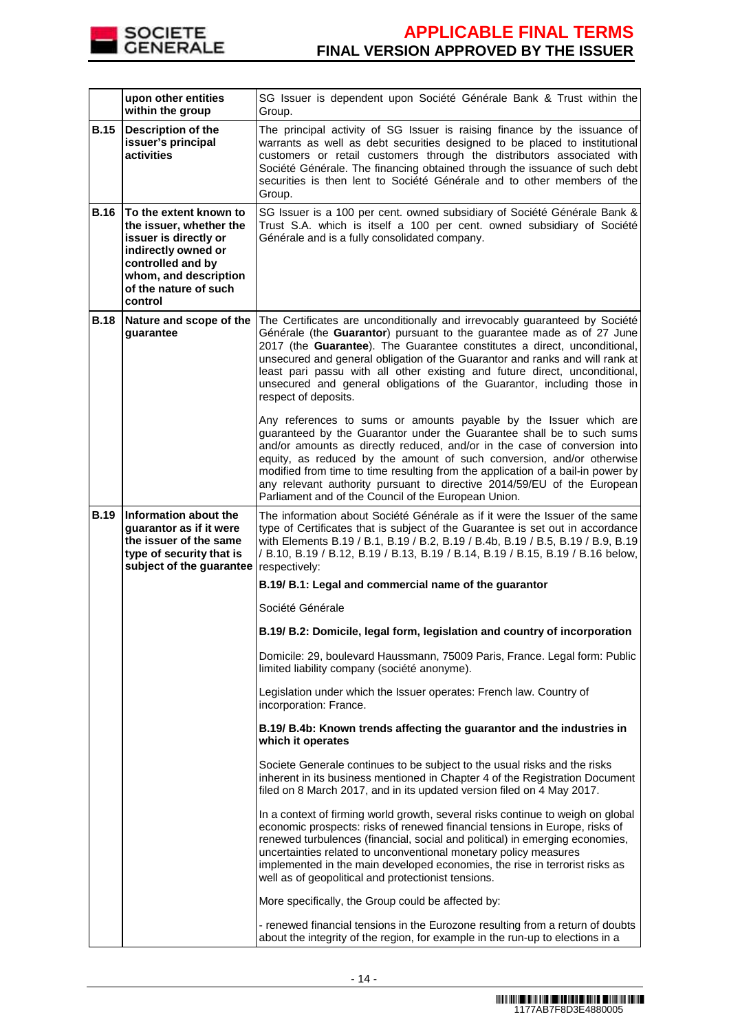|  | upon other entities within the group | SG Issuer is dependent upon Société Générale Bank & Trust within the Group. |
|---|---|---|
| **B.15** | **Description of the issuer's principal activities** | The principal activity of SG Issuer is raising finance by the issuance of warrants as well as debt securities designed to be placed to institutional customers or retail customers through the distributors associated with Société Générale. The financing obtained through the issuance of such debt securities is then lent to Société Générale and to other members of the Group. |
| **B.16** | **To the extent known to the issuer, whether the issuer is directly or indirectly owned or controlled and by whom, and description of the nature of such control** | SG Issuer is a 100 per cent. owned subsidiary of Société Générale Bank & Trust S.A. which is itself a 100 per cent. owned subsidiary of Société Générale and is a fully consolidated company. |
| **B.18** | **Nature and scope of the guarantee** | The Certificates are unconditionally and irrevocably guaranteed by Société Générale (the **Guarantor**) pursuant to the guarantee made as of 27 June 2017 (the **Guarantee**). The Guarantee constitutes a direct, unconditional, unsecured and general obligation of the Guarantor and ranks and will rank at least pari passu with all other existing and future direct, unconditional, unsecured and general obligations of the Guarantor, including those in respect of deposits.<br><br>Any references to sums or amounts payable by the Issuer which are guaranteed by the Guarantor under the Guarantee shall be to such sums and/or amounts as directly reduced, and/or in the case of conversion into equity, as reduced by the amount of such conversion, and/or otherwise modified from time to time resulting from the application of a bail-in power by any relevant authority pursuant to directive 2014/59/EU of the European Parliament and of the Council of the European Union. |
| **B.19** | **Information about the guarantor as if it were the issuer of the same type of security that is subject of the guarantee** | The information about Société Générale as if it were the Issuer of the same type of Certificates that is subject of the Guarantee is set out in accordance with Elements B.19 / B.1, B.19 / B.2, B.19 / B.4b, B.19 / B.5, B.19 / B.9, B.19 / B.10, B.19 / B.12, B.19 / B.13, B.19 / B.14, B.19 / B.15, B.19 / B.16 below, respectively:<br><br>**B.19/ B.1: Legal and commercial name of the guarantor**<br><br>Société Générale<br><br>**B.19/ B.2: Domicile, legal form, legislation and country of incorporation**<br><br>Domicile: 29, boulevard Haussmann, 75009 Paris, France. Legal form: Public limited liability company (société anonyme).<br><br>Legislation under which the Issuer operates: French law. Country of incorporation: France.<br><br>**B.19/ B.4b: Known trends affecting the guarantor and the industries in which it operates**<br><br>Societe Generale continues to be subject to the usual risks and the risks inherent in its business mentioned in Chapter 4 of the Registration Document filed on 8 March 2017, and in its updated version filed on 4 May 2017.<br><br>In a context of firming world growth, several risks continue to weigh on global economic prospects: risks of renewed financial tensions in Europe, risks of renewed turbulences (financial, social and political) in emerging economies, uncertainties related to unconventional monetary policy measures implemented in the main developed economies, the rise in terrorist risks as well as of geopolitical and protectionist tensions.<br><br>More specifically, the Group could be affected by:<br><br>- renewed financial tensions in the Eurozone resulting from a return of doubts about the integrity of the region, for example in the run-up to elections in a |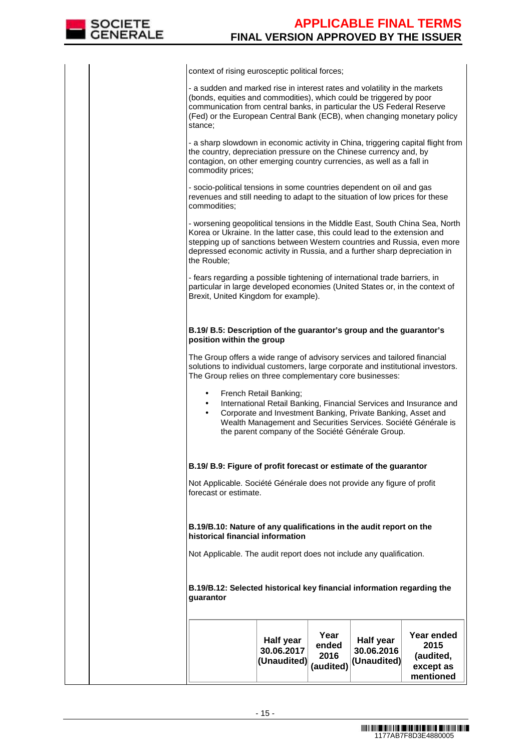context of rising eurosceptic political forces;

- a sudden and marked rise in interest rates and volatility in the markets (bonds, equities and commodities), which could be triggered by poor communication from central banks, in particular the US Federal Reserve (Fed) or the European Central Bank (ECB), when changing monetary policy stance;

- a sharp slowdown in economic activity in China, triggering capital flight from the country, depreciation pressure on the Chinese currency and, by contagion, on other emerging country currencies, as well as a fall in commodity prices;

- socio-political tensions in some countries dependent on oil and gas revenues and still needing to adapt to the situation of low prices for these commodities;

- worsening geopolitical tensions in the Middle East, South China Sea, North Korea or Ukraine. In the latter case, this could lead to the extension and stepping up of sanctions between Western countries and Russia, even more depressed economic activity in Russia, and a further sharp depreciation in the Rouble;

- fears regarding a possible tightening of international trade barriers, in particular in large developed economies (United States or, in the context of Brexit, United Kingdom for example).

**B.19/ B.5: Description of the guarantor's group and the guarantor's position within the group**

The Group offers a wide range of advisory services and tailored financial solutions to individual customers, large corporate and institutional investors. The Group relies on three complementary core businesses:

- French Retail Banking;
- International Retail Banking, Financial Services and Insurance and
- Corporate and Investment Banking, Private Banking, Asset and Wealth Management and Securities Services. Société Générale is the parent company of the Société Générale Group.

**B.19/ B.9: Figure of profit forecast or estimate of the guarantor**

Not Applicable. Société Générale does not provide any figure of profit forecast or estimate.

**B.19/B.10: Nature of any qualifications in the audit report on the historical financial information**

Not Applicable. The audit report does not include any qualification.

**B.19/B.12: Selected historical key financial information regarding the guarantor**

| | Half year 30.06.2017 (Unaudited) | Year ended 2016 (audited) | Half year 30.06.2016 (Unaudited) | Year ended 2015 (audited, except as mentioned |
|---|---|---|---|---|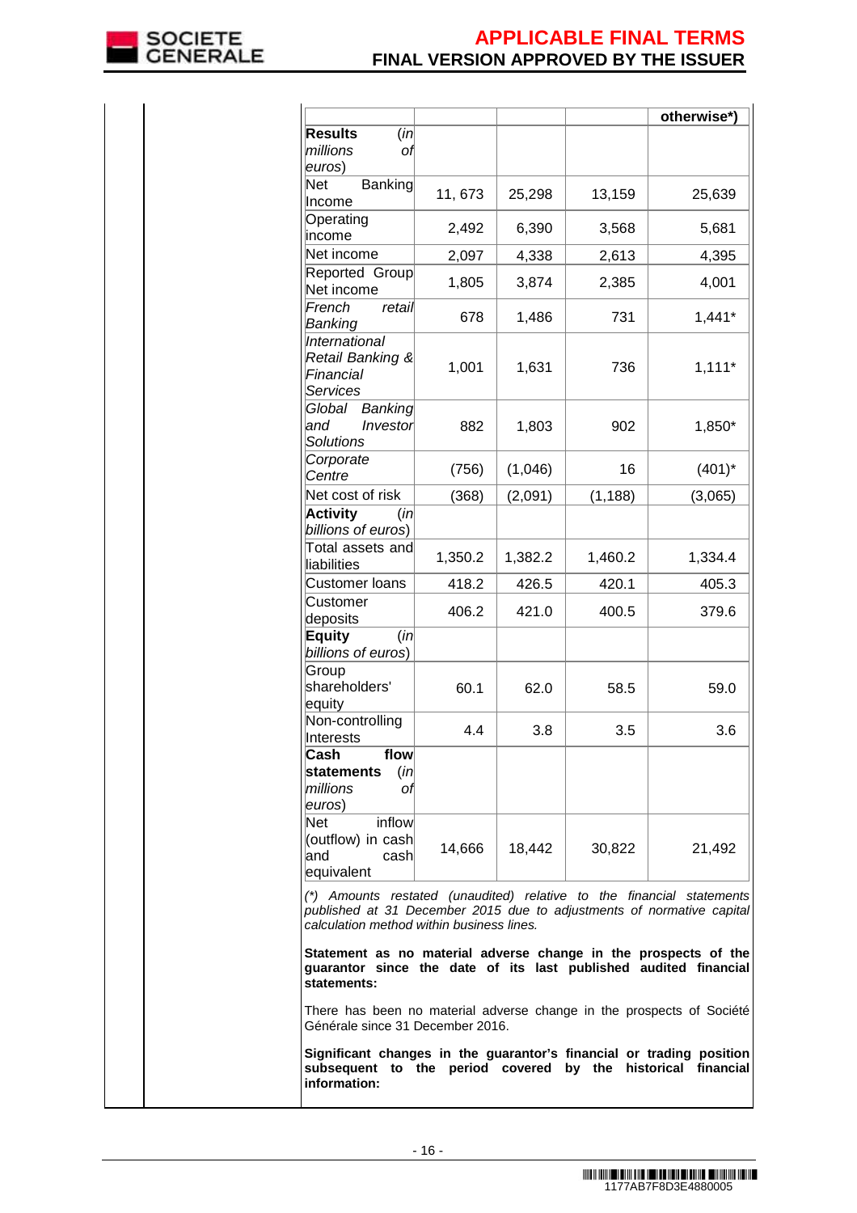| | | | | otherwise*) |
|---|---|---|---|---|
| **Results** (*in millions of euros*) | | | | |
| Net Banking Income | 11, 673 | 25,298 | 13,159 | 25,639 |
| Operating income | 2,492 | 6,390 | 3,568 | 5,681 |
| Net income | 2,097 | 4,338 | 2,613 | 4,395 |
| Reported Group Net income | 1,805 | 3,874 | 2,385 | 4,001 |
| *French retail Banking* | 678 | 1,486 | 731 | 1,441* |
| *International Retail Banking & Financial Services* | 1,001 | 1,631 | 736 | 1,111* |
| *Global Banking and Investor Solutions* | 882 | 1,803 | 902 | 1,850* |
| *Corporate Centre* | (756) | (1,046) | 16 | (401)* |
| Net cost of risk | (368) | (2,091) | (1,188) | (3,065) |
| **Activity** (*in billions of euros*) | | | | |
| Total assets and liabilities | 1,350.2 | 1,382.2 | 1,460.2 | 1,334.4 |
| Customer loans | 418.2 | 426.5 | 420.1 | 405.3 |
| Customer deposits | 406.2 | 421.0 | 400.5 | 379.6 |
| **Equity** (*in billions of euros*) | | | | |
| Group shareholders' equity | 60.1 | 62.0 | 58.5 | 59.0 |
| Non-controlling Interests | 4.4 | 3.8 | 3.5 | 3.6 |
| **Cash flow statements** (*in millions of euros*) | | | | |
| Net inflow (outflow) in cash and cash equivalent | 14,666 | 18,442 | 30,822 | 21,492 |

*(\*) Amounts restated (unaudited) relative to the financial statements published at 31 December 2015 due to adjustments of normative capital calculation method within business lines.*

**Statement as no material adverse change in the prospects of the guarantor since the date of its last published audited financial statements:**

There has been no material adverse change in the prospects of Société Générale since 31 December 2016.

**Significant changes in the guarantor's financial or trading position subsequent to the period covered by the historical financial information:**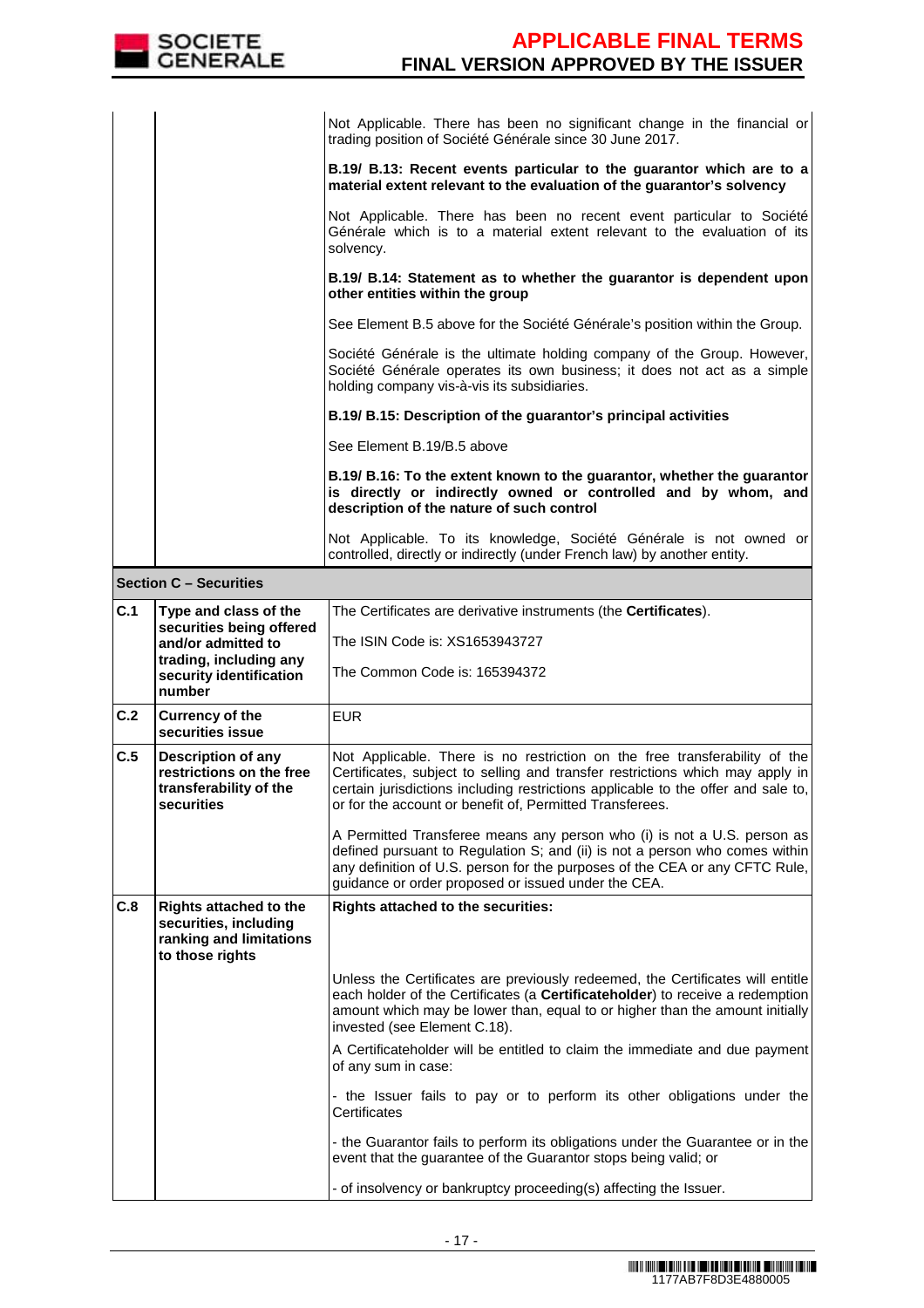| | | |
|---|---|---|
| | | Not Applicable. There has been no significant change in the financial or trading position of Société Générale since 30 June 2017.<br><br>**B.19/ B.13: Recent events particular to the guarantor which are to a material extent relevant to the evaluation of the guarantor's solvency**<br><br>Not Applicable. There has been no recent event particular to Société Générale which is to a material extent relevant to the evaluation of its solvency.<br><br>**B.19/ B.14: Statement as to whether the guarantor is dependent upon other entities within the group**<br><br>See Element B.5 above for the Société Générale's position within the Group.<br><br>Société Générale is the ultimate holding company of the Group. However, Société Générale operates its own business; it does not act as a simple holding company vis-à-vis its subsidiaries.<br><br>**B.19/ B.15: Description of the guarantor's principal activities**<br><br>See Element B.19/B.5 above<br><br>**B.19/ B.16: To the extent known to the guarantor, whether the guarantor is directly or indirectly owned or controlled and by whom, and description of the nature of such control**<br><br>Not Applicable. To its knowledge, Société Générale is not owned or controlled, directly or indirectly (under French law) by another entity. |
| **Section C – Securities** | | |
| **C.1** | **Type and class of the securities being offered and/or admitted to trading, including any security identification number** | The Certificates are derivative instruments (the **Certificates**).<br><br>The ISIN Code is: XS1653943727<br><br>The Common Code is: 165394372 |
| **C.2** | **Currency of the securities issue** | EUR |
| **C.5** | **Description of any restrictions on the free transferability of the securities** | Not Applicable. There is no restriction on the free transferability of the Certificates, subject to selling and transfer restrictions which may apply in certain jurisdictions including restrictions applicable to the offer and sale to, or for the account or benefit of, Permitted Transferees.<br><br>A Permitted Transferee means any person who (i) is not a U.S. person as defined pursuant to Regulation S; and (ii) is not a person who comes within any definition of U.S. person for the purposes of the CEA or any CFTC Rule, guidance or order proposed or issued under the CEA. |
| **C.8** | **Rights attached to the securities, including ranking and limitations to those rights** | **Rights attached to the securities:**<br><br>Unless the Certificates are previously redeemed, the Certificates will entitle each holder of the Certificates (a **Certificateholder**) to receive a redemption amount which may be lower than, equal to or higher than the amount initially invested (see Element C.18).<br><br>A Certificateholder will be entitled to claim the immediate and due payment of any sum in case:<br><br>- the Issuer fails to pay or to perform its other obligations under the Certificates<br><br>- the Guarantor fails to perform its obligations under the Guarantee or in the event that the guarantee of the Guarantor stops being valid; or<br><br>- of insolvency or bankruptcy proceeding(s) affecting the Issuer. |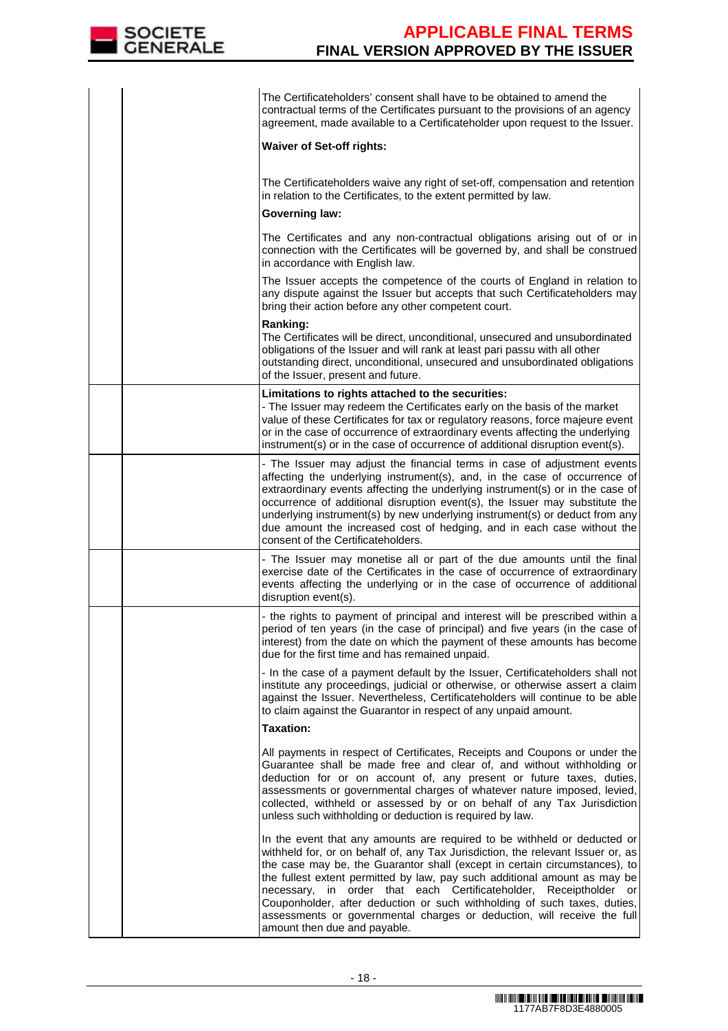| | | |
|---|---|---|
| | | The Certificateholders' consent shall have to be obtained to amend the contractual terms of the Certificates pursuant to the provisions of an agency agreement, made available to a Certificateholder upon request to the Issuer.<br><br>**Waiver of Set-off rights:**<br><br>The Certificateholders waive any right of set-off, compensation and retention in relation to the Certificates, to the extent permitted by law.<br><br>**Governing law:**<br><br>The Certificates and any non-contractual obligations arising out of or in connection with the Certificates will be governed by, and shall be construed in accordance with English law.<br><br>The Issuer accepts the competence of the courts of England in relation to any dispute against the Issuer but accepts that such Certificateholders may bring their action before any other competent court.<br><br>**Ranking:**<br>The Certificates will be direct, unconditional, unsecured and unsubordinated obligations of the Issuer and will rank at least pari passu with all other outstanding direct, unconditional, unsecured and unsubordinated obligations of the Issuer, present and future. |
| | | **Limitations to rights attached to the securities:**<br>- The Issuer may redeem the Certificates early on the basis of the market value of these Certificates for tax or regulatory reasons, force majeure event or in the case of occurrence of extraordinary events affecting the underlying instrument(s) or in the case of occurrence of additional disruption event(s). |
| | | - The Issuer may adjust the financial terms in case of adjustment events affecting the underlying instrument(s), and, in the case of occurrence of extraordinary events affecting the underlying instrument(s) or in the case of occurrence of additional disruption event(s), the Issuer may substitute the underlying instrument(s) by new underlying instrument(s) or deduct from any due amount the increased cost of hedging, and in each case without the consent of the Certificateholders. |
| | | - The Issuer may monetise all or part of the due amounts until the final exercise date of the Certificates in the case of occurrence of extraordinary events affecting the underlying or in the case of occurrence of additional disruption event(s). |
| | | - the rights to payment of principal and interest will be prescribed within a period of ten years (in the case of principal) and five years (in the case of interest) from the date on which the payment of these amounts has become due for the first time and has remained unpaid.<br><br>- In the case of a payment default by the Issuer, Certificateholders shall not institute any proceedings, judicial or otherwise, or otherwise assert a claim against the Issuer. Nevertheless, Certificateholders will continue to be able to claim against the Guarantor in respect of any unpaid amount.<br><br>**Taxation:**<br><br>All payments in respect of Certificates, Receipts and Coupons or under the Guarantee shall be made free and clear of, and without withholding or deduction for or on account of, any present or future taxes, duties, assessments or governmental charges of whatever nature imposed, levied, collected, withheld or assessed by or on behalf of any Tax Jurisdiction unless such withholding or deduction is required by law.<br><br>In the event that any amounts are required to be withheld or deducted or withheld for, or on behalf of, any Tax Jurisdiction, the relevant Issuer or, as the case may be, the Guarantor shall (except in certain circumstances), to the fullest extent permitted by law, pay such additional amount as may be necessary, in order that each Certificateholder, Receiptholder or Couponholder, after deduction or such withholding of such taxes, duties, assessments or governmental charges or deduction, will receive the full amount then due and payable. |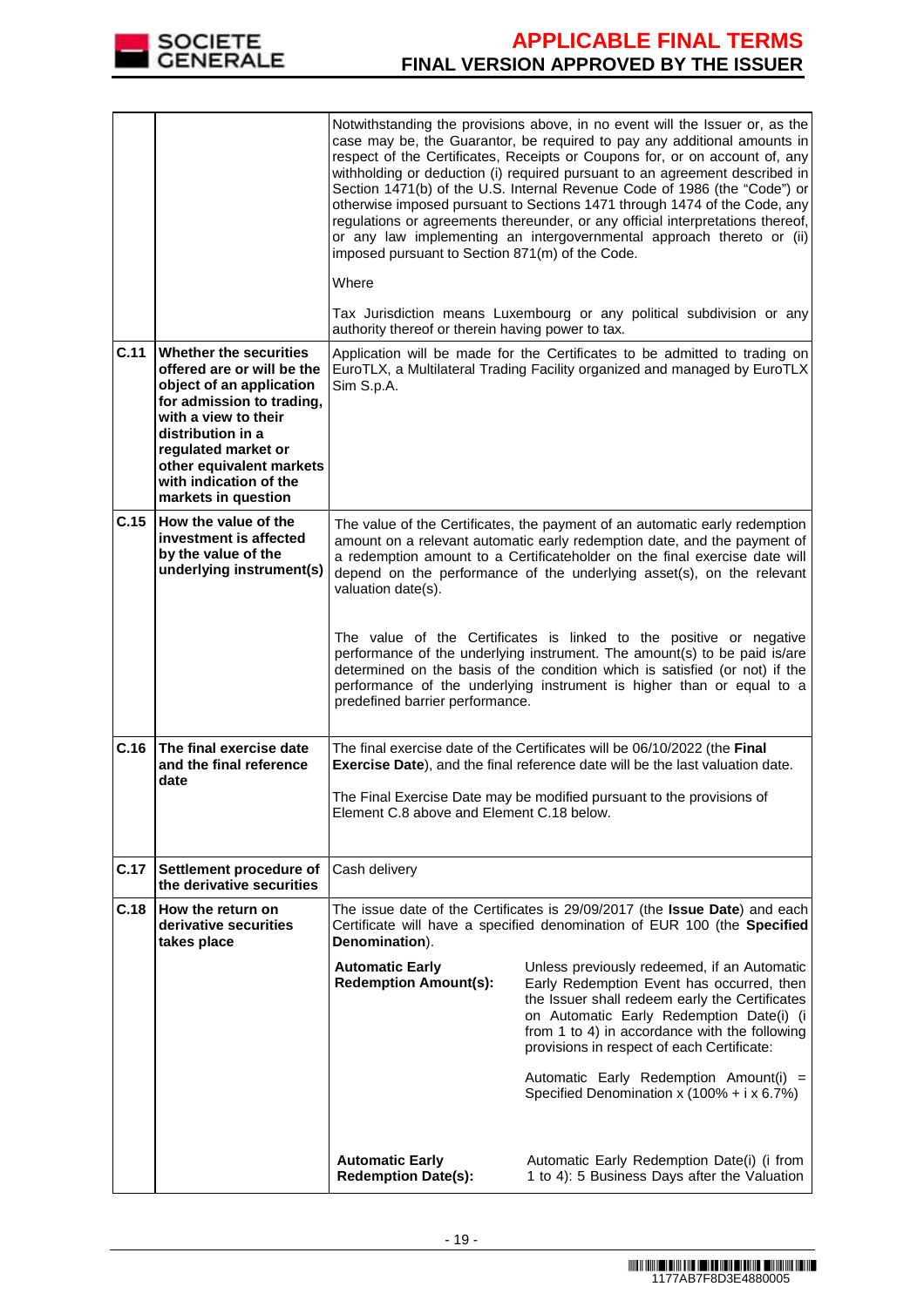| | | |
|---|---|---|
| | | Notwithstanding the provisions above, in no event will the Issuer or, as the case may be, the Guarantor, be required to pay any additional amounts in respect of the Certificates, Receipts or Coupons for, or on account of, any withholding or deduction (i) required pursuant to an agreement described in Section 1471(b) of the U.S. Internal Revenue Code of 1986 (the "Code") or otherwise imposed pursuant to Sections 1471 through 1474 of the Code, any regulations or agreements thereunder, or any official interpretations thereof, or any law implementing an intergovernmental approach thereto or (ii) imposed pursuant to Section 871(m) of the Code.<br><br>Where<br><br>Tax Jurisdiction means Luxembourg or any political subdivision or any authority thereof or therein having power to tax. |
| **C.11** | **Whether the securities offered are or will be the object of an application for admission to trading, with a view to their distribution in a regulated market or other equivalent markets with indication of the markets in question** | Application will be made for the Certificates to be admitted to trading on EuroTLX, a Multilateral Trading Facility organized and managed by EuroTLX Sim S.p.A. |
| **C.15** | **How the value of the investment is affected by the value of the underlying instrument(s)** | The value of the Certificates, the payment of an automatic early redemption amount on a relevant automatic early redemption date, and the payment of a redemption amount to a Certificateholder on the final exercise date will depend on the performance of the underlying asset(s), on the relevant valuation date(s).<br><br>The value of the Certificates is linked to the positive or negative performance of the underlying instrument. The amount(s) to be paid is/are determined on the basis of the condition which is satisfied (or not) if the performance of the underlying instrument is higher than or equal to a predefined barrier performance. |
| **C.16** | **The final exercise date and the final reference date** | The final exercise date of the Certificates will be 06/10/2022 (the **Final Exercise Date**), and the final reference date will be the last valuation date.<br><br>The Final Exercise Date may be modified pursuant to the provisions of Element C.8 above and Element C.18 below. |
| **C.17** | **Settlement procedure of the derivative securities** | Cash delivery |
| **C.18** | **How the return on derivative securities takes place** | The issue date of the Certificates is 29/09/2017 (the **Issue Date**) and each Certificate will have a specified denomination of EUR 100 (the **Specified Denomination**).<br><br>**Automatic Early Redemption Amount(s):** Unless previously redeemed, if an Automatic Early Redemption Event has occurred, then the Issuer shall redeem early the Certificates on Automatic Early Redemption Date(i) (i from 1 to 4) in accordance with the following provisions in respect of each Certificate:<br><br>Automatic Early Redemption Amount(i) = Specified Denomination x (100% + i x 6.7%)<br><br>**Automatic Early Redemption Date(s):** Automatic Early Redemption Date(i) (i from 1 to 4): 5 Business Days after the Valuation |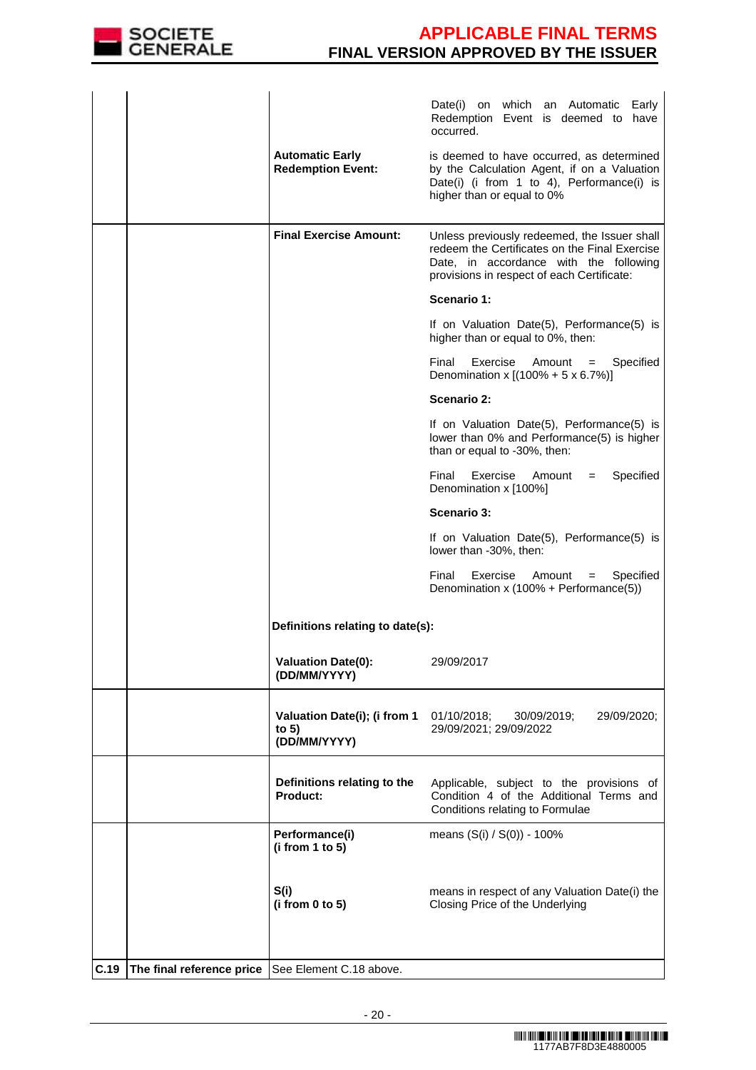| | | | |
|---|---|---|---|
| | | | Date(i) on which an Automatic Early Redemption Event is deemed to have occurred. |
| | | **Automatic Early Redemption Event:** | is deemed to have occurred, as determined by the Calculation Agent, if on a Valuation Date(i) (i from 1 to 4), Performance(i) is higher than or equal to 0% |
| | | **Final Exercise Amount:** | Unless previously redeemed, the Issuer shall redeem the Certificates on the Final Exercise Date, in accordance with the following provisions in respect of each Certificate:<br><br>**Scenario 1:**<br><br>If on Valuation Date(5), Performance(5) is higher than or equal to 0%, then:<br><br>Final Exercise Amount = Specified Denomination x [(100% + 5 x 6.7%)]<br><br>**Scenario 2:**<br><br>If on Valuation Date(5), Performance(5) is lower than 0% and Performance(5) is higher than or equal to -30%, then:<br><br>Final Exercise Amount = Specified Denomination x [100%]<br><br>**Scenario 3:**<br><br>If on Valuation Date(5), Performance(5) is lower than -30%, then:<br><br>Final Exercise Amount = Specified Denomination x (100% + Performance(5)) |
| | | **Definitions relating to date(s):** | |
| | | **Valuation Date(0): (DD/MM/YYYY)** | 29/09/2017 |
| | | **Valuation Date(i); (i from 1 to 5) (DD/MM/YYYY)** | 01/10/2018; 30/09/2019; 29/09/2020; 29/09/2021; 29/09/2022 |
| | | **Definitions relating to the Product:** | Applicable, subject to the provisions of Condition 4 of the Additional Terms and Conditions relating to Formulae |
| | | **Performance(i) (i from 1 to 5)** | means (S(i) / S(0)) - 100% |
| | | **S(i) (i from 0 to 5)** | means in respect of any Valuation Date(i) the Closing Price of the Underlying |
| **C.19** | **The final reference price** | See Element C.18 above. | |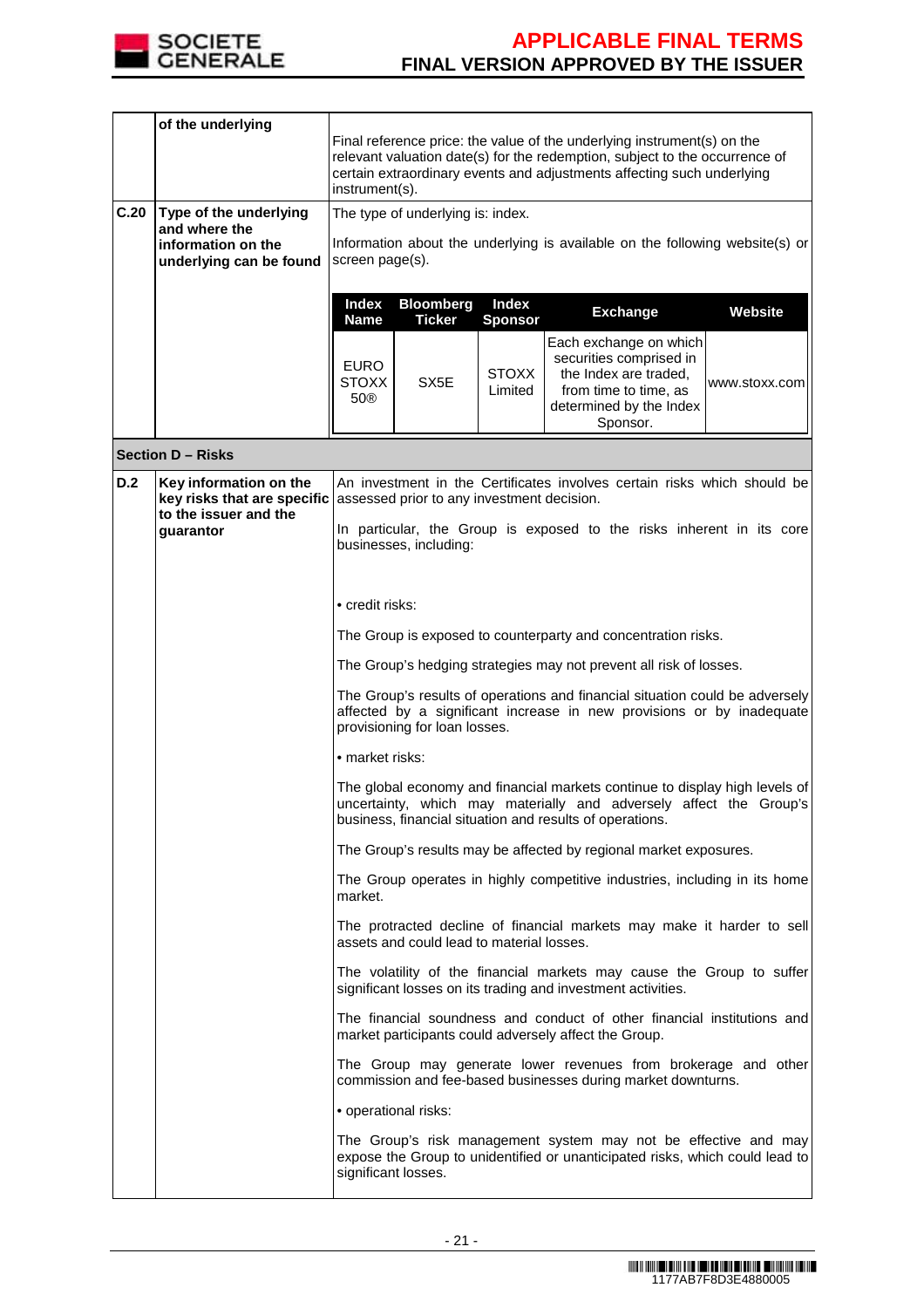| | | |
|---|---|---|
| | of the underlying | Final reference price: the value of the underlying instrument(s) on the relevant valuation date(s) for the redemption, subject to the occurrence of certain extraordinary events and adjustments affecting such underlying instrument(s). |
| C.20 | Type of the underlying and where the information on the underlying can be found | The type of underlying is: index.<br><br>Information about the underlying is available on the following website(s) or screen page(s). |

| Index Name | Bloomberg Ticker | Index Sponsor | Exchange | Website |
|---|---|---|---|---|
| EURO STOXX 50® | SX5E | STOXX Limited | Each exchange on which securities comprised in the Index are traded, from time to time, as determined by the Index Sponsor. | www.stoxx.com |

**Section D – Risks**

| | | |
|---|---|---|
| D.2 | Key information on the key risks that are specific to the issuer and the guarantor | An investment in the Certificates involves certain risks which should be assessed prior to any investment decision.<br><br>In particular, the Group is exposed to the risks inherent in its core businesses, including:<br><br>• credit risks:<br><br>The Group is exposed to counterparty and concentration risks.<br><br>The Group's hedging strategies may not prevent all risk of losses.<br><br>The Group's results of operations and financial situation could be adversely affected by a significant increase in new provisions or by inadequate provisioning for loan losses.<br><br>• market risks:<br><br>The global economy and financial markets continue to display high levels of uncertainty, which may materially and adversely affect the Group's business, financial situation and results of operations.<br><br>The Group's results may be affected by regional market exposures.<br><br>The Group operates in highly competitive industries, including in its home market.<br><br>The protracted decline of financial markets may make it harder to sell assets and could lead to material losses.<br><br>The volatility of the financial markets may cause the Group to suffer significant losses on its trading and investment activities.<br><br>The financial soundness and conduct of other financial institutions and market participants could adversely affect the Group.<br><br>The Group may generate lower revenues from brokerage and other commission and fee-based businesses during market downturns.<br><br>• operational risks:<br><br>The Group's risk management system may not be effective and may expose the Group to unidentified or unanticipated risks, which could lead to significant losses. |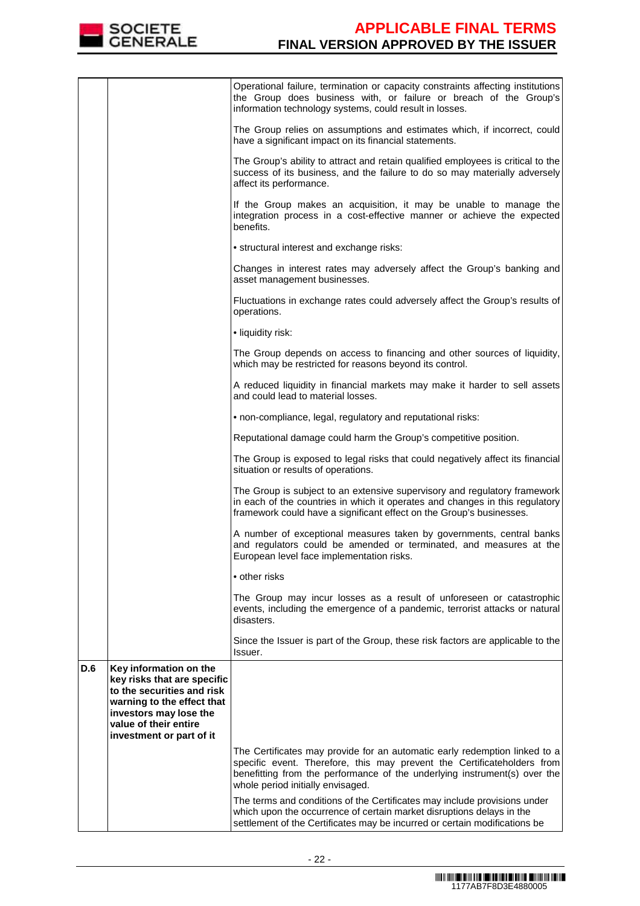| | | |
|---|---|---|
| | | Operational failure, termination or capacity constraints affecting institutions the Group does business with, or failure or breach of the Group's information technology systems, could result in losses.<br><br>The Group relies on assumptions and estimates which, if incorrect, could have a significant impact on its financial statements.<br><br>The Group's ability to attract and retain qualified employees is critical to the success of its business, and the failure to do so may materially adversely affect its performance.<br><br>If the Group makes an acquisition, it may be unable to manage the integration process in a cost-effective manner or achieve the expected benefits.<br><br>• structural interest and exchange risks:<br><br>Changes in interest rates may adversely affect the Group's banking and asset management businesses.<br><br>Fluctuations in exchange rates could adversely affect the Group's results of operations.<br><br>• liquidity risk:<br><br>The Group depends on access to financing and other sources of liquidity, which may be restricted for reasons beyond its control.<br><br>A reduced liquidity in financial markets may make it harder to sell assets and could lead to material losses.<br><br>• non-compliance, legal, regulatory and reputational risks:<br><br>Reputational damage could harm the Group's competitive position.<br><br>The Group is exposed to legal risks that could negatively affect its financial situation or results of operations.<br><br>The Group is subject to an extensive supervisory and regulatory framework in each of the countries in which it operates and changes in this regulatory framework could have a significant effect on the Group's businesses.<br><br>A number of exceptional measures taken by governments, central banks and regulators could be amended or terminated, and measures at the European level face implementation risks.<br><br>• other risks<br><br>The Group may incur losses as a result of unforeseen or catastrophic events, including the emergence of a pandemic, terrorist attacks or natural disasters.<br><br>Since the Issuer is part of the Group, these risk factors are applicable to the Issuer. |
| **D.6** | **Key information on the key risks that are specific to the securities and risk warning to the effect that investors may lose the value of their entire investment or part of it** | The Certificates may provide for an automatic early redemption linked to a specific event. Therefore, this may prevent the Certificateholders from benefitting from the performance of the underlying instrument(s) over the whole period initially envisaged.<br><br>The terms and conditions of the Certificates may include provisions under which upon the occurrence of certain market disruptions delays in the settlement of the Certificates may be incurred or certain modifications be |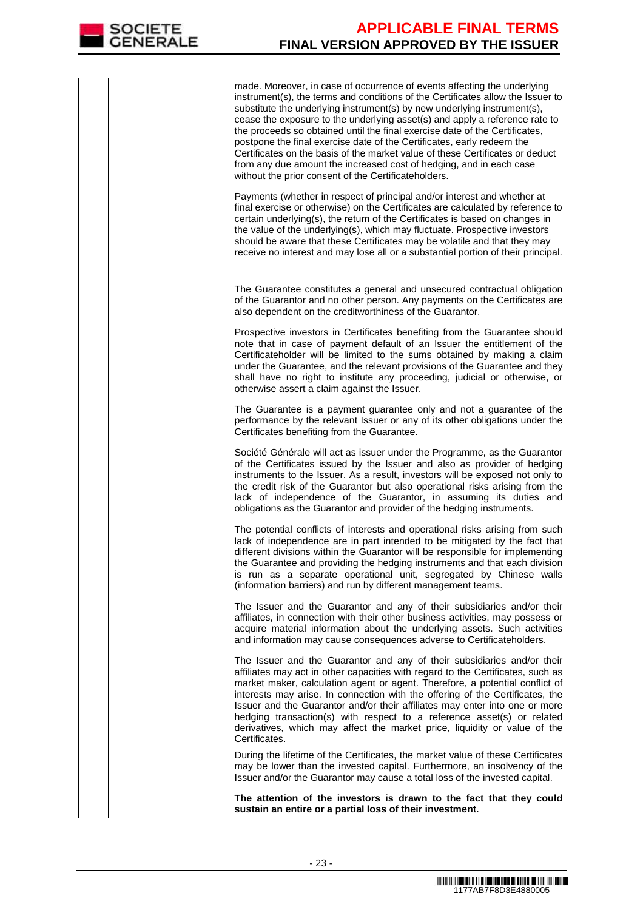| | | |
|---|---|---|
| | | made. Moreover, in case of occurrence of events affecting the underlying instrument(s), the terms and conditions of the Certificates allow the Issuer to substitute the underlying instrument(s) by new underlying instrument(s), cease the exposure to the underlying asset(s) and apply a reference rate to the proceeds so obtained until the final exercise date of the Certificates, postpone the final exercise date of the Certificates, early redeem the Certificates on the basis of the market value of these Certificates or deduct from any due amount the increased cost of hedging, and in each case without the prior consent of the Certificateholders.<br><br>Payments (whether in respect of principal and/or interest and whether at final exercise or otherwise) on the Certificates are calculated by reference to certain underlying(s), the return of the Certificates is based on changes in the value of the underlying(s), which may fluctuate. Prospective investors should be aware that these Certificates may be volatile and that they may receive no interest and may lose all or a substantial portion of their principal.<br><br>The Guarantee constitutes a general and unsecured contractual obligation of the Guarantor and no other person. Any payments on the Certificates are also dependent on the creditworthiness of the Guarantor.<br><br>Prospective investors in Certificates benefiting from the Guarantee should note that in case of payment default of an Issuer the entitlement of the Certificateholder will be limited to the sums obtained by making a claim under the Guarantee, and the relevant provisions of the Guarantee and they shall have no right to institute any proceeding, judicial or otherwise, or otherwise assert a claim against the Issuer.<br><br>The Guarantee is a payment guarantee only and not a guarantee of the performance by the relevant Issuer or any of its other obligations under the Certificates benefiting from the Guarantee.<br><br>Société Générale will act as issuer under the Programme, as the Guarantor of the Certificates issued by the Issuer and also as provider of hedging instruments to the Issuer. As a result, investors will be exposed not only to the credit risk of the Guarantor but also operational risks arising from the lack of independence of the Guarantor, in assuming its duties and obligations as the Guarantor and provider of the hedging instruments.<br><br>The potential conflicts of interests and operational risks arising from such lack of independence are in part intended to be mitigated by the fact that different divisions within the Guarantor will be responsible for implementing the Guarantee and providing the hedging instruments and that each division is run as a separate operational unit, segregated by Chinese walls (information barriers) and run by different management teams.<br><br>The Issuer and the Guarantor and any of their subsidiaries and/or their affiliates, in connection with their other business activities, may possess or acquire material information about the underlying assets. Such activities and information may cause consequences adverse to Certificateholders.<br><br>The Issuer and the Guarantor and any of their subsidiaries and/or their affiliates may act in other capacities with regard to the Certificates, such as market maker, calculation agent or agent. Therefore, a potential conflict of interests may arise. In connection with the offering of the Certificates, the Issuer and the Guarantor and/or their affiliates may enter into one or more hedging transaction(s) with respect to a reference asset(s) or related derivatives, which may affect the market price, liquidity or value of the Certificates.<br><br>During the lifetime of the Certificates, the market value of these Certificates may be lower than the invested capital. Furthermore, an insolvency of the Issuer and/or the Guarantor may cause a total loss of the invested capital.<br><br>**The attention of the investors is drawn to the fact that they could sustain an entire or a partial loss of their investment.** |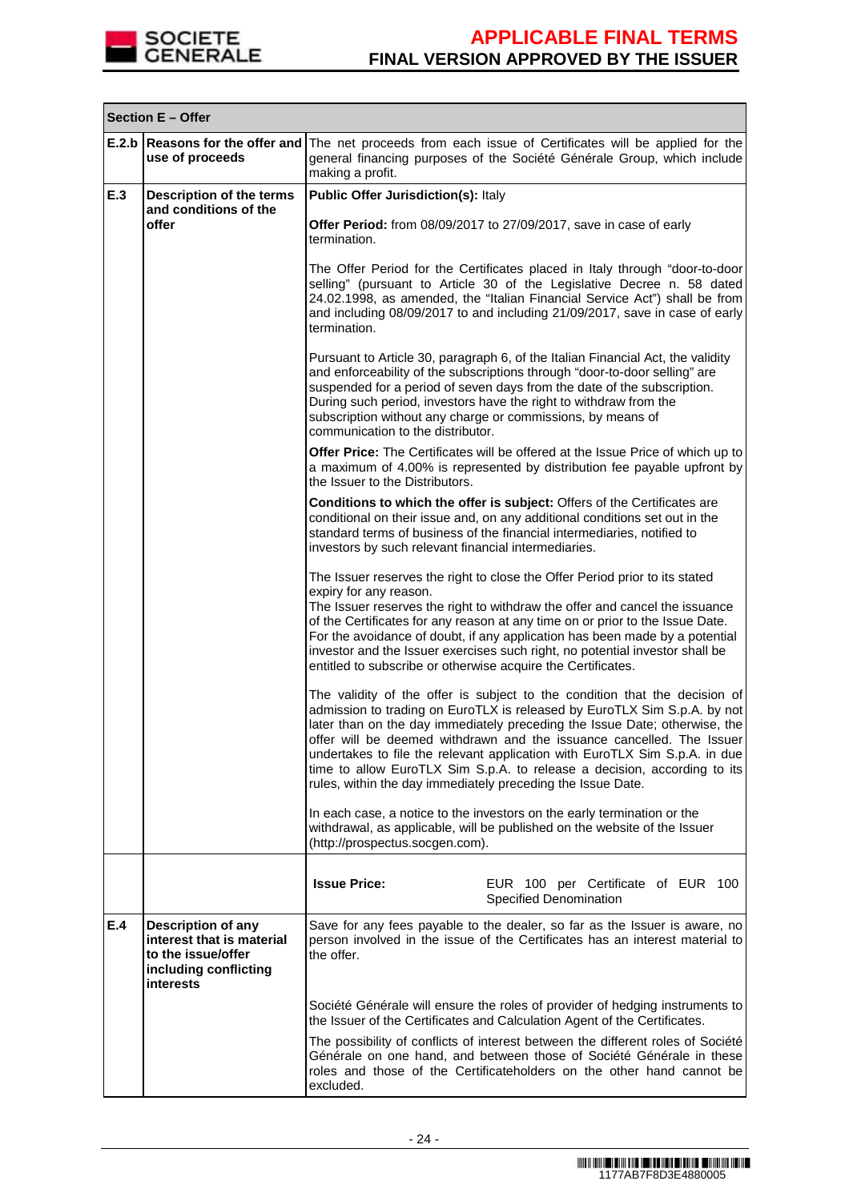| Section E – Offer | | |
|---|---|---|
| **E.2.b** | **Reasons for the offer and use of proceeds** | The net proceeds from each issue of Certificates will be applied for the general financing purposes of the Société Générale Group, which include making a profit. |
| **E.3** | **Description of the terms and conditions of the offer** | **Public Offer Jurisdiction(s):** Italy<br><br>**Offer Period:** from 08/09/2017 to 27/09/2017, save in case of early termination.<br><br>The Offer Period for the Certificates placed in Italy through "door-to-door selling" (pursuant to Article 30 of the Legislative Decree n. 58 dated 24.02.1998, as amended, the "Italian Financial Service Act") shall be from and including 08/09/2017 to and including 21/09/2017, save in case of early termination.<br><br>Pursuant to Article 30, paragraph 6, of the Italian Financial Act, the validity and enforceability of the subscriptions through "door-to-door selling" are suspended for a period of seven days from the date of the subscription. During such period, investors have the right to withdraw from the subscription without any charge or commissions, by means of communication to the distributor.<br><br>**Offer Price:** The Certificates will be offered at the Issue Price of which up to a maximum of 4.00% is represented by distribution fee payable upfront by the Issuer to the Distributors.<br><br>**Conditions to which the offer is subject:** Offers of the Certificates are conditional on their issue and, on any additional conditions set out in the standard terms of business of the financial intermediaries, notified to investors by such relevant financial intermediaries.<br><br>The Issuer reserves the right to close the Offer Period prior to its stated expiry for any reason.<br>The Issuer reserves the right to withdraw the offer and cancel the issuance of the Certificates for any reason at any time on or prior to the Issue Date. For the avoidance of doubt, if any application has been made by a potential investor and the Issuer exercises such right, no potential investor shall be entitled to subscribe or otherwise acquire the Certificates.<br><br>The validity of the offer is subject to the condition that the decision of admission to trading on EuroTLX is released by EuroTLX Sim S.p.A. by not later than on the day immediately preceding the Issue Date; otherwise, the offer will be deemed withdrawn and the issuance cancelled. The Issuer undertakes to file the relevant application with EuroTLX Sim S.p.A. in due time to allow EuroTLX Sim S.p.A. to release a decision, according to its rules, within the day immediately preceding the Issue Date.<br><br>In each case, a notice to the investors on the early termination or the withdrawal, as applicable, will be published on the website of the Issuer (http://prospectus.socgen.com). |
| | | **Issue Price:** EUR 100 per Certificate of EUR 100 Specified Denomination |
| **E.4** | **Description of any interest that is material to the issue/offer including conflicting interests** | Save for any fees payable to the dealer, so far as the Issuer is aware, no person involved in the issue of the Certificates has an interest material to the offer.<br><br>Société Générale will ensure the roles of provider of hedging instruments to the Issuer of the Certificates and Calculation Agent of the Certificates.<br><br>The possibility of conflicts of interest between the different roles of Société Générale on one hand, and between those of Société Générale in these roles and those of the Certificateholders on the other hand cannot be excluded. |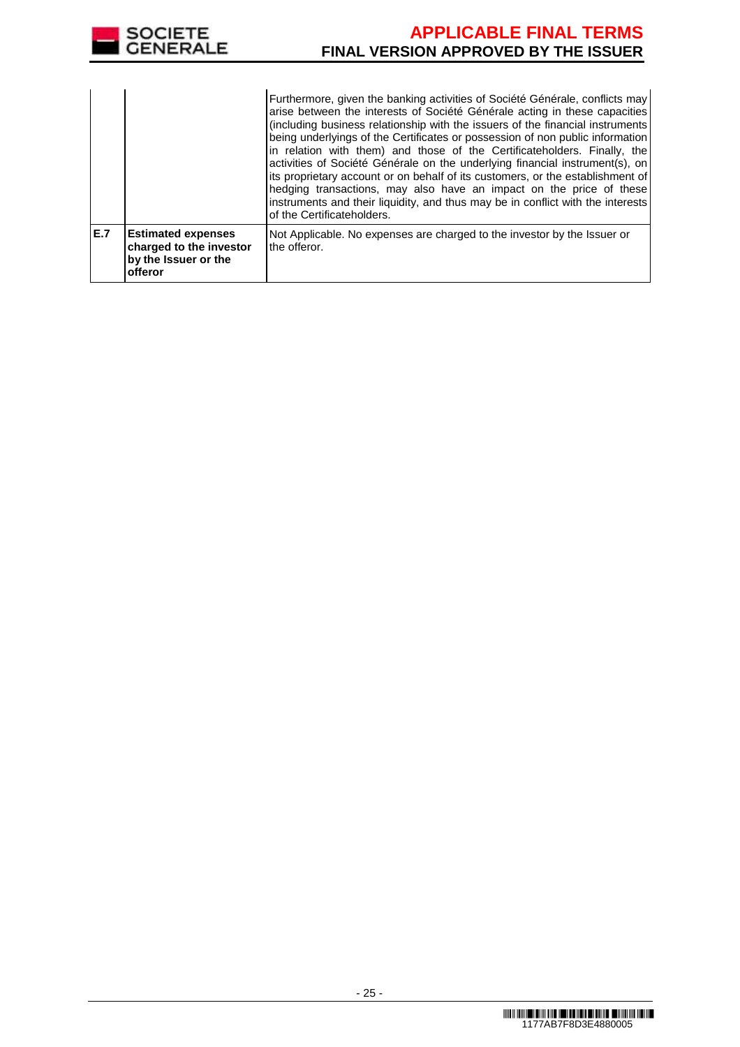|  |  |  |
|---|---|---|
|  |  | Furthermore, given the banking activities of Société Générale, conflicts may arise between the interests of Société Générale acting in these capacities (including business relationship with the issuers of the financial instruments being underlyings of the Certificates or possession of non public information in relation with them) and those of the Certificateholders. Finally, the activities of Société Générale on the underlying financial instrument(s), on its proprietary account or on behalf of its customers, or the establishment of hedging transactions, may also have an impact on the price of these instruments and their liquidity, and thus may be in conflict with the interests of the Certificateholders. |
| **E.7** | **Estimated expenses charged to the investor by the Issuer or the offeror** | Not Applicable. No expenses are charged to the investor by the Issuer or the offeror. |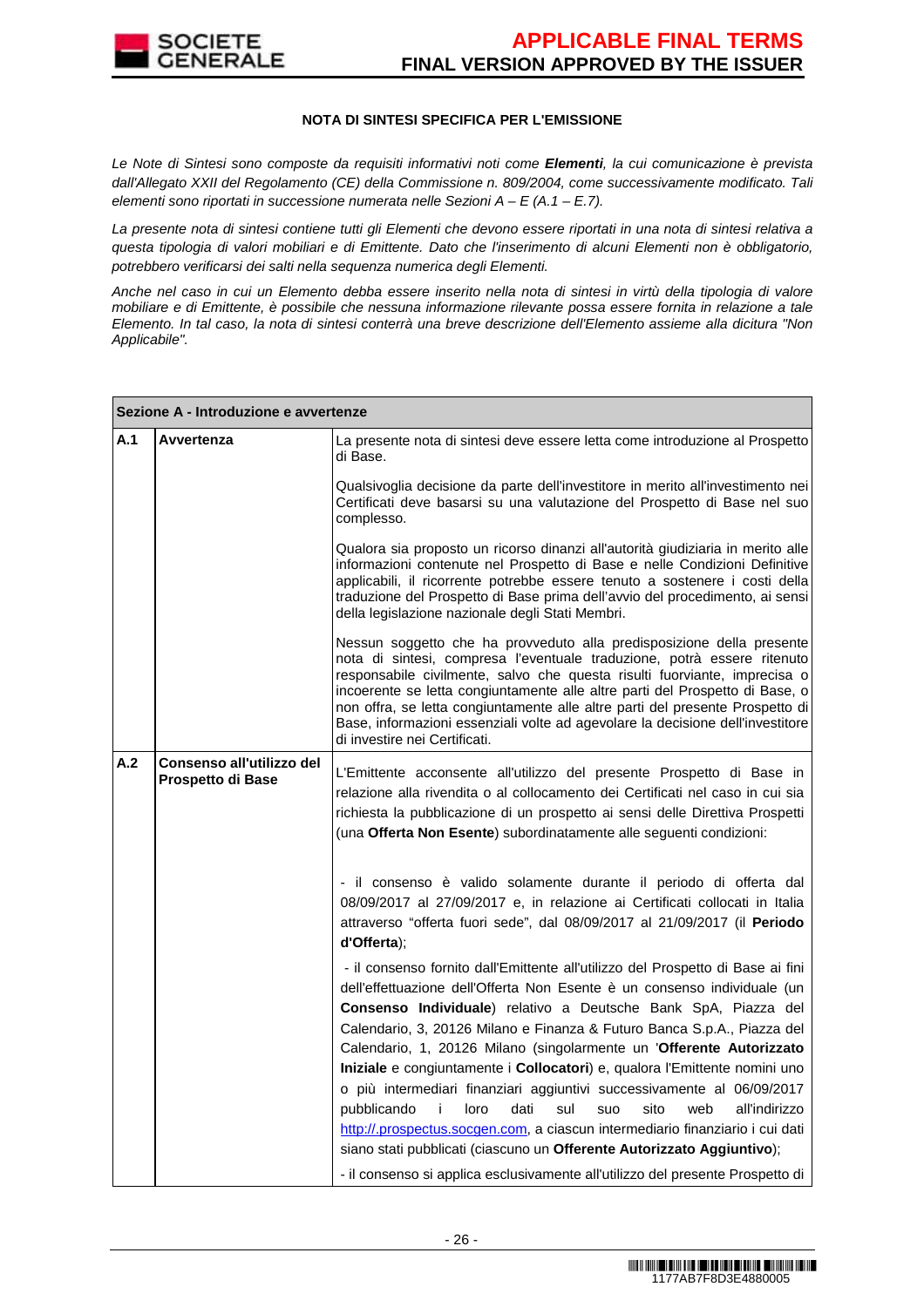### NOTA DI SINTESI SPECIFICA PER L'EMISSIONE

*Le Note di Sintesi sono composte da requisiti informativi noti come **Elementi**, la cui comunicazione è prevista dall'Allegato XXII del Regolamento (CE) della Commissione n. 809/2004, come successivamente modificato. Tali elementi sono riportati in successione numerata nelle Sezioni A – E (A.1 – E.7).*

*La presente nota di sintesi contiene tutti gli Elementi che devono essere riportati in una nota di sintesi relativa a questa tipologia di valori mobiliari e di Emittente. Dato che l'inserimento di alcuni Elementi non è obbligatorio, potrebbero verificarsi dei salti nella sequenza numerica degli Elementi.*

*Anche nel caso in cui un Elemento debba essere inserito nella nota di sintesi in virtù della tipologia di valore mobiliare e di Emittente, è possibile che nessuna informazione rilevante possa essere fornita in relazione a tale Elemento. In tal caso, la nota di sintesi conterrà una breve descrizione dell'Elemento assieme alla dicitura "Non Applicabile".*

| **Sezione A - Introduzione e avvertenze** | | |
|---|---|---|
| **A.1** | **Avvertenza** | La presente nota di sintesi deve essere letta come introduzione al Prospetto di Base.<br><br>Qualsivoglia decisione da parte dell'investitore in merito all'investimento nei Certificati deve basarsi su una valutazione del Prospetto di Base nel suo complesso.<br><br>Qualora sia proposto un ricorso dinanzi all'autorità giudiziaria in merito alle informazioni contenute nel Prospetto di Base e nelle Condizioni Definitive applicabili, il ricorrente potrebbe essere tenuto a sostenere i costi della traduzione del Prospetto di Base prima dell'avvio del procedimento, ai sensi della legislazione nazionale degli Stati Membri.<br><br>Nessun soggetto che ha provveduto alla predisposizione della presente nota di sintesi, compresa l'eventuale traduzione, potrà essere ritenuto responsabile civilmente, salvo che questa risulti fuorviante, imprecisa o incoerente se letta congiuntamente alle altre parti del Prospetto di Base, o non offra, se letta congiuntamente alle altre parti del presente Prospetto di Base, informazioni essenziali volte ad agevolare la decisione dell'investitore di investire nei Certificati. |
| **A.2** | **Consenso all'utilizzo del Prospetto di Base** | L'Emittente acconsente all'utilizzo del presente Prospetto di Base in relazione alla rivendita o al collocamento dei Certificati nel caso in cui sia richiesta la pubblicazione di un prospetto ai sensi delle Direttiva Prospetti (una **Offerta Non Esente**) subordinatamente alle seguenti condizioni:<br><br>- il consenso è valido solamente durante il periodo di offerta dal 08/09/2017 al 27/09/2017 e, in relazione ai Certificati collocati in Italia attraverso "offerta fuori sede", dal 08/09/2017 al 21/09/2017 (il **Periodo d'Offerta**);<br><br>- il consenso fornito dall'Emittente all'utilizzo del Prospetto di Base ai fini dell'effettuazione dell'Offerta Non Esente è un consenso individuale (un **Consenso Individuale**) relativo a Deutsche Bank SpA, Piazza del Calendario, 3, 20126 Milano e Finanza & Futuro Banca S.p.A., Piazza del Calendario, 1, 20126 Milano (singolarmente un '**Offerente Autorizzato Iniziale** e congiuntamente i **Collocatori**) e, qualora l'Emittente nomini uno o più intermediari finanziari aggiuntivi successivamente al 06/09/2017 pubblicando i loro dati sul suo sito web all'indirizzo http://.prospectus.socgen.com, a ciascun intermediario finanziario i cui dati siano stati pubblicati (ciascuno un **Offerente Autorizzato Aggiuntivo**);<br><br>- il consenso si applica esclusivamente all'utilizzo del presente Prospetto di |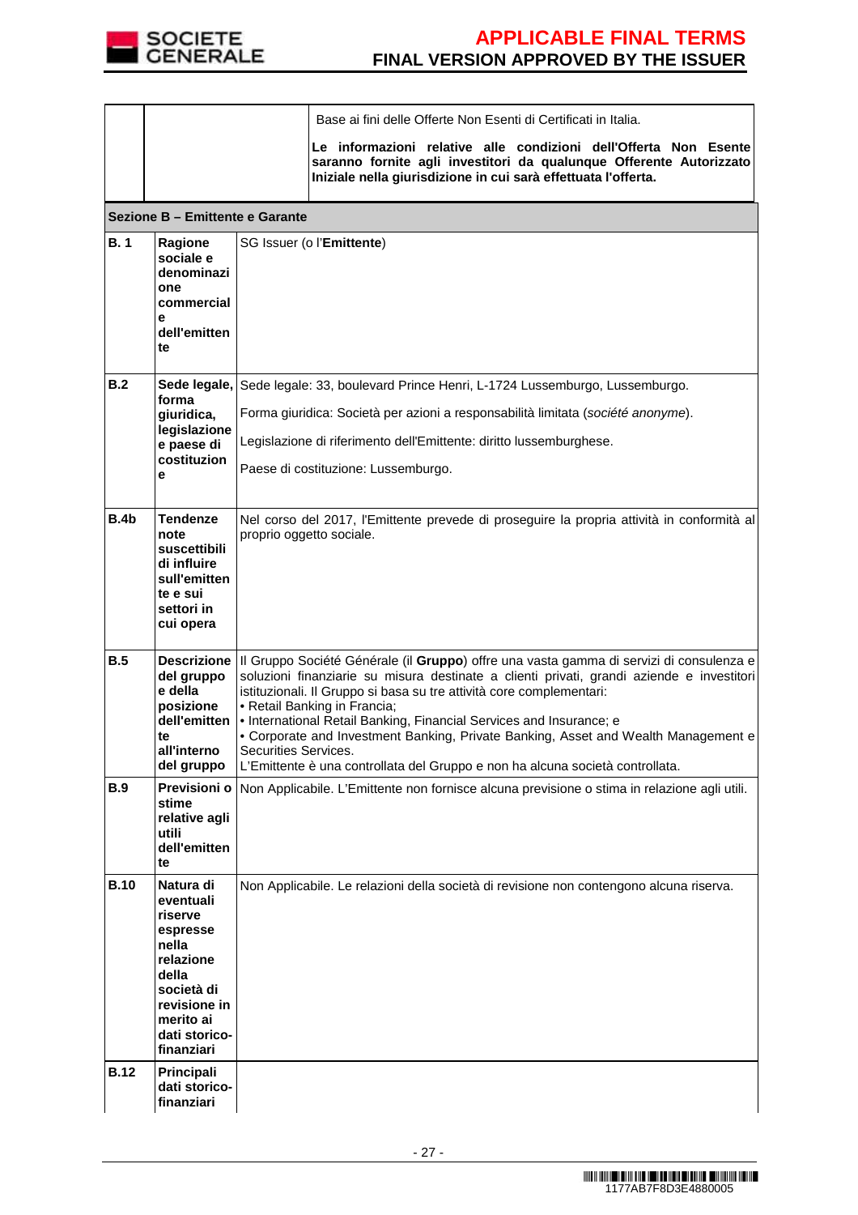| | | |
|---|---|---|
| | | Base ai fini delle Offerte Non Esenti di Certificati in Italia.<br><br>**Le informazioni relative alle condizioni dell'Offerta Non Esente saranno fornite agli investitori da qualunque Offerente Autorizzato Iniziale nella giurisdizione in cui sarà effettuata l'offerta.** |

| | | |
|---|---|---|
| **Sezione B – Emittente e Garante** | | |
| **B. 1** | **Ragione sociale e denominazione commerciale dell'emittente** | SG Issuer (o l'**Emittente**) |
| **B.2** | **Sede legale, forma giuridica, legislazione e paese di costituzione** | Sede legale: 33, boulevard Prince Henri, L-1724 Lussemburgo, Lussemburgo.<br><br>Forma giuridica: Società per azioni a responsabilità limitata (*société anonyme*).<br><br>Legislazione di riferimento dell'Emittente: diritto lussemburghese.<br><br>Paese di costituzione: Lussemburgo. |
| **B.4b** | **Tendenze note suscettibili di influire sull'emittente e sui settori in cui opera** | Nel corso del 2017, l'Emittente prevede di proseguire la propria attività in conformità al proprio oggetto sociale. |
| **B.5** | **Descrizione del gruppo e della posizione dell'emittente all'interno del gruppo** | Il Gruppo Société Générale (il **Gruppo**) offre una vasta gamma di servizi di consulenza e soluzioni finanziarie su misura destinate a clienti privati, grandi aziende e investitori istituzionali. Il Gruppo si basa su tre attività core complementari:<br>• Retail Banking in Francia;<br>• International Retail Banking, Financial Services and Insurance; e<br>• Corporate and Investment Banking, Private Banking, Asset and Wealth Management e Securities Services.<br>L'Emittente è una controllata del Gruppo e non ha alcuna società controllata. |
| **B.9** | **Previsioni o stime relative agli utili dell'emittente** | Non Applicabile. L'Emittente non fornisce alcuna previsione o stima in relazione agli utili. |
| **B.10** | **Natura di eventuali riserve espresse nella relazione della società di revisione in merito ai dati storico-finanziari** | Non Applicabile. Le relazioni della società di revisione non contengono alcuna riserva. |
| **B.12** | **Principali dati storico-finanziari** | |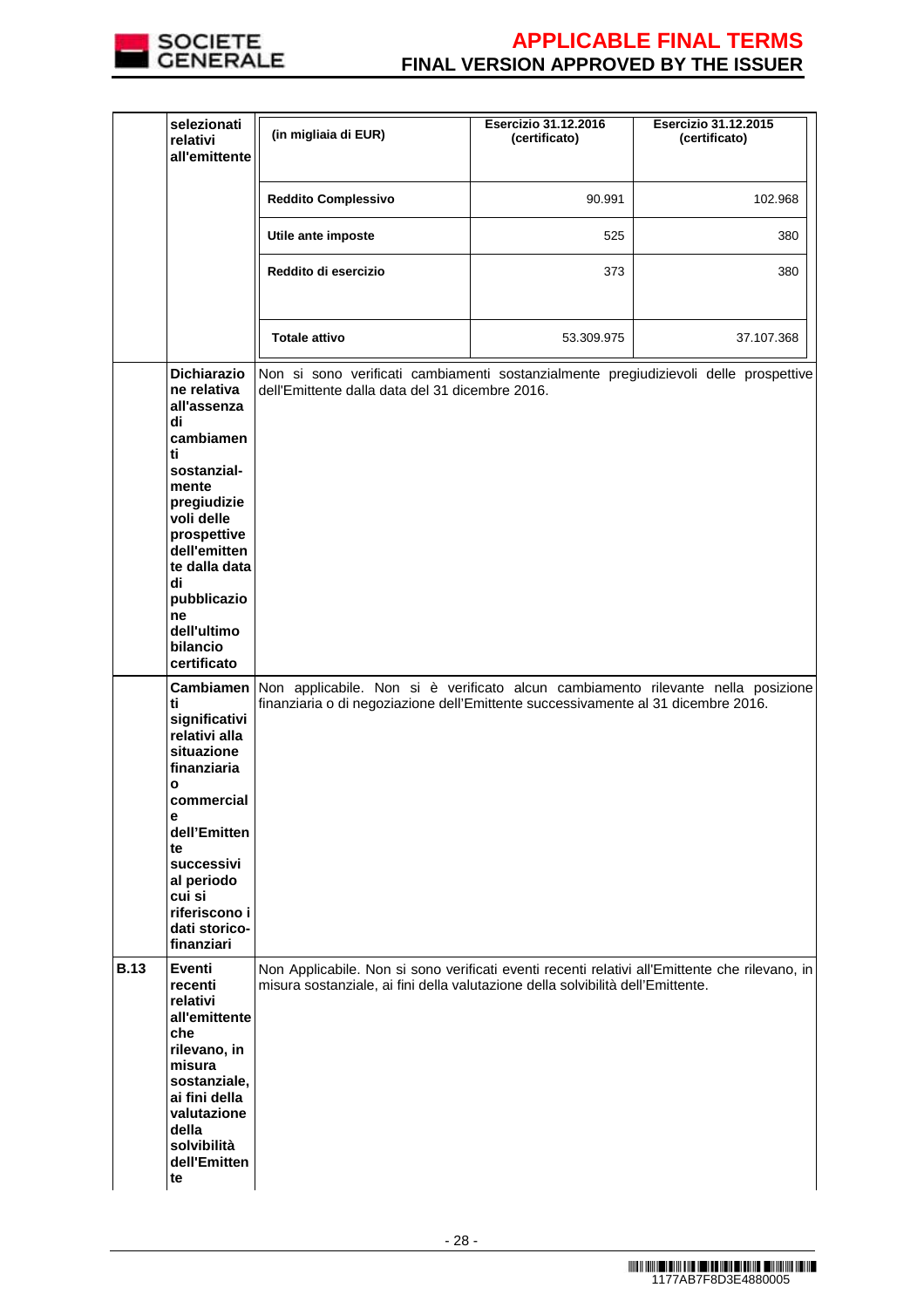| | | | | |
|---|---|---|---|---|
| | **selezionati relativi all'emittente** | **(in migliaia di EUR)** | **Esercizio 31.12.2016 (certificato)** | **Esercizio 31.12.2015 (certificato)** |
| | | **Reddito Complessivo** | 90.991 | 102.968 |
| | | **Utile ante imposte** | 525 | 380 |
| | | **Reddito di esercizio** | 373 | 380 |
| | | **Totale attivo** | 53.309.975 | 37.107.368 |
| | **Dichiarazione relativa all'assenza di cambiamenti sostanzial-mente pregiudizievoli delle prospettive dell'emittente dalla data di pubblicazione dell'ultimo bilancio certificato** | Non si sono verificati cambiamenti sostanzialmente pregiudizievoli delle prospettive dell'Emittente dalla data del 31 dicembre 2016. | | |
| | **Cambiamenti significativi relativi alla situazione finanziaria o commerciale dell'Emittente successivi al periodo cui si riferiscono i dati storico-finanziari** | Non applicabile. Non si è verificato alcun cambiamento rilevante nella posizione finanziaria o di negoziazione dell'Emittente successivamente al 31 dicembre 2016. | | |
| **B.13** | **Eventi recenti relativi all'emittente che rilevano, in misura sostanziale, ai fini della valutazione della solvibilità dell'Emittente** | Non Applicabile. Non si sono verificati eventi recenti relativi all'Emittente che rilevano, in misura sostanziale, ai fini della valutazione della solvibilità dell'Emittente. | | |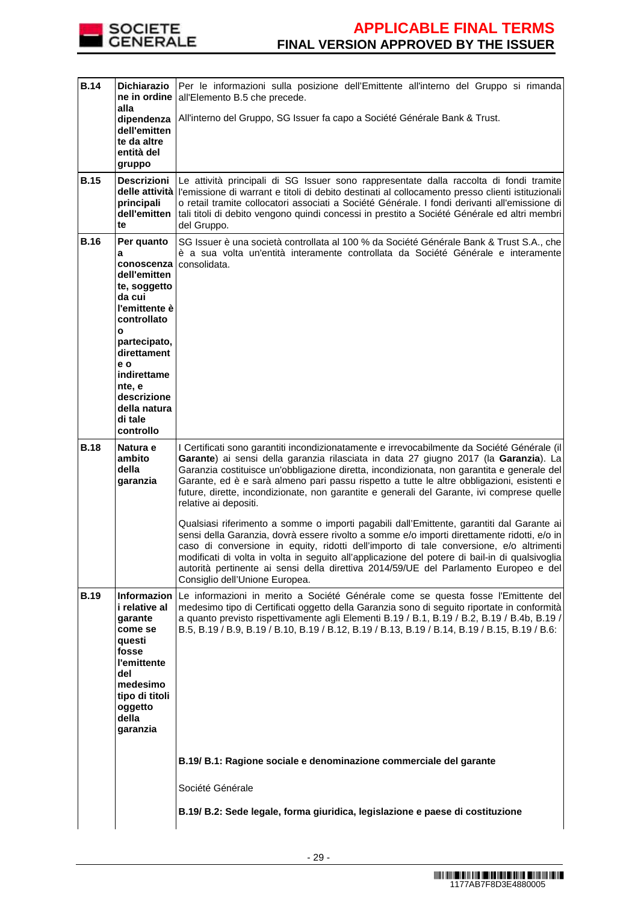| | | |
|---|---|---|
| **B.14** | **Dichiarazione in ordine alla dipendenza dell'emittente da altre entità del gruppo** | Per le informazioni sulla posizione dell'Emittente all'interno del Gruppo si rimanda all'Elemento B.5 che precede.<br><br>All'interno del Gruppo, SG Issuer fa capo a Société Générale Bank & Trust. |
| **B.15** | **Descrizioni delle attività principali dell'emittente** | Le attività principali di SG Issuer sono rappresentate dalla raccolta di fondi tramite l'emissione di warrant e titoli di debito destinati al collocamento presso clienti istituzionali o retail tramite collocatori associati a Société Générale. I fondi derivanti all'emissione di tali titoli di debito vengono quindi concessi in prestito a Société Générale ed altri membri del Gruppo. |
| **B.16** | **Per quanto a conoscenza dell'emittente, soggetto da cui l'emittente è controllato o partecipato, direttamente o indirettamente, e descrizione della natura di tale controllo** | SG Issuer è una società controllata al 100 % da Société Générale Bank & Trust S.A., che è a sua volta un'entità interamente controllata da Société Générale e interamente consolidata. |
| **B.18** | **Natura e ambito della garanzia** | I Certificati sono garantiti incondizionatamente e irrevocabilmente da Société Générale (il **Garante**) ai sensi della garanzia rilasciata in data 27 giugno 2017 (la **Garanzia**). La Garanzia costituisce un'obbligazione diretta, incondizionata, non garantita e generale del Garante, ed è e sarà almeno pari passu rispetto a tutte le altre obbligazioni, esistenti e future, dirette, incondizionate, non garantite e generali del Garante, ivi comprese quelle relative ai depositi.<br><br>Qualsiasi riferimento a somme o importi pagabili dall'Emittente, garantiti dal Garante ai sensi della Garanzia, dovrà essere rivolto a somme e/o importi direttamente ridotti, e/o in caso di conversione in equity, ridotti dell'importo di tale conversione, e/o altrimenti modificati di volta in volta in seguito all'applicazione del potere di bail-in di qualsivoglia autorità pertinente ai sensi della direttiva 2014/59/UE del Parlamento Europeo e del Consiglio dell'Unione Europea. |
| **B.19** | **Informazioni relative al garante come se questi fosse l'emittente del medesimo tipo di titoli oggetto della garanzia** | Le informazioni in merito a Société Générale come se questa fosse l'Emittente del medesimo tipo di Certificati oggetto della Garanzia sono di seguito riportate in conformità a quanto previsto rispettivamente agli Elementi B.19 / B.1, B.19 / B.2, B.19 / B.4b, B.19 / B.5, B.19 / B.9, B.19 / B.10, B.19 / B.12, B.19 / B.13, B.19 / B.14, B.19 / B.15, B.19 / B.6:<br><br>**B.19/ B.1: Ragione sociale e denominazione commerciale del garante**<br><br>Société Générale<br><br>**B.19/ B.2: Sede legale, forma giuridica, legislazione e paese di costituzione** |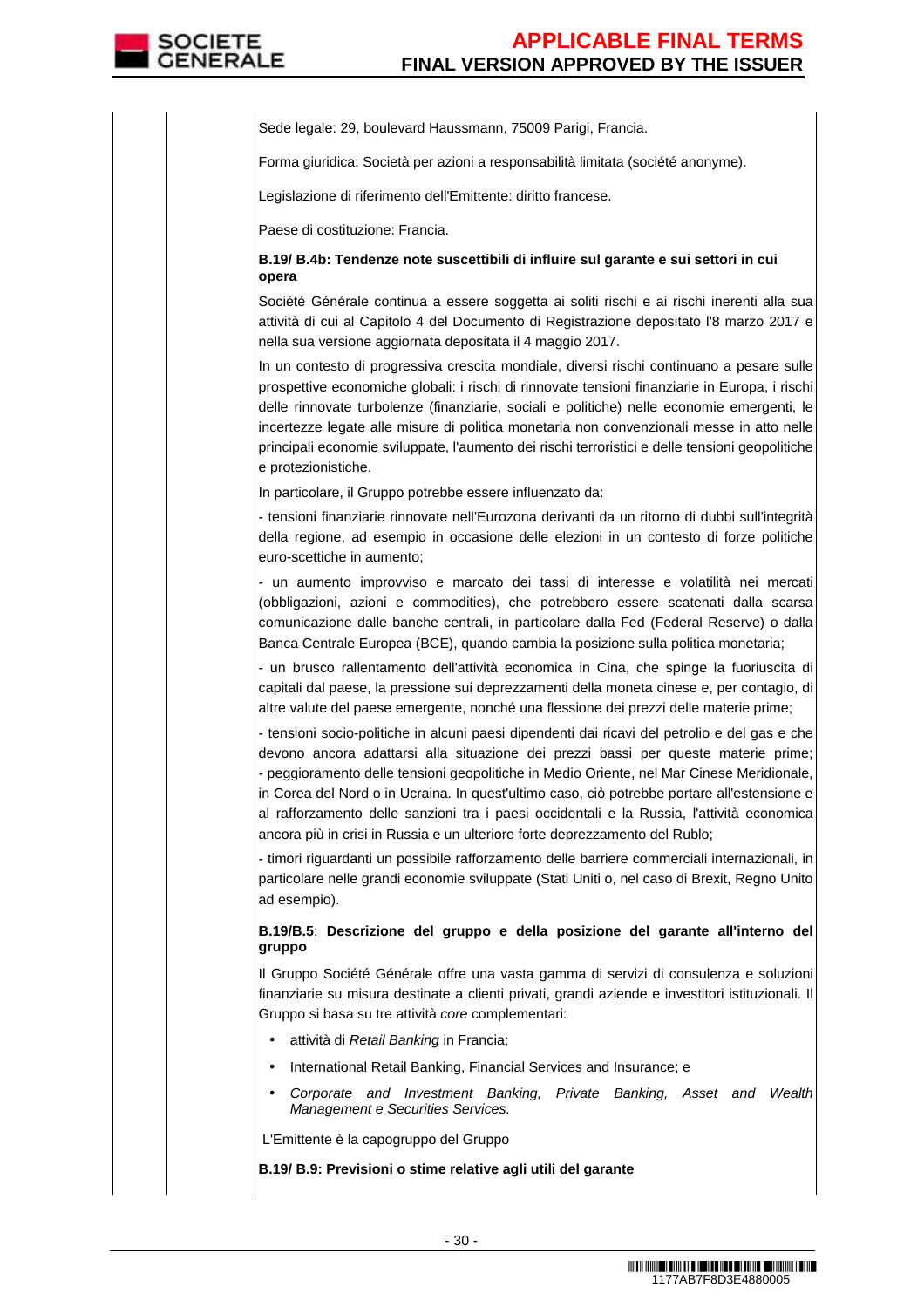Sede legale: 29, boulevard Haussmann, 75009 Parigi, Francia.

Forma giuridica: Società per azioni a responsabilità limitata (société anonyme).

Legislazione di riferimento dell'Emittente: diritto francese.

Paese di costituzione: Francia.

**B.19/ B.4b: Tendenze note suscettibili di influire sul garante e sui settori in cui opera**

Société Générale continua a essere soggetta ai soliti rischi e ai rischi inerenti alla sua attività di cui al Capitolo 4 del Documento di Registrazione depositato l'8 marzo 2017 e nella sua versione aggiornata depositata il 4 maggio 2017.

In un contesto di progressiva crescita mondiale, diversi rischi continuano a pesare sulle prospettive economiche globali: i rischi di rinnovate tensioni finanziarie in Europa, i rischi delle rinnovate turbolenze (finanziarie, sociali e politiche) nelle economie emergenti, le incertezze legate alle misure di politica monetaria non convenzionali messe in atto nelle principali economie sviluppate, l'aumento dei rischi terroristici e delle tensioni geopolitiche e protezionistiche.

In particolare, il Gruppo potrebbe essere influenzato da:

- tensioni finanziarie rinnovate nell'Eurozona derivanti da un ritorno di dubbi sull'integrità della regione, ad esempio in occasione delle elezioni in un contesto di forze politiche euro-scettiche in aumento;

- un aumento improvviso e marcato dei tassi di interesse e volatilità nei mercati (obbligazioni, azioni e commodities), che potrebbero essere scatenati dalla scarsa comunicazione dalle banche centrali, in particolare dalla Fed (Federal Reserve) o dalla Banca Centrale Europea (BCE), quando cambia la posizione sulla politica monetaria;

- un brusco rallentamento dell'attività economica in Cina, che spinge la fuoriuscita di capitali dal paese, la pressione sui deprezzamenti della moneta cinese e, per contagio, di altre valute del paese emergente, nonché una flessione dei prezzi delle materie prime;

- tensioni socio-politiche in alcuni paesi dipendenti dai ricavi del petrolio e del gas e che devono ancora adattarsi alla situazione dei prezzi bassi per queste materie prime;
- peggioramento delle tensioni geopolitiche in Medio Oriente, nel Mar Cinese Meridionale, in Corea del Nord o in Ucraina. In quest'ultimo caso, ciò potrebbe portare all'estensione e al rafforzamento delle sanzioni tra i paesi occidentali e la Russia, l'attività economica ancora più in crisi in Russia e un ulteriore forte deprezzamento del Rublo;

- timori riguardanti un possibile rafforzamento delle barriere commerciali internazionali, in particolare nelle grandi economie sviluppate (Stati Uniti o, nel caso di Brexit, Regno Unito ad esempio).

**B.19/B.5**: **Descrizione del gruppo e della posizione del garante all'interno del gruppo**

Il Gruppo Société Générale offre una vasta gamma di servizi di consulenza e soluzioni finanziarie su misura destinate a clienti privati, grandi aziende e investitori istituzionali. Il Gruppo si basa su tre attività *core* complementari:

- attività di *Retail Banking* in Francia;
- International Retail Banking, Financial Services and Insurance; e
- *Corporate and Investment Banking, Private Banking, Asset and Wealth Management e Securities Services.*

L'Emittente è la capogruppo del Gruppo

**B.19/ B.9: Previsioni o stime relative agli utili del garante**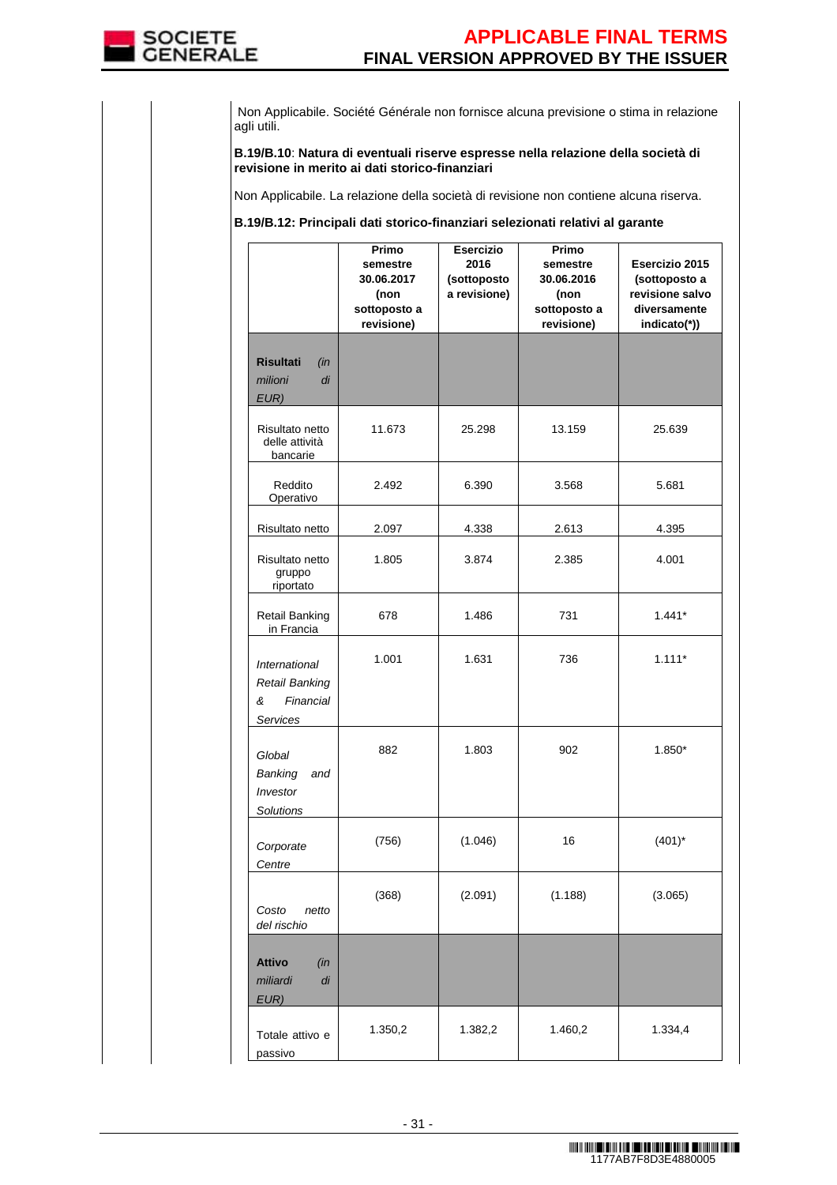Non Applicabile. Société Générale non fornisce alcuna previsione o stima in relazione agli utili.

**B.19/B.10**: **Natura di eventuali riserve espresse nella relazione della società di revisione in merito ai dati storico-finanziari**

Non Applicabile. La relazione della società di revisione non contiene alcuna riserva.

**B.19/B.12: Principali dati storico-finanziari selezionati relativi al garante**

| | **Primo semestre 30.06.2017 (non sottoposto a revisione)** | **Esercizio 2016 (sottoposto a revisione)** | **Primo semestre 30.06.2016 (non sottoposto a revisione)** | **Esercizio 2015 (sottoposto a revisione salvo diversamente indicato(*))** |
|---|---|---|---|---|
| **Risultati** *(in milioni di EUR)* | | | | |
| Risultato netto delle attività bancarie | 11.673 | 25.298 | 13.159 | 25.639 |
| Reddito Operativo | 2.492 | 6.390 | 3.568 | 5.681 |
| Risultato netto | 2.097 | 4.338 | 2.613 | 4.395 |
| Risultato netto gruppo riportato | 1.805 | 3.874 | 2.385 | 4.001 |
| Retail Banking in Francia | 678 | 1.486 | 731 | 1.441* |
| *International Retail Banking & Financial Services* | 1.001 | 1.631 | 736 | 1.111* |
| *Global Banking and Investor Solutions* | 882 | 1.803 | 902 | 1.850* |
| *Corporate Centre* | (756) | (1.046) | 16 | (401)* |
| *Costo netto del rischio* | (368) | (2.091) | (1.188) | (3.065) |
| **Attivo** *(in miliardi di EUR)* | | | | |
| Totale attivo e passivo | 1.350,2 | 1.382,2 | 1.460,2 | 1.334,4 |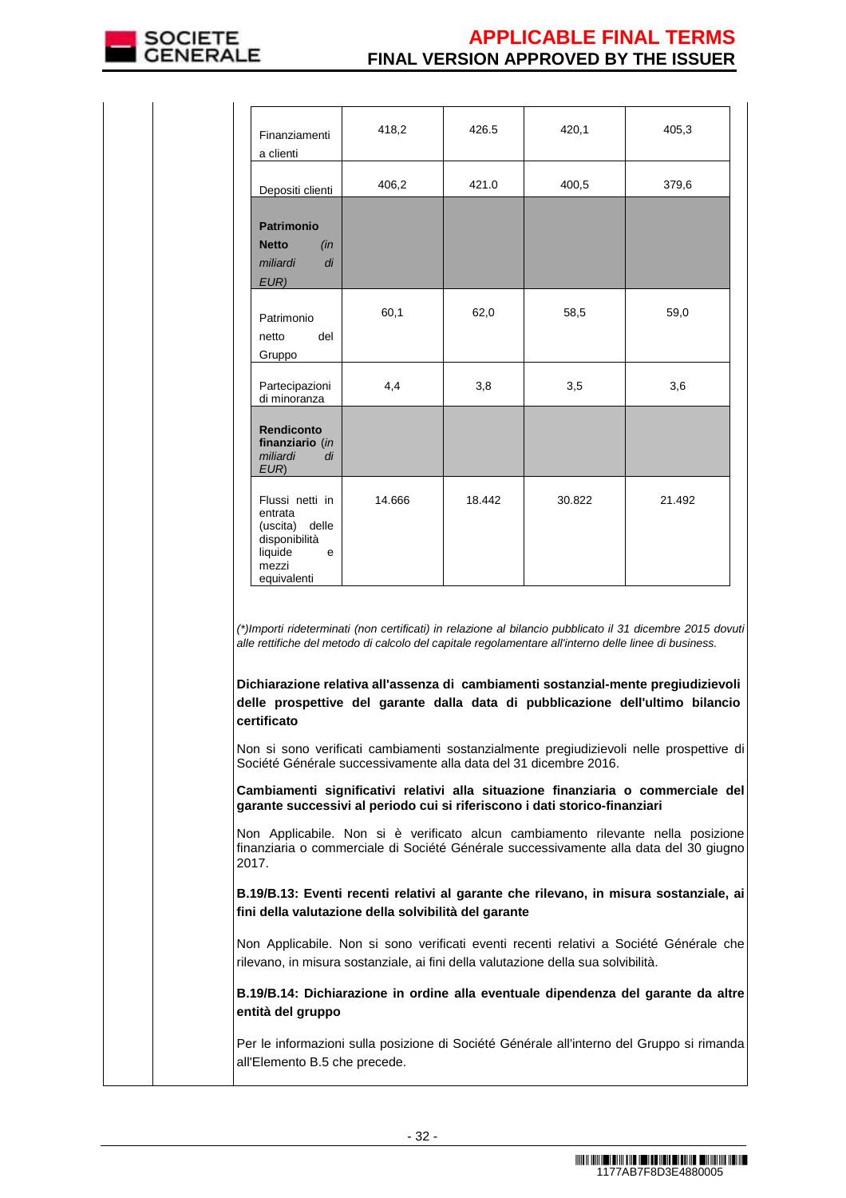| | | | | |
|---|---|---|---|---|
| Finanziamenti a clienti | 418,2 | 426.5 | 420,1 | 405,3 |
| Depositi clienti | 406,2 | 421.0 | 400,5 | 379,6 |
| **Patrimonio Netto** *(in miliardi di EUR)* | | | | |
| Patrimonio netto del Gruppo | 60,1 | 62,0 | 58,5 | 59,0 |
| Partecipazioni di minoranza | 4,4 | 3,8 | 3,5 | 3,6 |
| **Rendiconto finanziario** (*in miliardi di EUR*) | | | | |
| Flussi netti in entrata (uscita) delle disponibilità liquide e mezzi equivalenti | 14.666 | 18.442 | 30.822 | 21.492 |

*(\*)Importi rideterminati (non certificati) in relazione al bilancio pubblicato il 31 dicembre 2015 dovuti alle rettifiche del metodo di calcolo del capitale regolamentare all'interno delle linee di business.*

**Dichiarazione relativa all'assenza di cambiamenti sostanzial-mente pregiudizievoli delle prospettive del garante dalla data di pubblicazione dell'ultimo bilancio certificato**

Non si sono verificati cambiamenti sostanzialmente pregiudizievoli nelle prospettive di Société Générale successivamente alla data del 31 dicembre 2016.

**Cambiamenti significativi relativi alla situazione finanziaria o commerciale del garante successivi al periodo cui si riferiscono i dati storico-finanziari**

Non Applicabile. Non si è verificato alcun cambiamento rilevante nella posizione finanziaria o commerciale di Société Générale successivamente alla data del 30 giugno 2017.

**B.19/B.13: Eventi recenti relativi al garante che rilevano, in misura sostanziale, ai fini della valutazione della solvibilità del garante**

Non Applicabile. Non si sono verificati eventi recenti relativi a Société Générale che rilevano, in misura sostanziale, ai fini della valutazione della sua solvibilità.

**B.19/B.14: Dichiarazione in ordine alla eventuale dipendenza del garante da altre entità del gruppo**

Per le informazioni sulla posizione di Société Générale all'interno del Gruppo si rimanda all'Elemento B.5 che precede.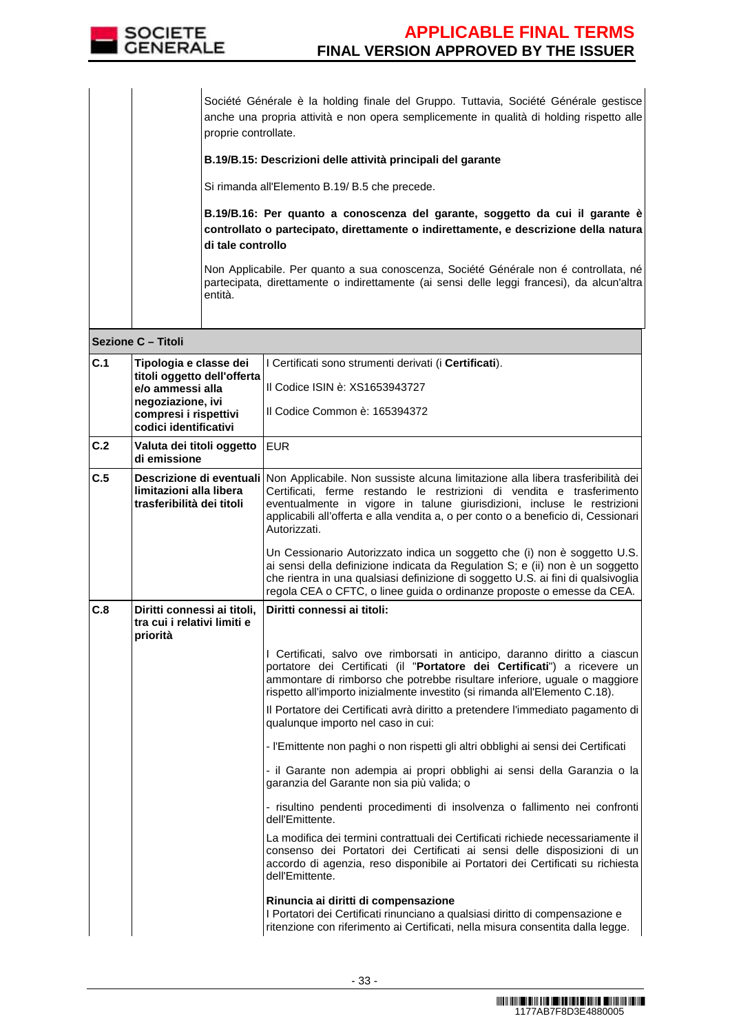| | | |
|---|---|---|
| | | Société Générale è la holding finale del Gruppo. Tuttavia, Société Générale gestisce anche una propria attività e non opera semplicemente in qualità di holding rispetto alle proprie controllate.<br><br>**B.19/B.15: Descrizioni delle attività principali del garante**<br><br>Si rimanda all'Elemento B.19/ B.5 che precede.<br><br>**B.19/B.16: Per quanto a conoscenza del garante, soggetto da cui il garante è controllato o partecipato, direttamente o indirettamente, e descrizione della natura di tale controllo**<br><br>Non Applicabile. Per quanto a sua conoscenza, Société Générale non é controllata, né partecipata, direttamente o indirettamente (ai sensi delle leggi francesi), da alcun'altra entità. |

**Sezione C – Titoli**

| | | |
|---|---|---|
| **C.1** | **Tipologia e classe dei titoli oggetto dell'offerta e/o ammessi alla negoziazione, ivi compresi i rispettivi codici identificativi** | I Certificati sono strumenti derivati (i **Certificati**).<br><br>Il Codice ISIN è: XS1653943727<br><br>Il Codice Common è: 165394372 |
| **C.2** | **Valuta dei titoli oggetto di emissione** | EUR |
| **C.5** | **Descrizione di eventuali limitazioni alla libera trasferibilità dei titoli** | Non Applicabile. Non sussiste alcuna limitazione alla libera trasferibilità dei Certificati, ferme restando le restrizioni di vendita e trasferimento eventualmente in vigore in talune giurisdizioni, incluse le restrizioni applicabili all'offerta e alla vendita a, o per conto o a beneficio di, Cessionari Autorizzati.<br><br>Un Cessionario Autorizzato indica un soggetto che (i) non è soggetto U.S. ai sensi della definizione indicata da Regulation S; e (ii) non è un soggetto che rientra in una qualsiasi definizione di soggetto U.S. ai fini di qualsivoglia regola CEA o CFTC, o linee guida o ordinanze proposte o emesse da CEA. |
| **C.8** | **Diritti connessi ai titoli, tra cui i relativi limiti e priorità** | **Diritti connessi ai titoli:**<br><br>I Certificati, salvo ove rimborsati in anticipo, daranno diritto a ciascun portatore dei Certificati (il "**Portatore dei Certificati**") a ricevere un ammontare di rimborso che potrebbe risultare inferiore, uguale o maggiore rispetto all'importo inizialmente investito (si rimanda all'Elemento C.18).<br><br>Il Portatore dei Certificati avrà diritto a pretendere l'immediato pagamento di qualunque importo nel caso in cui:<br><br>- l'Emittente non paghi o non rispetti gli altri obblighi ai sensi dei Certificati<br><br>- il Garante non adempia ai propri obblighi ai sensi della Garanzia o la garanzia del Garante non sia più valida; o<br><br>- risultino pendenti procedimenti di insolvenza o fallimento nei confronti dell'Emittente.<br><br>La modifica dei termini contrattuali dei Certificati richiede necessariamente il consenso dei Portatori dei Certificati ai sensi delle disposizioni di un accordo di agenzia, reso disponibile ai Portatori dei Certificati su richiesta dell'Emittente.<br><br>**Rinuncia ai diritti di compensazione**<br>I Portatori dei Certificati rinunciano a qualsiasi diritto di compensazione e ritenzione con riferimento ai Certificati, nella misura consentita dalla legge. |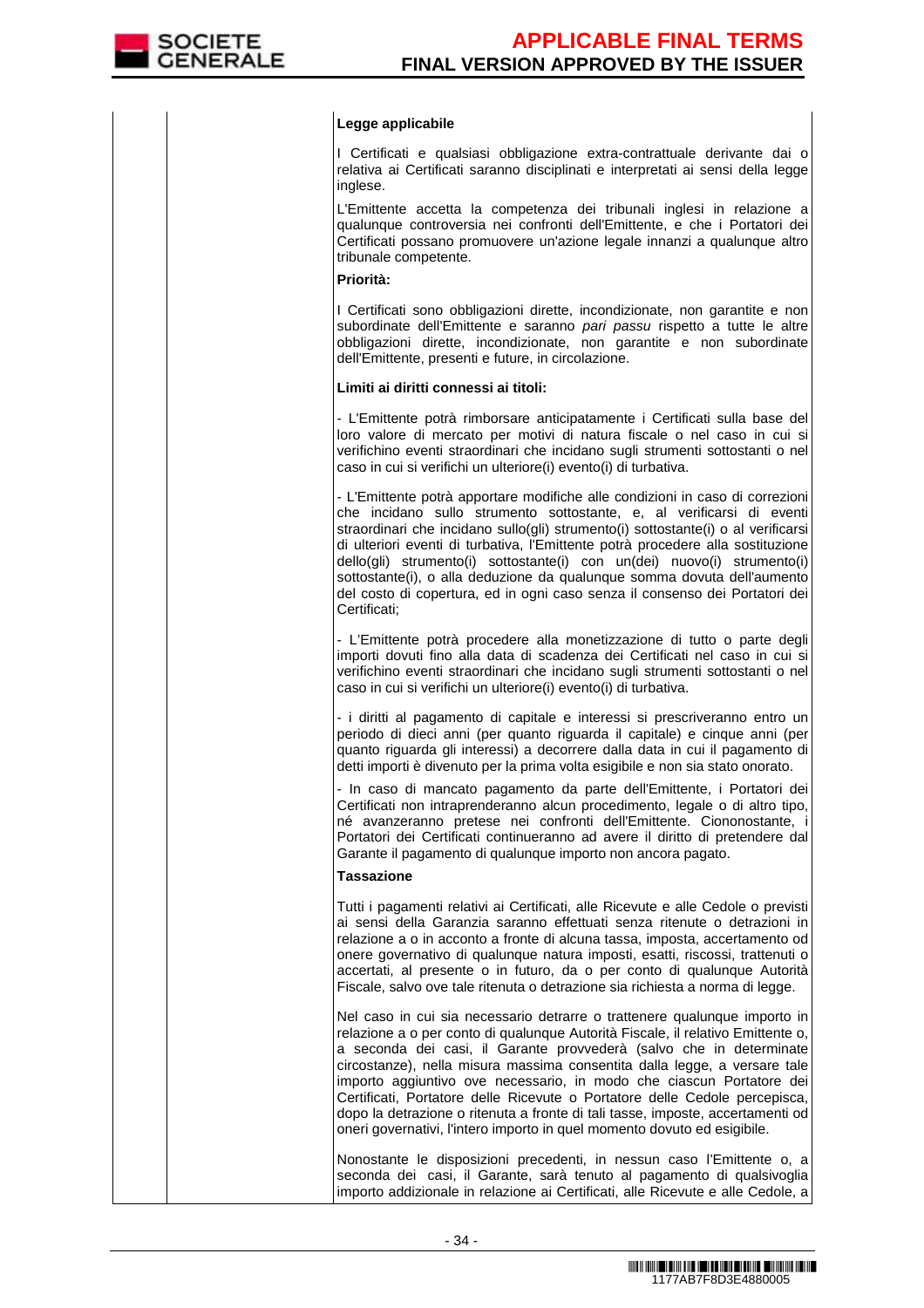| | | **Legge applicabile**<br><br>I Certificati e qualsiasi obbligazione extra-contrattuale derivante dai o relativa ai Certificati saranno disciplinati e interpretati ai sensi della legge inglese.<br><br>L'Emittente accetta la competenza dei tribunali inglesi in relazione a qualunque controversia nei confronti dell'Emittente, e che i Portatori dei Certificati possano promuovere un'azione legale innanzi a qualunque altro tribunale competente.<br><br>**Priorità:**<br><br>I Certificati sono obbligazioni dirette, incondizionate, non garantite e non subordinate dell'Emittente e saranno *pari passu* rispetto a tutte le altre obbligazioni dirette, incondizionate, non garantite e non subordinate dell'Emittente, presenti e future, in circolazione.<br><br>**Limiti ai diritti connessi ai titoli:**<br><br>- L'Emittente potrà rimborsare anticipatamente i Certificati sulla base del loro valore di mercato per motivi di natura fiscale o nel caso in cui si verifichino eventi straordinari che incidano sugli strumenti sottostanti o nel caso in cui si verifichi un ulteriore(i) evento(i) di turbativa.<br><br>- L'Emittente potrà apportare modifiche alle condizioni in caso di correzioni che incidano sullo strumento sottostante, e, al verificarsi di eventi straordinari che incidano sullo(gli) strumento(i) sottostante(i) o al verificarsi di ulteriori eventi di turbativa, l'Emittente potrà procedere alla sostituzione dello(gli) strumento(i) sottostante(i) con un(dei) nuovo(i) strumento(i) sottostante(i), o alla deduzione da qualunque somma dovuta dell'aumento del costo di copertura, ed in ogni caso senza il consenso dei Portatori dei Certificati;<br><br>- L'Emittente potrà procedere alla monetizzazione di tutto o parte degli importi dovuti fino alla data di scadenza dei Certificati nel caso in cui si verifichino eventi straordinari che incidano sugli strumenti sottostanti o nel caso in cui si verifichi un ulteriore(i) evento(i) di turbativa.<br><br>- i diritti al pagamento di capitale e interessi si prescriveranno entro un periodo di dieci anni (per quanto riguarda il capitale) e cinque anni (per quanto riguarda gli interessi) a decorrere dalla data in cui il pagamento di detti importi è divenuto per la prima volta esigibile e non sia stato onorato.<br><br>- In caso di mancato pagamento da parte dell'Emittente, i Portatori dei Certificati non intraprenderanno alcun procedimento, legale o di altro tipo, né avanzeranno pretese nei confronti dell'Emittente. Ciononostante, i Portatori dei Certificati continueranno ad avere il diritto di pretendere dal Garante il pagamento di qualunque importo non ancora pagato.<br><br>**Tassazione**<br><br>Tutti i pagamenti relativi ai Certificati, alle Ricevute e alle Cedole o previsti ai sensi della Garanzia saranno effettuati senza ritenute o detrazioni in relazione a o in acconto a fronte di alcuna tassa, imposta, accertamento od onere governativo di qualunque natura imposti, esatti, riscossi, trattenuti o accertati, al presente o in futuro, da o per conto di qualunque Autorità Fiscale, salvo ove tale ritenuta o detrazione sia richiesta a norma di legge.<br><br>Nel caso in cui sia necessario detrarre o trattenere qualunque importo in relazione a o per conto di qualunque Autorità Fiscale, il relativo Emittente o, a seconda dei casi, il Garante provvederà (salvo che in determinate circostanze), nella misura massima consentita dalla legge, a versare tale importo aggiuntivo ove necessario, in modo che ciascun Portatore dei Certificati, Portatore delle Ricevute o Portatore delle Cedole percepisca, dopo la detrazione o ritenuta a fronte di tali tasse, imposte, accertamenti od oneri governativi, l'intero importo in quel momento dovuto ed esigibile.<br><br>Nonostante le disposizioni precedenti, in nessun caso l'Emittente o, a seconda dei casi, il Garante, sarà tenuto al pagamento di qualsivoglia importo addizionale in relazione ai Certificati, alle Ricevute e alle Cedole, a |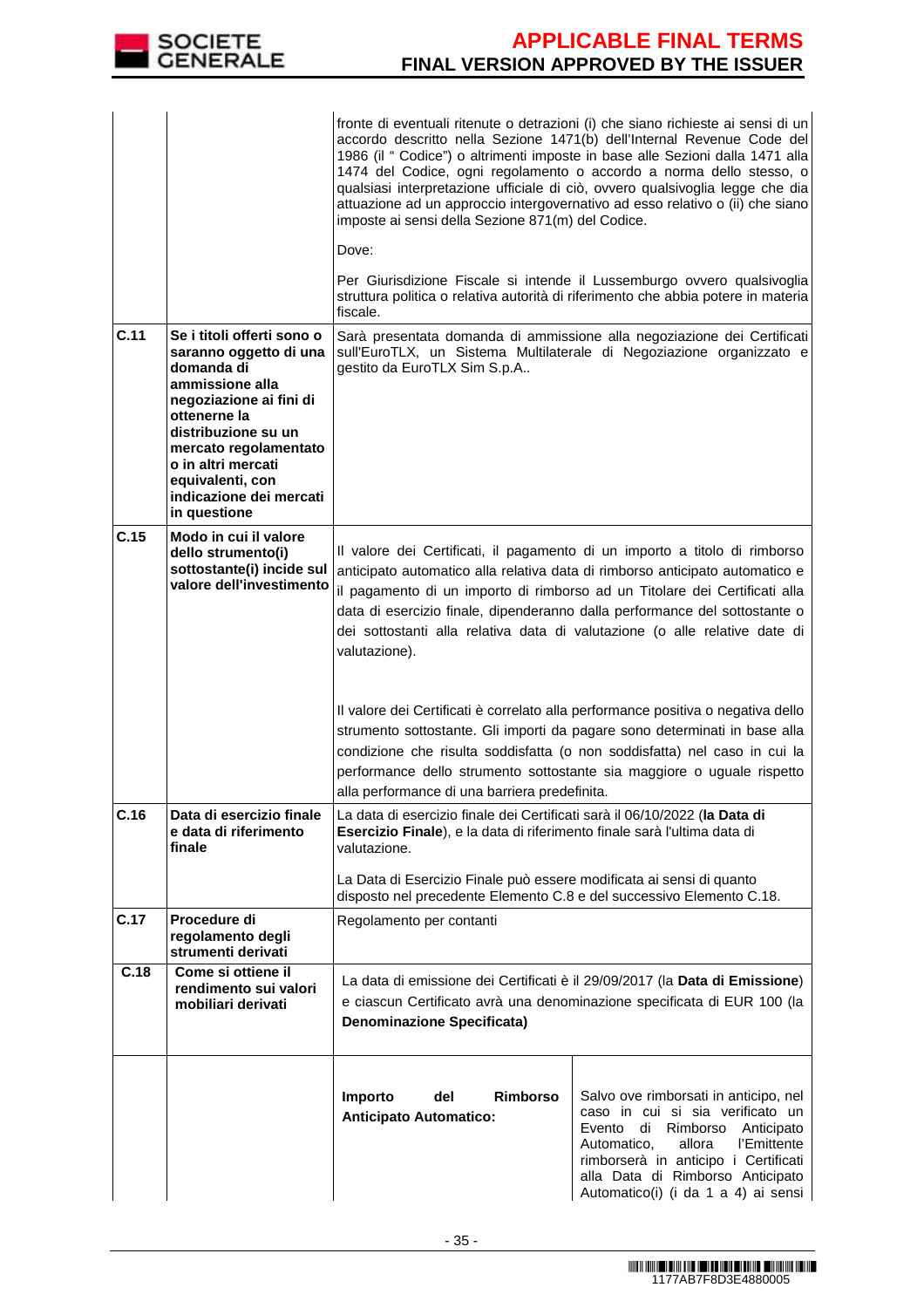| | | |
|---|---|---|
| | | fronte di eventuali ritenute o detrazioni (i) che siano richieste ai sensi di un accordo descritto nella Sezione 1471(b) dell'Internal Revenue Code del 1986 (il " Codice") o altrimenti imposte in base alle Sezioni dalla 1471 alla 1474 del Codice, ogni regolamento o accordo a norma dello stesso, o qualsiasi interpretazione ufficiale di ciò, ovvero qualsivoglia legge che dia attuazione ad un approccio intergovernativo ad esso relativo o (ii) che siano imposte ai sensi della Sezione 871(m) del Codice.<br><br>Dove:<br><br>Per Giurisdizione Fiscale si intende il Lussemburgo ovvero qualsivoglia struttura politica o relativa autorità di riferimento che abbia potere in materia fiscale. |
| **C.11** | **Se i titoli offerti sono o saranno oggetto di una domanda di ammissione alla negoziazione ai fini di ottenerne la distribuzione su un mercato regolamentato o in altri mercati equivalenti, con indicazione dei mercati in questione** | Sarà presentata domanda di ammissione alla negoziazione dei Certificati sull'EuroTLX, un Sistema Multilaterale di Negoziazione organizzato e gestito da EuroTLX Sim S.p.A.. |
| **C.15** | **Modo in cui il valore dello strumento(i) sottostante(i) incide sul valore dell'investimento** | Il valore dei Certificati, il pagamento di un importo a titolo di rimborso anticipato automatico alla relativa data di rimborso anticipato automatico e il pagamento di un importo di rimborso ad un Titolare dei Certificati alla data di esercizio finale, dipenderanno dalla performance del sottostante o dei sottostanti alla relativa data di valutazione (o alle relative date di valutazione).<br><br>Il valore dei Certificati è correlato alla performance positiva o negativa dello strumento sottostante. Gli importi da pagare sono determinati in base alla condizione che risulta soddisfatta (o non soddisfatta) nel caso in cui la performance dello strumento sottostante sia maggiore o uguale rispetto alla performance di una barriera predefinita. |
| **C.16** | **Data di esercizio finale e data di riferimento finale** | La data di esercizio finale dei Certificati sarà il 06/10/2022 (**la Data di Esercizio Finale**), e la data di riferimento finale sarà l'ultima data di valutazione.<br><br>La Data di Esercizio Finale può essere modificata ai sensi di quanto disposto nel precedente Elemento C.8 e del successivo Elemento C.18. |
| **C.17** | **Procedure di regolamento degli strumenti derivati** | Regolamento per contanti |
| **C.18** | **Come si ottiene il rendimento sui valori mobiliari derivati** | La data di emissione dei Certificati è il 29/09/2017 (la **Data di Emissione**) e ciascun Certificato avrà una denominazione specificata di EUR 100 (la **Denominazione Specificata)** |
| | | **Importo del Rimborso Anticipato Automatico:** — Salvo ove rimborsati in anticipo, nel caso in cui si sia verificato un Evento di Rimborso Anticipato Automatico, allora l'Emittente rimborserà in anticipo i Certificati alla Data di Rimborso Anticipato Automatico(i) (i da 1 a 4) ai sensi |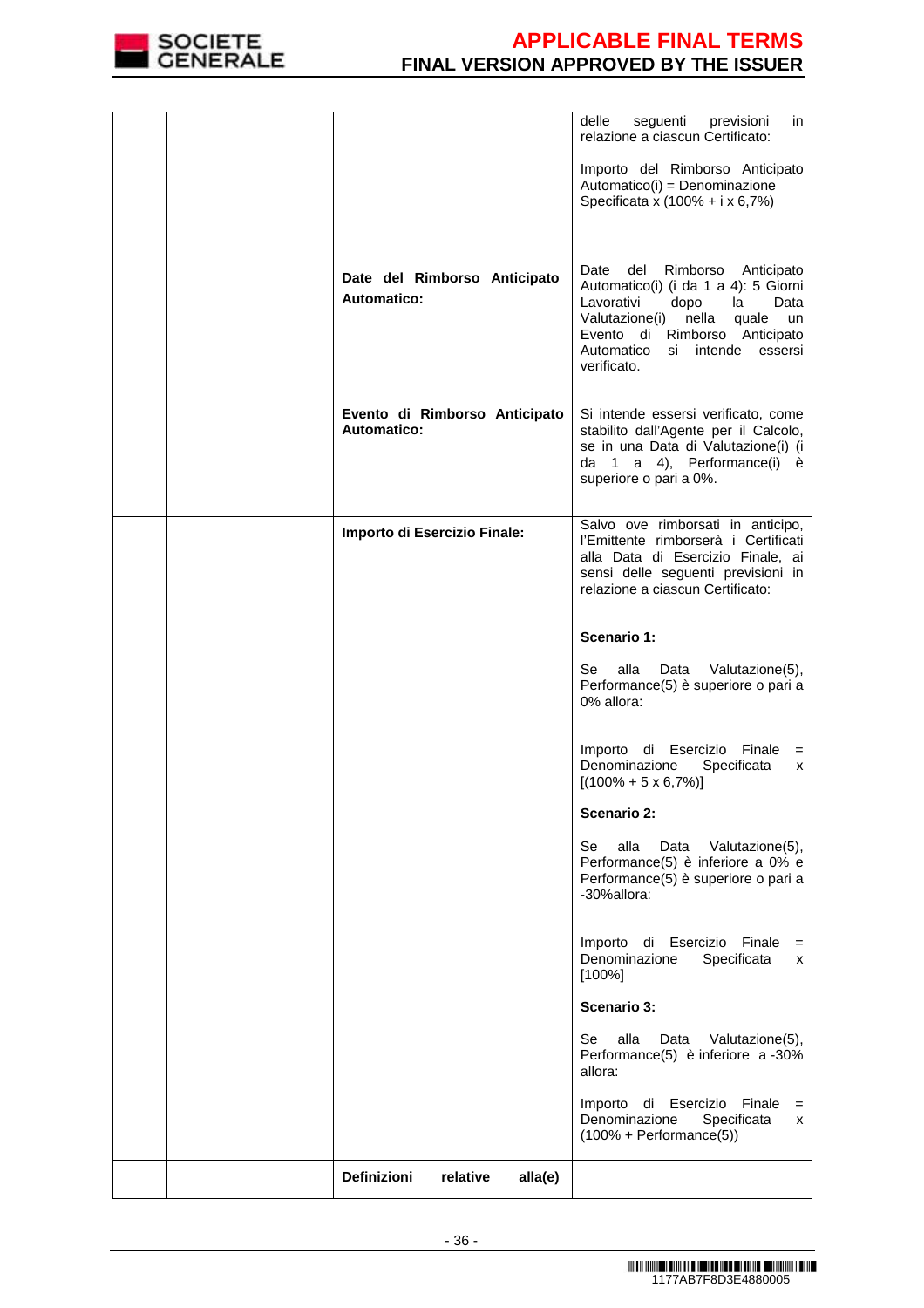| | | | |
|---|---|---|---|
| | | | delle seguenti previsioni in relazione a ciascun Certificato:<br><br>Importo del Rimborso Anticipato Automatico(i) = Denominazione Specificata x (100% + i x 6,7%) |
| | | **Date del Rimborso Anticipato Automatico:** | Date del Rimborso Anticipato Automatico(i) (i da 1 a 4): 5 Giorni Lavorativi dopo la Data Valutazione(i) nella quale un Evento di Rimborso Anticipato Automatico si intende essersi verificato. |
| | | **Evento di Rimborso Anticipato Automatico:** | Si intende essersi verificato, come stabilito dall'Agente per il Calcolo, se in una Data di Valutazione(i) (i da 1 a 4), Performance(i) è superiore o pari a 0%. |
| | | **Importo di Esercizio Finale:** | Salvo ove rimborsati in anticipo, l'Emittente rimborserà i Certificati alla Data di Esercizio Finale, ai sensi delle seguenti previsioni in relazione a ciascun Certificato:<br><br>**Scenario 1:**<br><br>Se alla Data Valutazione(5), Performance(5) è superiore o pari a 0% allora:<br><br>Importo di Esercizio Finale = Denominazione Specificata x [(100% + 5 x 6,7%)]<br><br>**Scenario 2:**<br><br>Se alla Data Valutazione(5), Performance(5) è inferiore a 0% e Performance(5) è superiore o pari a -30%allora:<br><br>Importo di Esercizio Finale = Denominazione Specificata x [100%]<br><br>**Scenario 3:**<br><br>Se alla Data Valutazione(5), Performance(5) è inferiore a -30% allora:<br><br>Importo di Esercizio Finale = Denominazione Specificata x (100% + Performance(5)) |
| | | **Definizioni relative alla(e)** | |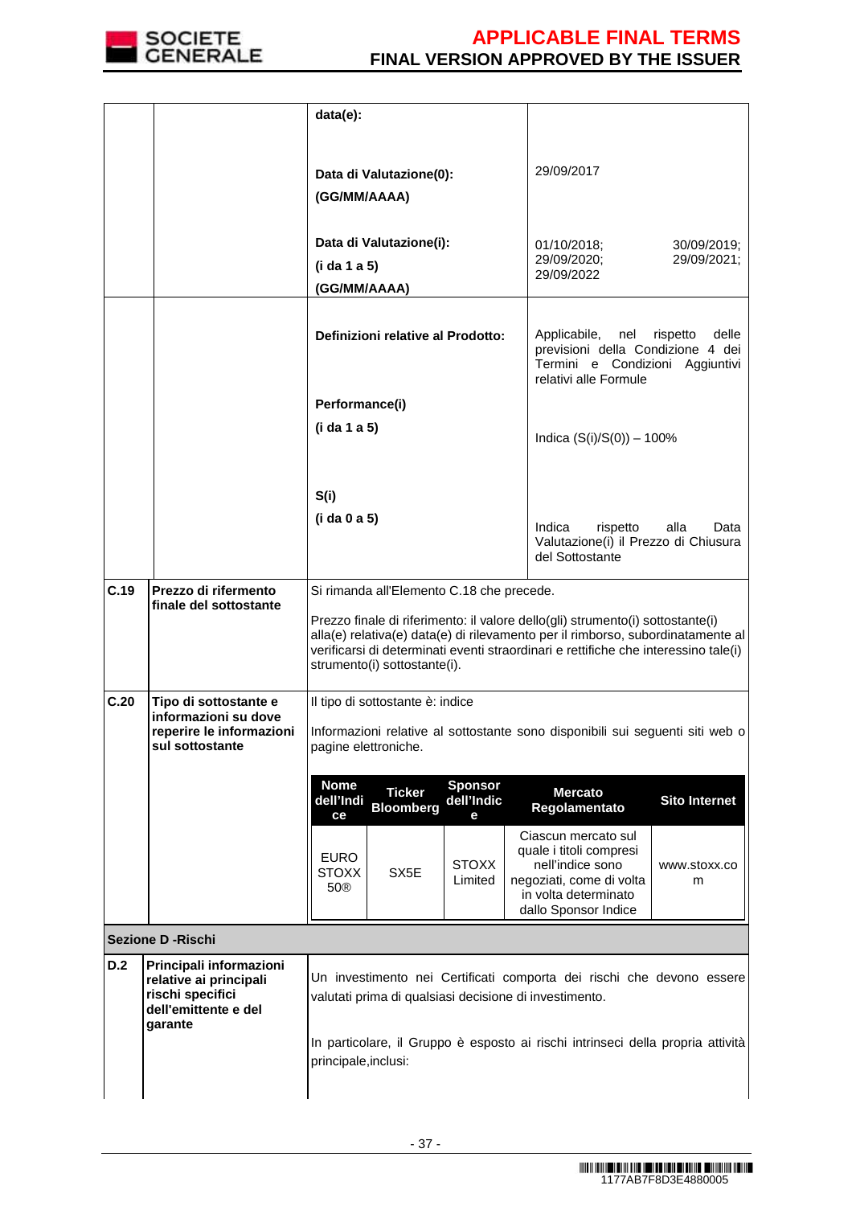| | | | |
|---|---|---|---|
| | | **data(e):** | |
| | | **Data di Valutazione(0): (GG/MM/AAAA)** | 29/09/2017 |
| | | **Data di Valutazione(i): (i da 1 a 5) (GG/MM/AAAA)** | 01/10/2018; 30/09/2019; 29/09/2020; 29/09/2021; 29/09/2022 |
| | | **Definizioni relative al Prodotto:** | Applicabile, nel rispetto delle previsioni della Condizione 4 dei Termini e Condizioni Aggiuntivi relativi alle Formule |
| | | **Performance(i) (i da 1 a 5)** | Indica (S(i)/S(0)) – 100% |
| | | **S(i) (i da 0 a 5)** | Indica rispetto alla Data Valutazione(i) il Prezzo di Chiusura del Sottostante |
| **C.19** | **Prezzo di rifermento finale del sottostante** | Si rimanda all'Elemento C.18 che precede.<br><br>Prezzo finale di riferimento: il valore dello(gli) strumento(i) sottostante(i) alla(e) relativa(e) data(e) di rilevamento per il rimborso, subordinatamente al verificarsi di determinati eventi straordinari e rettifiche che interessino tale(i) strumento(i) sottostante(i). | |
| **C.20** | **Tipo di sottostante e informazioni su dove reperire le informazioni sul sottostante** | Il tipo di sottostante è: indice<br><br>Informazioni relative al sottostante sono disponibili sui seguenti siti web o pagine elettroniche. | |

| Nome dell'Indice | Ticker Bloomberg | Sponsor dell'Indice | Mercato Regolamentato | Sito Internet |
|---|---|---|---|---|
| EURO STOXX 50® | SX5E | STOXX Limited | Ciascun mercato sul quale i titoli compresi nell'indice sono negoziati, come di volta in volta determinato dallo Sponsor Indice | www.stoxx.com |

**Sezione D -Rischi**

| | | |
|---|---|---|
| **D.2** | **Principali informazioni relative ai principali rischi specifici dell'emittente e del garante** | Un investimento nei Certificati comporta dei rischi che devono essere valutati prima di qualsiasi decisione di investimento.<br><br>In particolare, il Gruppo è esposto ai rischi intrinseci della propria attività principale,inclusi: |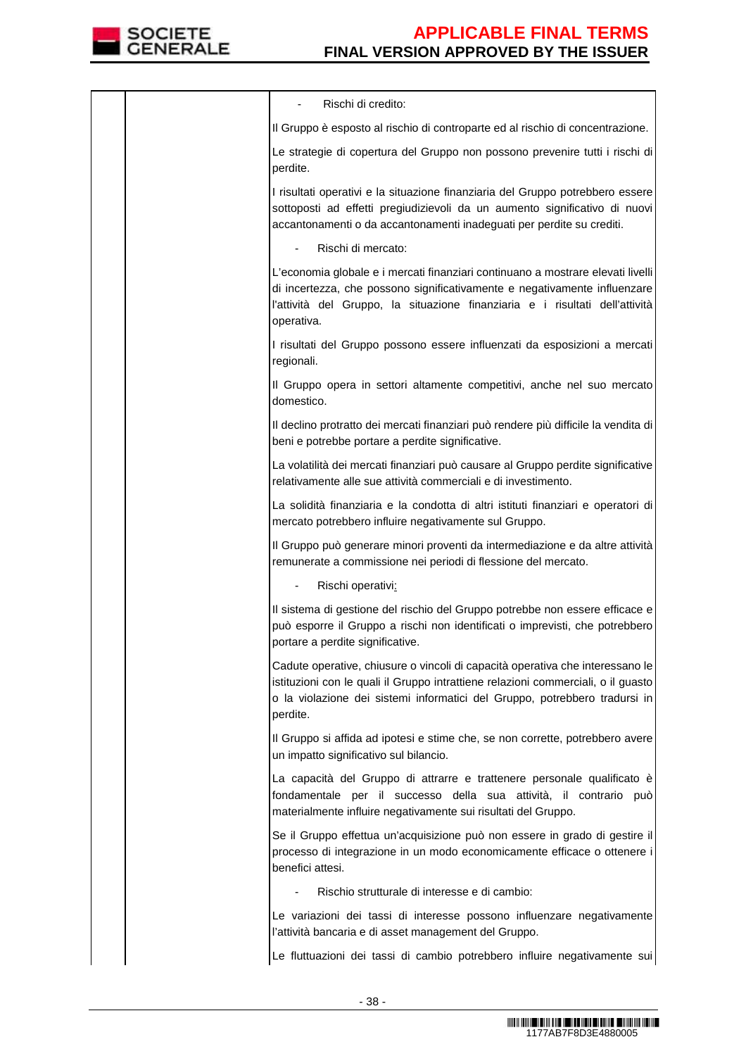| | | - Rischi di credito: |
|---|---|---|
| | | Il Gruppo è esposto al rischio di controparte ed al rischio di concentrazione. |
| | | Le strategie di copertura del Gruppo non possono prevenire tutti i rischi di perdite. |
| | | I risultati operativi e la situazione finanziaria del Gruppo potrebbero essere sottoposti ad effetti pregiudizievoli da un aumento significativo di nuovi accantonamenti o da accantonamenti inadeguati per perdite su crediti. |
| | | - Rischi di mercato: |
| | | L'economia globale e i mercati finanziari continuano a mostrare elevati livelli di incertezza, che possono significativamente e negativamente influenzare l'attività del Gruppo, la situazione finanziaria e i risultati dell'attività operativa. |
| | | I risultati del Gruppo possono essere influenzati da esposizioni a mercati regionali. |
| | | Il Gruppo opera in settori altamente competitivi, anche nel suo mercato domestico. |
| | | Il declino protratto dei mercati finanziari può rendere più difficile la vendita di beni e potrebbe portare a perdite significative. |
| | | La volatilità dei mercati finanziari può causare al Gruppo perdite significative relativamente alle sue attività commerciali e di investimento. |
| | | La solidità finanziaria e la condotta di altri istituti finanziari e operatori di mercato potrebbero influire negativamente sul Gruppo. |
| | | Il Gruppo può generare minori proventi da intermediazione e da altre attività remunerate a commissione nei periodi di flessione del mercato. |
| | | - Rischi operativi: |
| | | Il sistema di gestione del rischio del Gruppo potrebbe non essere efficace e può esporre il Gruppo a rischi non identificati o imprevisti, che potrebbero portare a perdite significative. |
| | | Cadute operative, chiusure o vincoli di capacità operativa che interessano le istituzioni con le quali il Gruppo intrattiene relazioni commerciali, o il guasto o la violazione dei sistemi informatici del Gruppo, potrebbero tradursi in perdite. |
| | | Il Gruppo si affida ad ipotesi e stime che, se non corrette, potrebbero avere un impatto significativo sul bilancio. |
| | | La capacità del Gruppo di attrarre e trattenere personale qualificato è fondamentale per il successo della sua attività, il contrario può materialmente influire negativamente sui risultati del Gruppo. |
| | | Se il Gruppo effettua un'acquisizione può non essere in grado di gestire il processo di integrazione in un modo economicamente efficace o ottenere i benefici attesi. |
| | | - Rischio strutturale di interesse e di cambio: |
| | | Le variazioni dei tassi di interesse possono influenzare negativamente l'attività bancaria e di asset management del Gruppo. |
| | | Le fluttuazioni dei tassi di cambio potrebbero influire negativamente sui |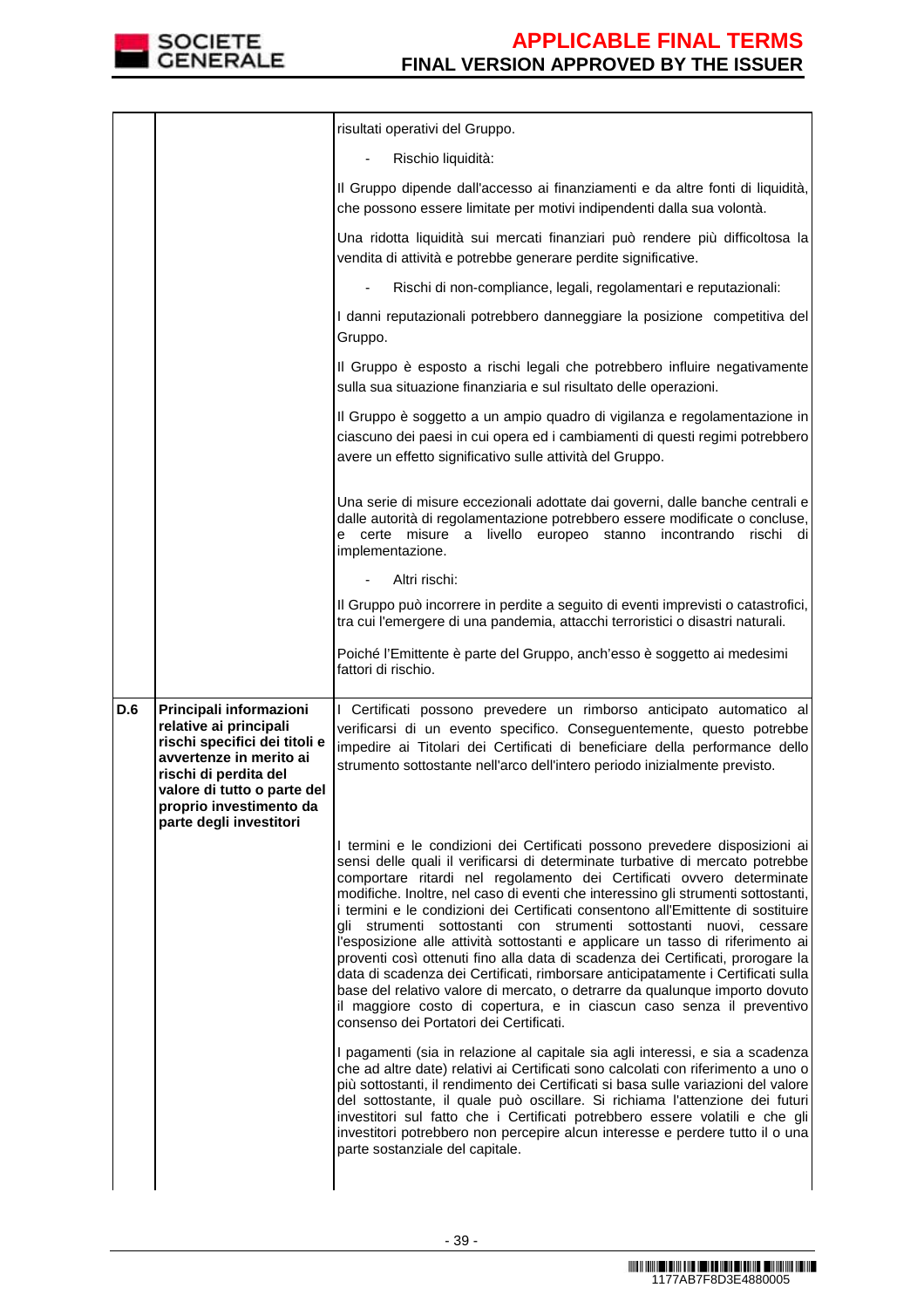| | | |
|---|---|---|
| | | risultati operativi del Gruppo.<br><br>- Rischio liquidità:<br><br>Il Gruppo dipende dall'accesso ai finanziamenti e da altre fonti di liquidità, che possono essere limitate per motivi indipendenti dalla sua volontà.<br><br>Una ridotta liquidità sui mercati finanziari può rendere più difficoltosa la vendita di attività e potrebbe generare perdite significative.<br><br>- Rischi di non-compliance, legali, regolamentari e reputazionali:<br><br>I danni reputazionali potrebbero danneggiare la posizione competitiva del Gruppo.<br><br>Il Gruppo è esposto a rischi legali che potrebbero influire negativamente sulla sua situazione finanziaria e sul risultato delle operazioni.<br><br>Il Gruppo è soggetto a un ampio quadro di vigilanza e regolamentazione in ciascuno dei paesi in cui opera ed i cambiamenti di questi regimi potrebbero avere un effetto significativo sulle attività del Gruppo.<br><br>Una serie di misure eccezionali adottate dai governi, dalle banche centrali e dalle autorità di regolamentazione potrebbero essere modificate o concluse, e certe misure a livello europeo stanno incontrando rischi di implementazione.<br><br>- Altri rischi:<br><br>Il Gruppo può incorrere in perdite a seguito di eventi imprevisti o catastrofici, tra cui l'emergere di una pandemia, attacchi terroristici o disastri naturali.<br><br>Poiché l'Emittente è parte del Gruppo, anch'esso è soggetto ai medesimi fattori di rischio. |
| **D.6** | **Principali informazioni relative ai principali rischi specifici dei titoli e avvertenze in merito ai rischi di perdita del valore di tutto o parte del proprio investimento da parte degli investitori** | I Certificati possono prevedere un rimborso anticipato automatico al verificarsi di un evento specifico. Conseguentemente, questo potrebbe impedire ai Titolari dei Certificati di beneficiare della performance dello strumento sottostante nell'arco dell'intero periodo inizialmente previsto.<br><br>I termini e le condizioni dei Certificati possono prevedere disposizioni ai sensi delle quali il verificarsi di determinate turbative di mercato potrebbe comportare ritardi nel regolamento dei Certificati ovvero determinate modifiche. Inoltre, nel caso di eventi che interessino gli strumenti sottostanti, i termini e le condizioni dei Certificati consentono all'Emittente di sostituire gli strumenti sottostanti con strumenti sottostanti nuovi, cessare l'esposizione alle attività sottostanti e applicare un tasso di riferimento ai proventi così ottenuti fino alla data di scadenza dei Certificati, prorogare la data di scadenza dei Certificati, rimborsare anticipatamente i Certificati sulla base del relativo valore di mercato, o detrarre da qualunque importo dovuto il maggiore costo di copertura, e in ciascun caso senza il preventivo consenso dei Portatori dei Certificati.<br><br>I pagamenti (sia in relazione al capitale sia agli interessi, e sia a scadenza che ad altre date) relativi ai Certificati sono calcolati con riferimento a uno o più sottostanti, il rendimento dei Certificati si basa sulle variazioni del valore del sottostante, il quale può oscillare. Si richiama l'attenzione dei futuri investitori sul fatto che i Certificati potrebbero essere volatili e che gli investitori potrebbero non percepire alcun interesse e perdere tutto il o una parte sostanziale del capitale. |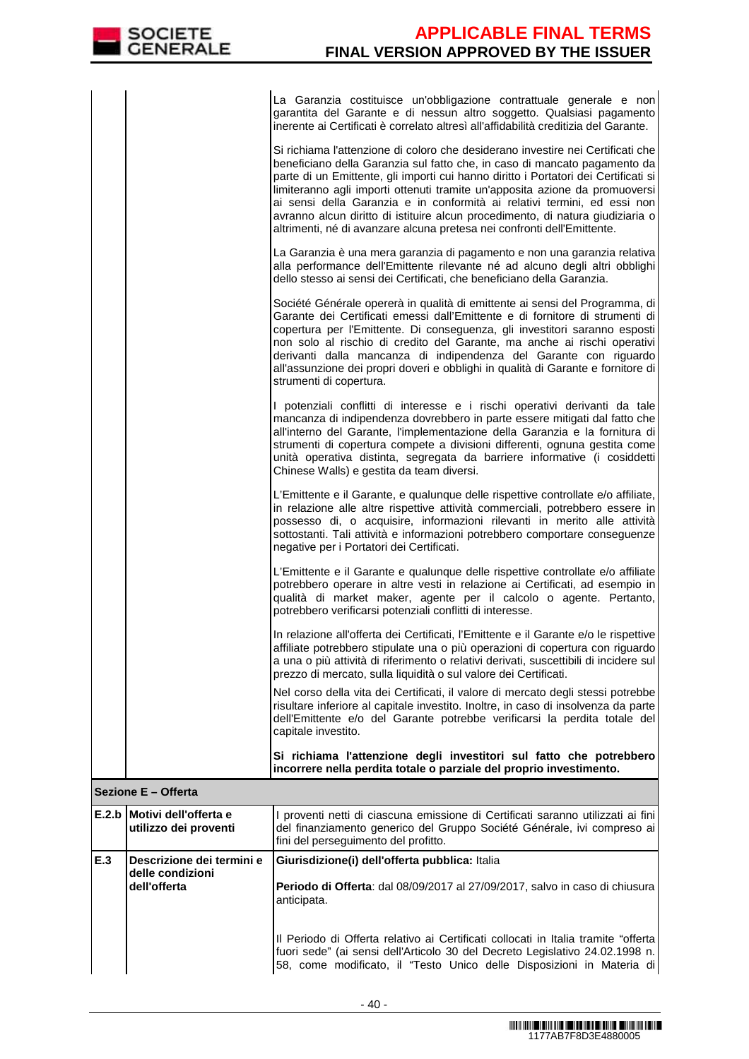| | | |
|---|---|---|
| | | La Garanzia costituisce un'obbligazione contrattuale generale e non garantita del Garante e di nessun altro soggetto. Qualsiasi pagamento inerente ai Certificati è correlato altresì all'affidabilità creditizia del Garante.<br><br>Si richiama l'attenzione di coloro che desiderano investire nei Certificati che beneficiano della Garanzia sul fatto che, in caso di mancato pagamento da parte di un Emittente, gli importi cui hanno diritto i Portatori dei Certificati si limiteranno agli importi ottenuti tramite un'apposita azione da promuoversi ai sensi della Garanzia e in conformità ai relativi termini, ed essi non avranno alcun diritto di istituire alcun procedimento, di natura giudiziaria o altrimenti, né di avanzare alcuna pretesa nei confronti dell'Emittente.<br><br>La Garanzia è una mera garanzia di pagamento e non una garanzia relativa alla performance dell'Emittente rilevante né ad alcuno degli altri obblighi dello stesso ai sensi dei Certificati, che beneficiano della Garanzia.<br><br>Société Générale opererà in qualità di emittente ai sensi del Programma, di Garante dei Certificati emessi dall'Emittente e di fornitore di strumenti di copertura per l'Emittente. Di conseguenza, gli investitori saranno esposti non solo al rischio di credito del Garante, ma anche ai rischi operativi derivanti dalla mancanza di indipendenza del Garante con riguardo all'assunzione dei propri doveri e obblighi in qualità di Garante e fornitore di strumenti di copertura.<br><br>I potenziali conflitti di interesse e i rischi operativi derivanti da tale mancanza di indipendenza dovrebbero in parte essere mitigati dal fatto che all'interno del Garante, l'implementazione della Garanzia e la fornitura di strumenti di copertura compete a divisioni differenti, ognuna gestita come unità operativa distinta, segregata da barriere informative (i cosiddetti Chinese Walls) e gestita da team diversi.<br><br>L'Emittente e il Garante, e qualunque delle rispettive controllate e/o affiliate, in relazione alle altre rispettive attività commerciali, potrebbero essere in possesso di, o acquisire, informazioni rilevanti in merito alle attività sottostanti. Tali attività e informazioni potrebbero comportare conseguenze negative per i Portatori dei Certificati.<br><br>L'Emittente e il Garante e qualunque delle rispettive controllate e/o affiliate potrebbero operare in altre vesti in relazione ai Certificati, ad esempio in qualità di market maker, agente per il calcolo o agente. Pertanto, potrebbero verificarsi potenziali conflitti di interesse.<br><br>In relazione all'offerta dei Certificati, l'Emittente e il Garante e/o le rispettive affiliate potrebbero stipulate una o più operazioni di copertura con riguardo a una o più attività di riferimento o relativi derivati, suscettibili di incidere sul prezzo di mercato, sulla liquidità o sul valore dei Certificati.<br><br>Nel corso della vita dei Certificati, il valore di mercato degli stessi potrebbe risultare inferiore al capitale investito. Inoltre, in caso di insolvenza da parte dell'Emittente e/o del Garante potrebbe verificarsi la perdita totale del capitale investito.<br><br>**Si richiama l'attenzione degli investitori sul fatto che potrebbero incorrere nella perdita totale o parziale del proprio investimento.** |
| **Sezione E – Offerta** | | |
| **E.2.b** | **Motivi dell'offerta e utilizzo dei proventi** | I proventi netti di ciascuna emissione di Certificati saranno utilizzati ai fini del finanziamento generico del Gruppo Société Générale, ivi compreso ai fini del perseguimento del profitto. |
| **E.3** | **Descrizione dei termini e delle condizioni dell'offerta** | **Giurisdizione(i) dell'offerta pubblica:** Italia<br><br>**Periodo di Offerta**: dal 08/09/2017 al 27/09/2017, salvo in caso di chiusura anticipata.<br><br>Il Periodo di Offerta relativo ai Certificati collocati in Italia tramite "offerta fuori sede" (ai sensi dell'Articolo 30 del Decreto Legislativo 24.02.1998 n. 58, come modificato, il "Testo Unico delle Disposizioni in Materia di |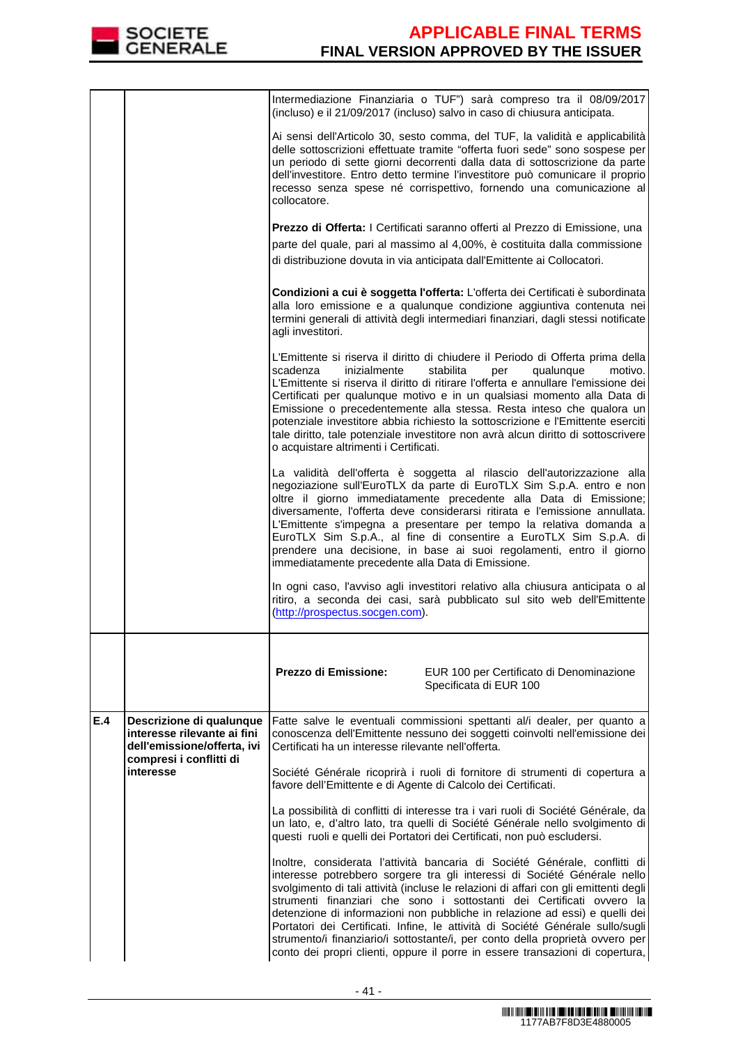| | | |
|---|---|---|
| | | Intermediazione Finanziaria o TUF") sarà compreso tra il 08/09/2017 (incluso) e il 21/09/2017 (incluso) salvo in caso di chiusura anticipata.<br><br>Ai sensi dell'Articolo 30, sesto comma, del TUF, la validità e applicabilità delle sottoscrizioni effettuate tramite "offerta fuori sede" sono sospese per un periodo di sette giorni decorrenti dalla data di sottoscrizione da parte dell'investitore. Entro detto termine l'investitore può comunicare il proprio recesso senza spese né corrispettivo, fornendo una comunicazione al collocatore.<br><br>**Prezzo di Offerta:** I Certificati saranno offerti al Prezzo di Emissione, una parte del quale, pari al massimo al 4,00%, è costituita dalla commissione di distribuzione dovuta in via anticipata dall'Emittente ai Collocatori.<br><br>**Condizioni a cui è soggetta l'offerta:** L'offerta dei Certificati è subordinata alla loro emissione e a qualunque condizione aggiuntiva contenuta nei termini generali di attività degli intermediari finanziari, dagli stessi notificate agli investitori.<br><br>L'Emittente si riserva il diritto di chiudere il Periodo di Offerta prima della scadenza inizialmente stabilita per qualunque motivo. L'Emittente si riserva il diritto di ritirare l'offerta e annullare l'emissione dei Certificati per qualunque motivo e in un qualsiasi momento alla Data di Emissione o precedentemente alla stessa. Resta inteso che qualora un potenziale investitore abbia richiesto la sottoscrizione e l'Emittente eserciti tale diritto, tale potenziale investitore non avrà alcun diritto di sottoscrivere o acquistare altrimenti i Certificati.<br><br>La validità dell'offerta è soggetta al rilascio dell'autorizzazione alla negoziazione sull'EuroTLX da parte di EuroTLX Sim S.p.A. entro e non oltre il giorno immediatamente precedente alla Data di Emissione; diversamente, l'offerta deve considerarsi ritirata e l'emissione annullata. L'Emittente s'impegna a presentare per tempo la relativa domanda a EuroTLX Sim S.p.A., al fine di consentire a EuroTLX Sim S.p.A. di prendere una decisione, in base ai suoi regolamenti, entro il giorno immediatamente precedente alla Data di Emissione.<br><br>In ogni caso, l'avviso agli investitori relativo alla chiusura anticipata o al ritiro, a seconda dei casi, sarà pubblicato sul sito web dell'Emittente (http://prospectus.socgen.com). |
| | | **Prezzo di Emissione:** EUR 100 per Certificato di Denominazione Specificata di EUR 100 |
| **E.4** | **Descrizione di qualunque interesse rilevante ai fini dell'emissione/offerta, ivi compresi i conflitti di interesse** | Fatte salve le eventuali commissioni spettanti al/i dealer, per quanto a conoscenza dell'Emittente nessuno dei soggetti coinvolti nell'emissione dei Certificati ha un interesse rilevante nell'offerta.<br><br>Société Générale ricoprirà i ruoli di fornitore di strumenti di copertura a favore dell'Emittente e di Agente di Calcolo dei Certificati.<br><br>La possibilità di conflitti di interesse tra i vari ruoli di Société Générale, da un lato, e, d'altro lato, tra quelli di Société Générale nello svolgimento di questi ruoli e quelli dei Portatori dei Certificati, non può escludersi.<br><br>Inoltre, considerata l'attività bancaria di Société Générale, conflitti di interesse potrebbero sorgere tra gli interessi di Société Générale nello svolgimento di tali attività (incluse le relazioni di affari con gli emittenti degli strumenti finanziari che sono i sottostanti dei Certificati ovvero la detenzione di informazioni non pubbliche in relazione ad essi) e quelli dei Portatori dei Certificati. Infine, le attività di Société Générale sullo/sugli strumento/i finanziario/i sottostante/i, per conto della proprietà ovvero per conto dei propri clienti, oppure il porre in essere transazioni di copertura, |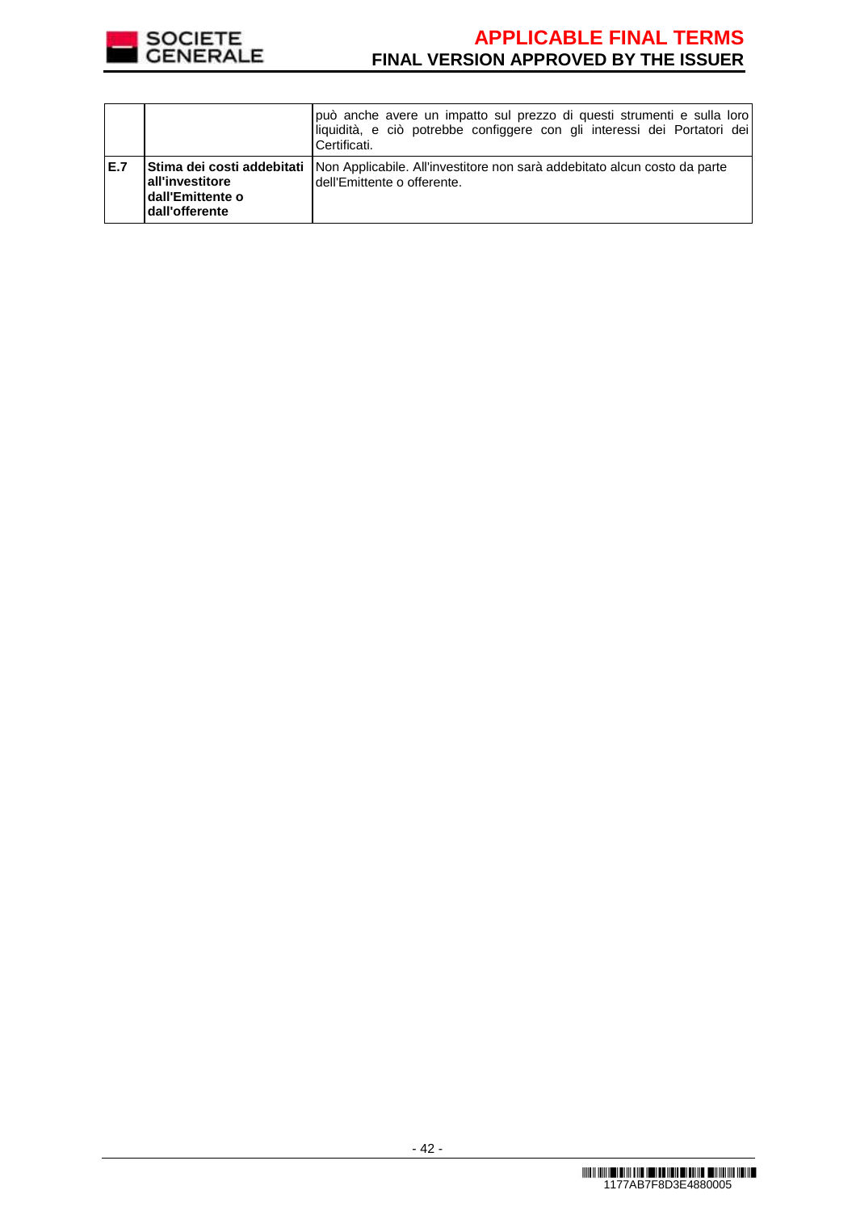| | | |
|---|---|---|
| | | può anche avere un impatto sul prezzo di questi strumenti e sulla loro liquidità, e ciò potrebbe configgere con gli interessi dei Portatori dei Certificati. |
| **E.7** | **Stima dei costi addebitati all'investitore dall'Emittente o dall'offerente** | Non Applicabile. All'investitore non sarà addebitato alcun costo da parte dell'Emittente o offerente. |